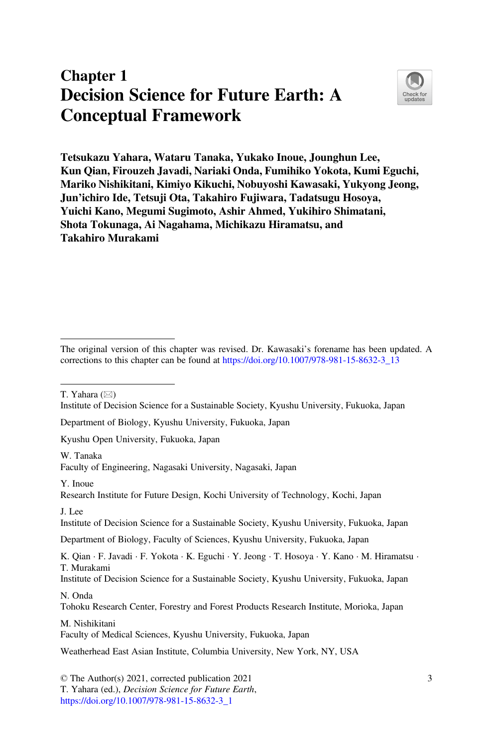# Chapter 1
# Decision Science for Future Earth: A Conceptual Framework

**Tetsukazu Yahara, Wataru Tanaka, Yukako Inoue, Jounghun Lee, Kun Qian, Firouzeh Javadi, Nariaki Onda, Fumihiko Yokota, Kumi Eguchi, Mariko Nishikitani, Kimiyo Kikuchi, Nobuyoshi Kawasaki, Yukyong Jeong, Jun'ichiro Ide, Tetsuji Ota, Takahiro Fujiwara, Tadatsugu Hosoya, Yuichi Kano, Megumi Sugimoto, Ashir Ahmed, Yukihiro Shimatani, Shota Tokunaga, Ai Nagahama, Michikazu Hiramatsu, and Takahiro Murakami**

---

The original version of this chapter was revised. Dr. Kawasaki's forename has been updated. A corrections to this chapter can be found at https://doi.org/10.1007/978-981-15-8632-3_13

---

T. Yahara (✉)
Institute of Decision Science for a Sustainable Society, Kyushu University, Fukuoka, Japan

Department of Biology, Kyushu University, Fukuoka, Japan

Kyushu Open University, Fukuoka, Japan

W. Tanaka
Faculty of Engineering, Nagasaki University, Nagasaki, Japan

Y. Inoue
Research Institute for Future Design, Kochi University of Technology, Kochi, Japan

J. Lee
Institute of Decision Science for a Sustainable Society, Kyushu University, Fukuoka, Japan

Department of Biology, Faculty of Sciences, Kyushu University, Fukuoka, Japan

K. Qian · F. Javadi · F. Yokota · K. Eguchi · Y. Jeong · T. Hosoya · Y. Kano · M. Hiramatsu · T. Murakami
Institute of Decision Science for a Sustainable Society, Kyushu University, Fukuoka, Japan

N. Onda
Tohoku Research Center, Forestry and Forest Products Research Institute, Morioka, Japan

M. Nishikitani
Faculty of Medical Sciences, Kyushu University, Fukuoka, Japan

Weatherhead East Asian Institute, Columbia University, New York, NY, USA

© The Author(s) 2021, corrected publication 2021
T. Yahara (ed.), *Decision Science for Future Earth*,
https://doi.org/10.1007/978-981-15-8632-3_1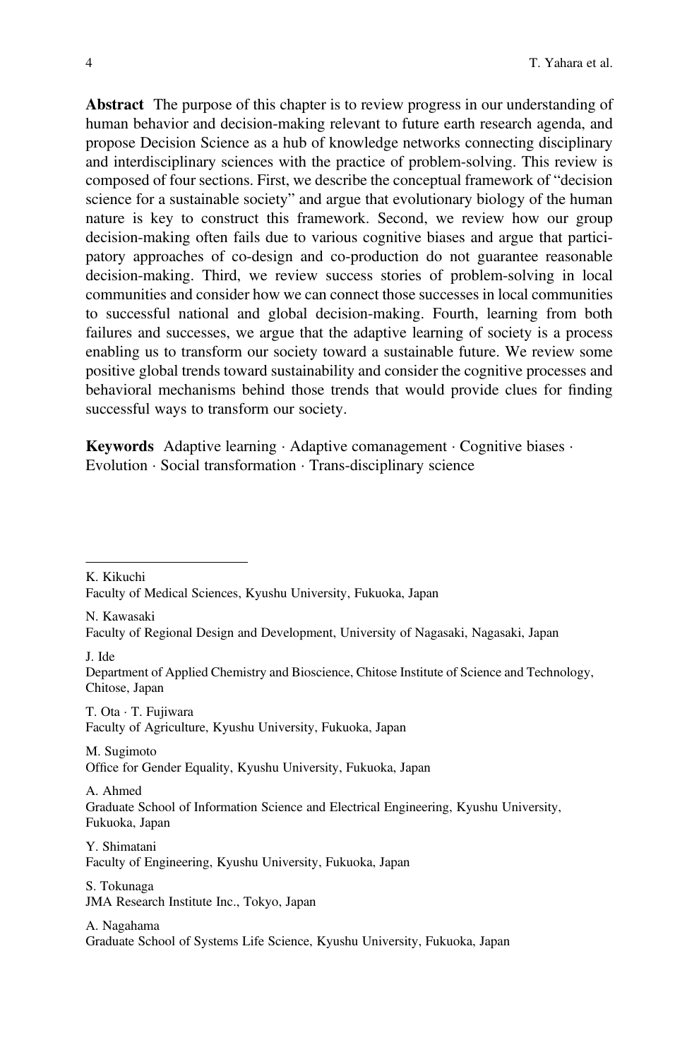**Abstract** The purpose of this chapter is to review progress in our understanding of human behavior and decision-making relevant to future earth research agenda, and propose Decision Science as a hub of knowledge networks connecting disciplinary and interdisciplinary sciences with the practice of problem-solving. This review is composed of four sections. First, we describe the conceptual framework of "decision science for a sustainable society" and argue that evolutionary biology of the human nature is key to construct this framework. Second, we review how our group decision-making often fails due to various cognitive biases and argue that participatory approaches of co-design and co-production do not guarantee reasonable decision-making. Third, we review success stories of problem-solving in local communities and consider how we can connect those successes in local communities to successful national and global decision-making. Fourth, learning from both failures and successes, we argue that the adaptive learning of society is a process enabling us to transform our society toward a sustainable future. We review some positive global trends toward sustainability and consider the cognitive processes and behavioral mechanisms behind those trends that would provide clues for finding successful ways to transform our society.

**Keywords** Adaptive learning · Adaptive comanagement · Cognitive biases · Evolution · Social transformation · Trans-disciplinary science

---

K. Kikuchi
Faculty of Medical Sciences, Kyushu University, Fukuoka, Japan

N. Kawasaki
Faculty of Regional Design and Development, University of Nagasaki, Nagasaki, Japan

J. Ide
Department of Applied Chemistry and Bioscience, Chitose Institute of Science and Technology, Chitose, Japan

T. Ota · T. Fujiwara
Faculty of Agriculture, Kyushu University, Fukuoka, Japan

M. Sugimoto
Office for Gender Equality, Kyushu University, Fukuoka, Japan

A. Ahmed
Graduate School of Information Science and Electrical Engineering, Kyushu University, Fukuoka, Japan

Y. Shimatani
Faculty of Engineering, Kyushu University, Fukuoka, Japan

S. Tokunaga
JMA Research Institute Inc., Tokyo, Japan

A. Nagahama
Graduate School of Systems Life Science, Kyushu University, Fukuoka, Japan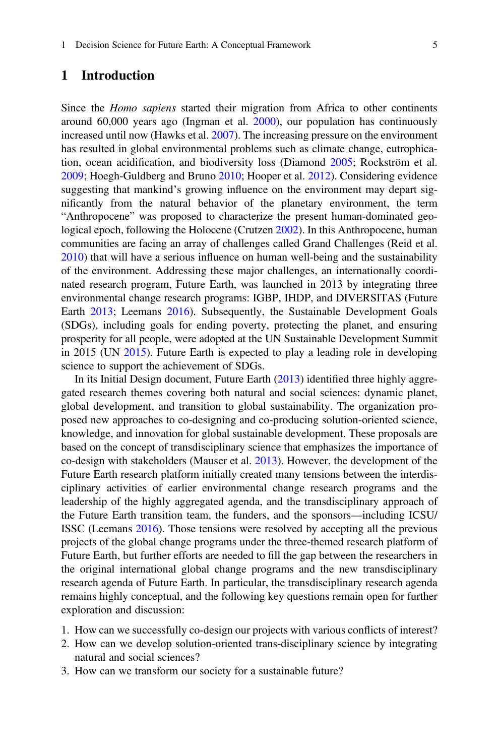# 1 Introduction

Since the *Homo sapiens* started their migration from Africa to other continents around 60,000 years ago (Ingman et al. 2000), our population has continuously increased until now (Hawks et al. 2007). The increasing pressure on the environment has resulted in global environmental problems such as climate change, eutrophication, ocean acidification, and biodiversity loss (Diamond 2005; Rockström et al. 2009; Hoegh-Guldberg and Bruno 2010; Hooper et al. 2012). Considering evidence suggesting that mankind's growing influence on the environment may depart significantly from the natural behavior of the planetary environment, the term "Anthropocene" was proposed to characterize the present human-dominated geological epoch, following the Holocene (Crutzen 2002). In this Anthropocene, human communities are facing an array of challenges called Grand Challenges (Reid et al. 2010) that will have a serious influence on human well-being and the sustainability of the environment. Addressing these major challenges, an internationally coordinated research program, Future Earth, was launched in 2013 by integrating three environmental change research programs: IGBP, IHDP, and DIVERSITAS (Future Earth 2013; Leemans 2016). Subsequently, the Sustainable Development Goals (SDGs), including goals for ending poverty, protecting the planet, and ensuring prosperity for all people, were adopted at the UN Sustainable Development Summit in 2015 (UN 2015). Future Earth is expected to play a leading role in developing science to support the achievement of SDGs.

In its Initial Design document, Future Earth (2013) identified three highly aggregated research themes covering both natural and social sciences: dynamic planet, global development, and transition to global sustainability. The organization proposed new approaches to co-designing and co-producing solution-oriented science, knowledge, and innovation for global sustainable development. These proposals are based on the concept of transdisciplinary science that emphasizes the importance of co-design with stakeholders (Mauser et al. 2013). However, the development of the Future Earth research platform initially created many tensions between the interdisciplinary activities of earlier environmental change research programs and the leadership of the highly aggregated agenda, and the transdisciplinary approach of the Future Earth transition team, the funders, and the sponsors—including ICSU/ISSC (Leemans 2016). Those tensions were resolved by accepting all the previous projects of the global change programs under the three-themed research platform of Future Earth, but further efforts are needed to fill the gap between the researchers in the original international global change programs and the new transdisciplinary research agenda of Future Earth. In particular, the transdisciplinary research agenda remains highly conceptual, and the following key questions remain open for further exploration and discussion:

1. How can we successfully co-design our projects with various conflicts of interest?
2. How can we develop solution-oriented trans-disciplinary science by integrating natural and social sciences?
3. How can we transform our society for a sustainable future?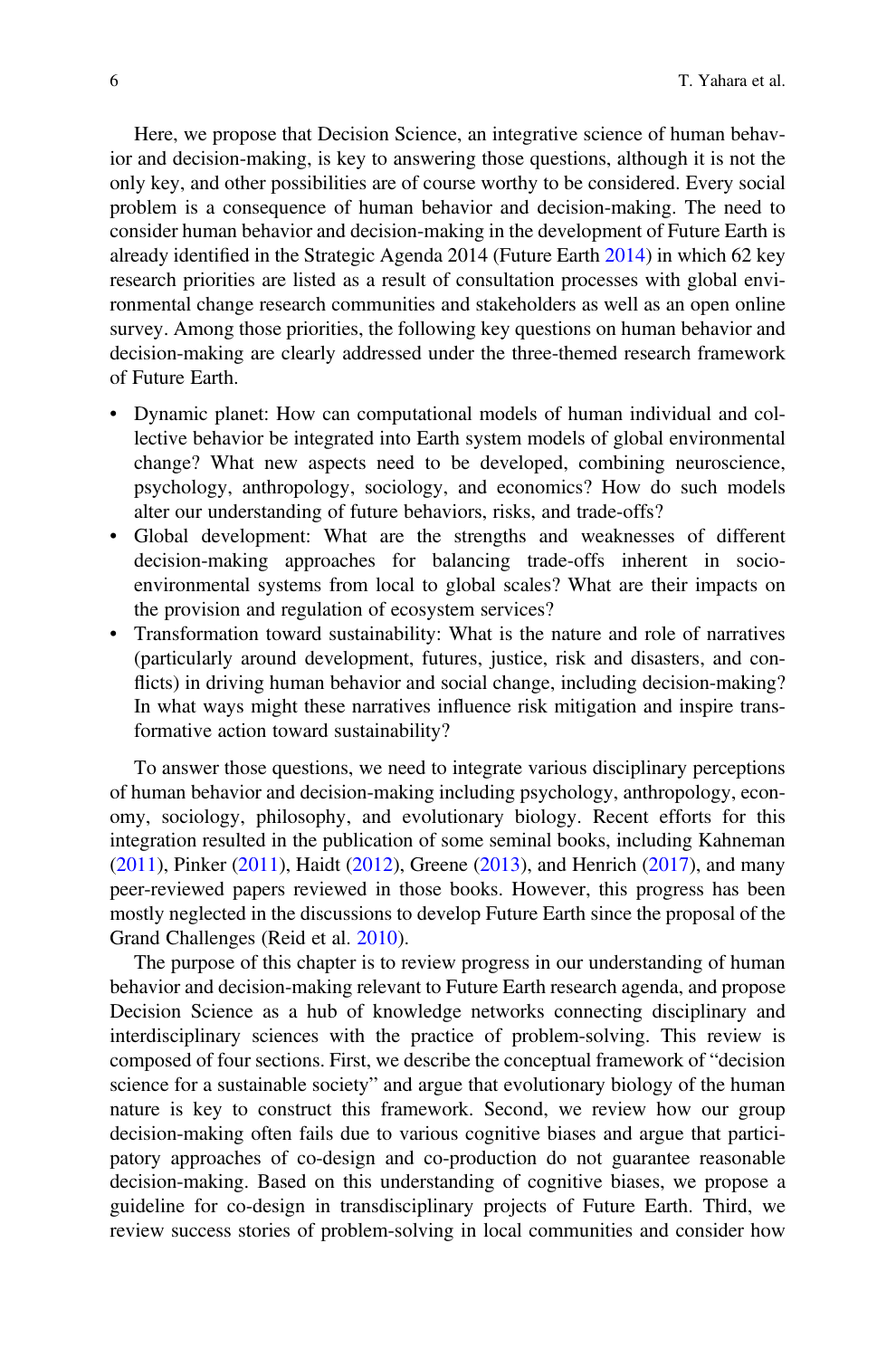Here, we propose that Decision Science, an integrative science of human behavior and decision-making, is key to answering those questions, although it is not the only key, and other possibilities are of course worthy to be considered. Every social problem is a consequence of human behavior and decision-making. The need to consider human behavior and decision-making in the development of Future Earth is already identified in the Strategic Agenda 2014 (Future Earth 2014) in which 62 key research priorities are listed as a result of consultation processes with global environmental change research communities and stakeholders as well as an open online survey. Among those priorities, the following key questions on human behavior and decision-making are clearly addressed under the three-themed research framework of Future Earth.

- Dynamic planet: How can computational models of human individual and collective behavior be integrated into Earth system models of global environmental change? What new aspects need to be developed, combining neuroscience, psychology, anthropology, sociology, and economics? How do such models alter our understanding of future behaviors, risks, and trade-offs?
- Global development: What are the strengths and weaknesses of different decision-making approaches for balancing trade-offs inherent in socio-environmental systems from local to global scales? What are their impacts on the provision and regulation of ecosystem services?
- Transformation toward sustainability: What is the nature and role of narratives (particularly around development, futures, justice, risk and disasters, and conflicts) in driving human behavior and social change, including decision-making? In what ways might these narratives influence risk mitigation and inspire transformative action toward sustainability?

To answer those questions, we need to integrate various disciplinary perceptions of human behavior and decision-making including psychology, anthropology, economy, sociology, philosophy, and evolutionary biology. Recent efforts for this integration resulted in the publication of some seminal books, including Kahneman (2011), Pinker (2011), Haidt (2012), Greene (2013), and Henrich (2017), and many peer-reviewed papers reviewed in those books. However, this progress has been mostly neglected in the discussions to develop Future Earth since the proposal of the Grand Challenges (Reid et al. 2010).

The purpose of this chapter is to review progress in our understanding of human behavior and decision-making relevant to Future Earth research agenda, and propose Decision Science as a hub of knowledge networks connecting disciplinary and interdisciplinary sciences with the practice of problem-solving. This review is composed of four sections. First, we describe the conceptual framework of "decision science for a sustainable society" and argue that evolutionary biology of the human nature is key to construct this framework. Second, we review how our group decision-making often fails due to various cognitive biases and argue that participatory approaches of co-design and co-production do not guarantee reasonable decision-making. Based on this understanding of cognitive biases, we propose a guideline for co-design in transdisciplinary projects of Future Earth. Third, we review success stories of problem-solving in local communities and consider how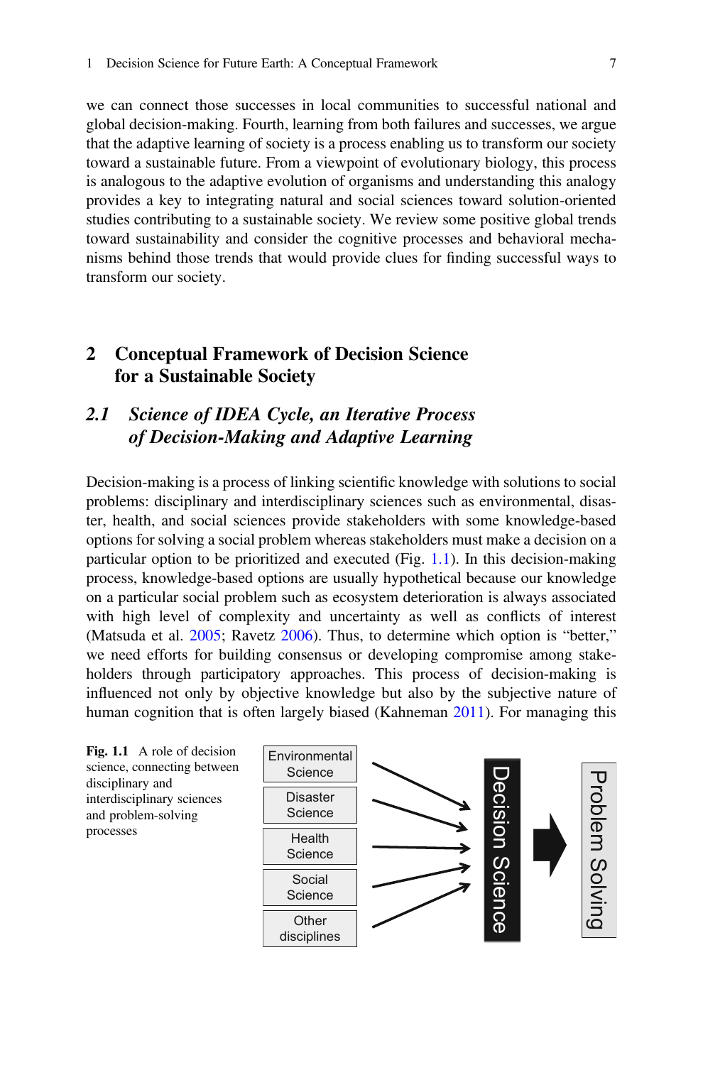we can connect those successes in local communities to successful national and global decision-making. Fourth, learning from both failures and successes, we argue that the adaptive learning of society is a process enabling us to transform our society toward a sustainable future. From a viewpoint of evolutionary biology, this process is analogous to the adaptive evolution of organisms and understanding this analogy provides a key to integrating natural and social sciences toward solution-oriented studies contributing to a sustainable society. We review some positive global trends toward sustainability and consider the cognitive processes and behavioral mechanisms behind those trends that would provide clues for finding successful ways to transform our society.

## 2 Conceptual Framework of Decision Science for a Sustainable Society

### *2.1 Science of IDEA Cycle, an Iterative Process of Decision-Making and Adaptive Learning*

Decision-making is a process of linking scientific knowledge with solutions to social problems: disciplinary and interdisciplinary sciences such as environmental, disaster, health, and social sciences provide stakeholders with some knowledge-based options for solving a social problem whereas stakeholders must make a decision on a particular option to be prioritized and executed (Fig. 1.1). In this decision-making process, knowledge-based options are usually hypothetical because our knowledge on a particular social problem such as ecosystem deterioration is always associated with high level of complexity and uncertainty as well as conflicts of interest (Matsuda et al. 2005; Ravetz 2006). Thus, to determine which option is "better," we need efforts for building consensus or developing compromise among stakeholders through participatory approaches. This process of decision-making is influenced not only by objective knowledge but also by the subjective nature of human cognition that is often largely biased (Kahneman 2011). For managing this

Environmental Science | Disaster Science | Health Science | Social Science | Other disciplines → Decision Science → Problem Solving

**Fig. 1.1** A role of decision science, connecting between disciplinary and interdisciplinary sciences and problem-solving processes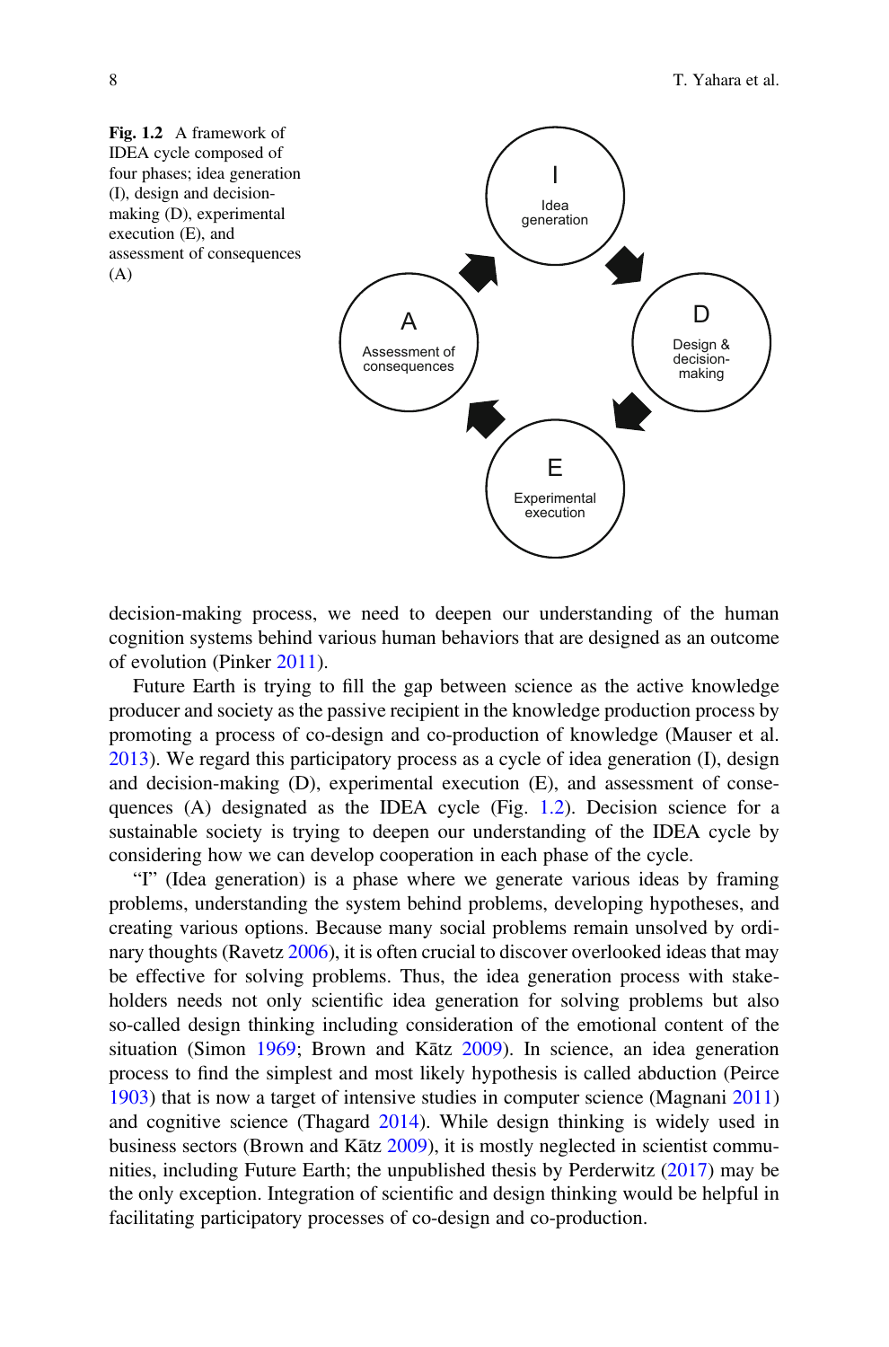**Fig. 1.2** A framework of IDEA cycle composed of four phases; idea generation (I), design and decision-making (D), experimental execution (E), and assessment of consequences (A)

decision-making process, we need to deepen our understanding of the human cognition systems behind various human behaviors that are designed as an outcome of evolution (Pinker 2011).

Future Earth is trying to fill the gap between science as the active knowledge producer and society as the passive recipient in the knowledge production process by promoting a process of co-design and co-production of knowledge (Mauser et al. 2013). We regard this participatory process as a cycle of idea generation (I), design and decision-making (D), experimental execution (E), and assessment of consequences (A) designated as the IDEA cycle (Fig. 1.2). Decision science for a sustainable society is trying to deepen our understanding of the IDEA cycle by considering how we can develop cooperation in each phase of the cycle.

"I" (Idea generation) is a phase where we generate various ideas by framing problems, understanding the system behind problems, developing hypotheses, and creating various options. Because many social problems remain unsolved by ordinary thoughts (Ravetz 2006), it is often crucial to discover overlooked ideas that may be effective for solving problems. Thus, the idea generation process with stakeholders needs not only scientific idea generation for solving problems but also so-called design thinking including consideration of the emotional content of the situation (Simon 1969; Brown and Kātz 2009). In science, an idea generation process to find the simplest and most likely hypothesis is called abduction (Peirce 1903) that is now a target of intensive studies in computer science (Magnani 2011) and cognitive science (Thagard 2014). While design thinking is widely used in business sectors (Brown and Kātz 2009), it is mostly neglected in scientist communities, including Future Earth; the unpublished thesis by Perderwitz (2017) may be the only exception. Integration of scientific and design thinking would be helpful in facilitating participatory processes of co-design and co-production.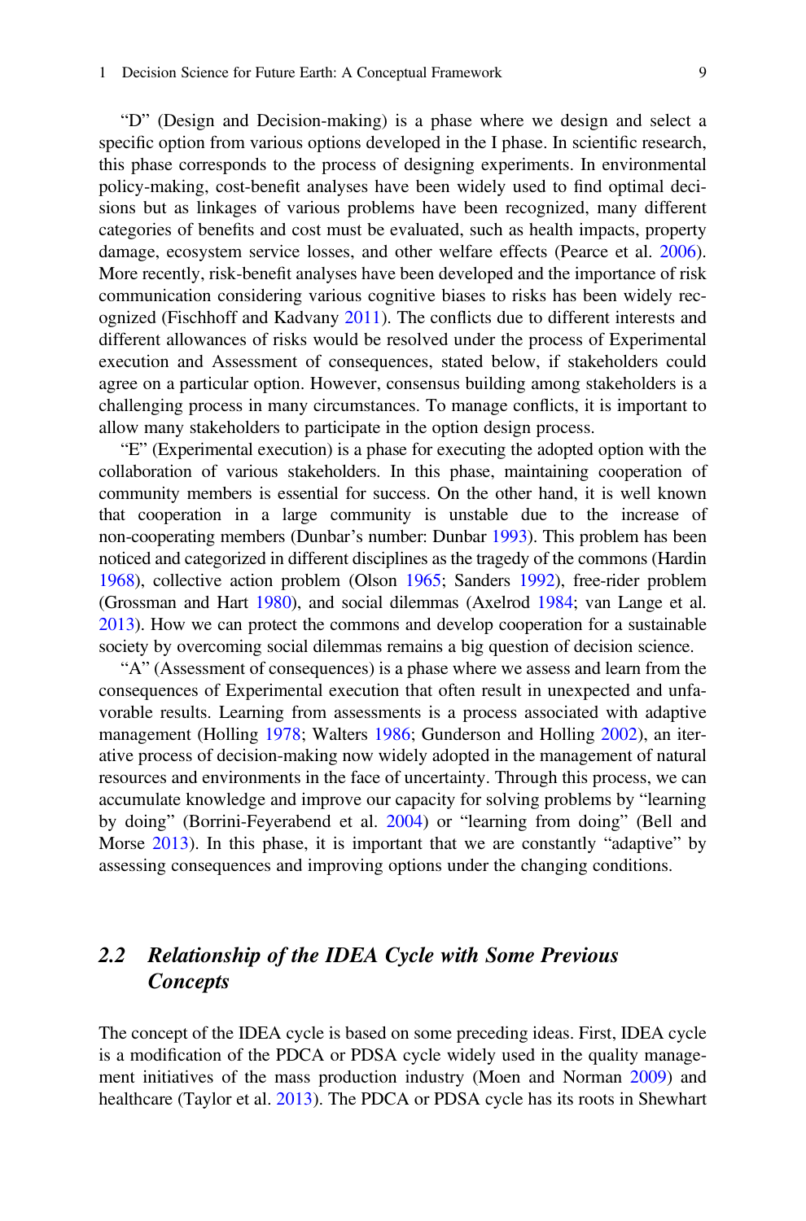"D" (Design and Decision-making) is a phase where we design and select a specific option from various options developed in the I phase. In scientific research, this phase corresponds to the process of designing experiments. In environmental policy-making, cost-benefit analyses have been widely used to find optimal decisions but as linkages of various problems have been recognized, many different categories of benefits and cost must be evaluated, such as health impacts, property damage, ecosystem service losses, and other welfare effects (Pearce et al. 2006). More recently, risk-benefit analyses have been developed and the importance of risk communication considering various cognitive biases to risks has been widely recognized (Fischhoff and Kadvany 2011). The conflicts due to different interests and different allowances of risks would be resolved under the process of Experimental execution and Assessment of consequences, stated below, if stakeholders could agree on a particular option. However, consensus building among stakeholders is a challenging process in many circumstances. To manage conflicts, it is important to allow many stakeholders to participate in the option design process.

"E" (Experimental execution) is a phase for executing the adopted option with the collaboration of various stakeholders. In this phase, maintaining cooperation of community members is essential for success. On the other hand, it is well known that cooperation in a large community is unstable due to the increase of non-cooperating members (Dunbar's number: Dunbar 1993). This problem has been noticed and categorized in different disciplines as the tragedy of the commons (Hardin 1968), collective action problem (Olson 1965; Sanders 1992), free-rider problem (Grossman and Hart 1980), and social dilemmas (Axelrod 1984; van Lange et al. 2013). How we can protect the commons and develop cooperation for a sustainable society by overcoming social dilemmas remains a big question of decision science.

"A" (Assessment of consequences) is a phase where we assess and learn from the consequences of Experimental execution that often result in unexpected and unfavorable results. Learning from assessments is a process associated with adaptive management (Holling 1978; Walters 1986; Gunderson and Holling 2002), an iterative process of decision-making now widely adopted in the management of natural resources and environments in the face of uncertainty. Through this process, we can accumulate knowledge and improve our capacity for solving problems by "learning by doing" (Borrini-Feyerabend et al. 2004) or "learning from doing" (Bell and Morse 2013). In this phase, it is important that we are constantly "adaptive" by assessing consequences and improving options under the changing conditions.

## 2.2 *Relationship of the IDEA Cycle with Some Previous Concepts*

The concept of the IDEA cycle is based on some preceding ideas. First, IDEA cycle is a modification of the PDCA or PDSA cycle widely used in the quality management initiatives of the mass production industry (Moen and Norman 2009) and healthcare (Taylor et al. 2013). The PDCA or PDSA cycle has its roots in Shewhart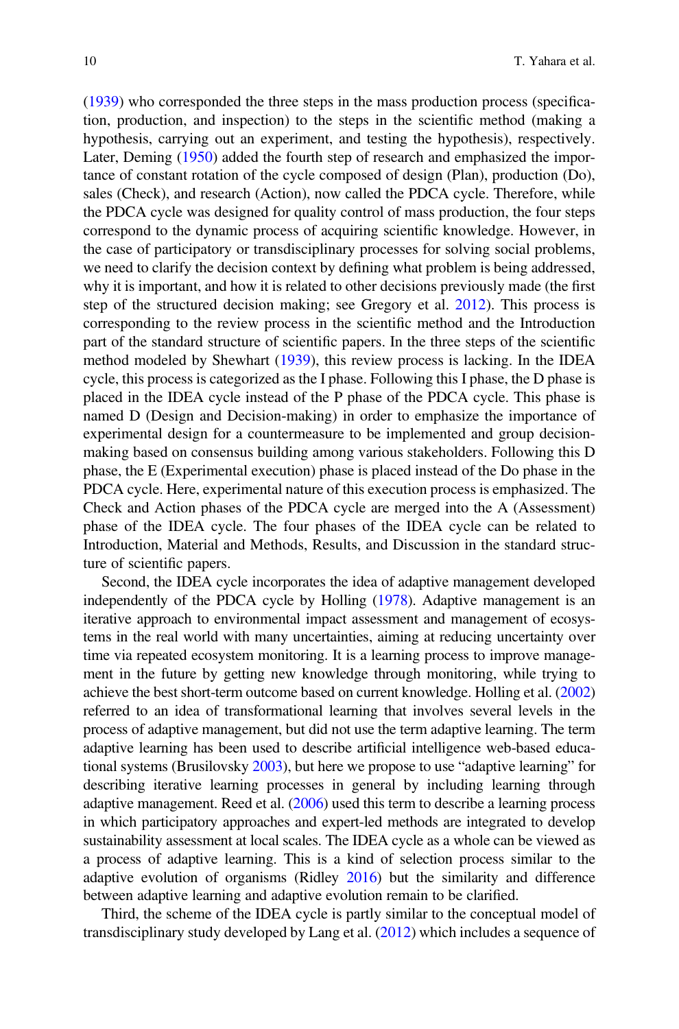(1939) who corresponded the three steps in the mass production process (specification, production, and inspection) to the steps in the scientific method (making a hypothesis, carrying out an experiment, and testing the hypothesis), respectively. Later, Deming (1950) added the fourth step of research and emphasized the importance of constant rotation of the cycle composed of design (Plan), production (Do), sales (Check), and research (Action), now called the PDCA cycle. Therefore, while the PDCA cycle was designed for quality control of mass production, the four steps correspond to the dynamic process of acquiring scientific knowledge. However, in the case of participatory or transdisciplinary processes for solving social problems, we need to clarify the decision context by defining what problem is being addressed, why it is important, and how it is related to other decisions previously made (the first step of the structured decision making; see Gregory et al. 2012). This process is corresponding to the review process in the scientific method and the Introduction part of the standard structure of scientific papers. In the three steps of the scientific method modeled by Shewhart (1939), this review process is lacking. In the IDEA cycle, this process is categorized as the I phase. Following this I phase, the D phase is placed in the IDEA cycle instead of the P phase of the PDCA cycle. This phase is named D (Design and Decision-making) in order to emphasize the importance of experimental design for a countermeasure to be implemented and group decision-making based on consensus building among various stakeholders. Following this D phase, the E (Experimental execution) phase is placed instead of the Do phase in the PDCA cycle. Here, experimental nature of this execution process is emphasized. The Check and Action phases of the PDCA cycle are merged into the A (Assessment) phase of the IDEA cycle. The four phases of the IDEA cycle can be related to Introduction, Material and Methods, Results, and Discussion in the standard structure of scientific papers.

Second, the IDEA cycle incorporates the idea of adaptive management developed independently of the PDCA cycle by Holling (1978). Adaptive management is an iterative approach to environmental impact assessment and management of ecosystems in the real world with many uncertainties, aiming at reducing uncertainty over time via repeated ecosystem monitoring. It is a learning process to improve management in the future by getting new knowledge through monitoring, while trying to achieve the best short-term outcome based on current knowledge. Holling et al. (2002) referred to an idea of transformational learning that involves several levels in the process of adaptive management, but did not use the term adaptive learning. The term adaptive learning has been used to describe artificial intelligence web-based educational systems (Brusilovsky 2003), but here we propose to use "adaptive learning" for describing iterative learning processes in general by including learning through adaptive management. Reed et al. (2006) used this term to describe a learning process in which participatory approaches and expert-led methods are integrated to develop sustainability assessment at local scales. The IDEA cycle as a whole can be viewed as a process of adaptive learning. This is a kind of selection process similar to the adaptive evolution of organisms (Ridley 2016) but the similarity and difference between adaptive learning and adaptive evolution remain to be clarified.

Third, the scheme of the IDEA cycle is partly similar to the conceptual model of transdisciplinary study developed by Lang et al. (2012) which includes a sequence of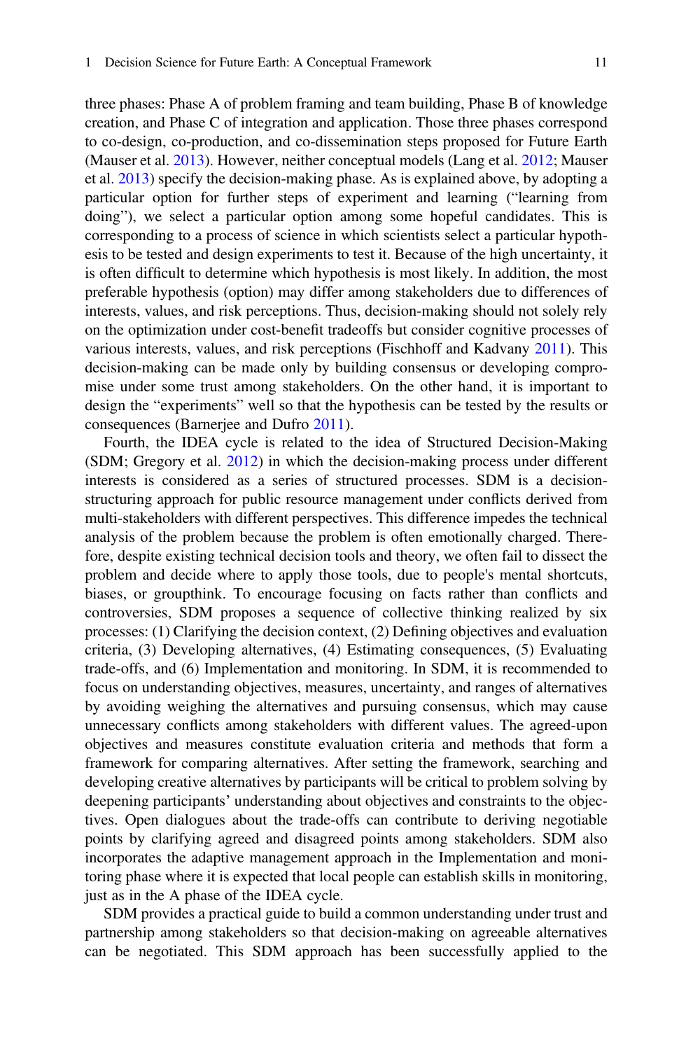three phases: Phase A of problem framing and team building, Phase B of knowledge creation, and Phase C of integration and application. Those three phases correspond to co-design, co-production, and co-dissemination steps proposed for Future Earth (Mauser et al. 2013). However, neither conceptual models (Lang et al. 2012; Mauser et al. 2013) specify the decision-making phase. As is explained above, by adopting a particular option for further steps of experiment and learning ("learning from doing"), we select a particular option among some hopeful candidates. This is corresponding to a process of science in which scientists select a particular hypothesis to be tested and design experiments to test it. Because of the high uncertainty, it is often difficult to determine which hypothesis is most likely. In addition, the most preferable hypothesis (option) may differ among stakeholders due to differences of interests, values, and risk perceptions. Thus, decision-making should not solely rely on the optimization under cost-benefit tradeoffs but consider cognitive processes of various interests, values, and risk perceptions (Fischhoff and Kadvany 2011). This decision-making can be made only by building consensus or developing compromise under some trust among stakeholders. On the other hand, it is important to design the "experiments" well so that the hypothesis can be tested by the results or consequences (Barnerjee and Dufro 2011).

Fourth, the IDEA cycle is related to the idea of Structured Decision-Making (SDM; Gregory et al. 2012) in which the decision-making process under different interests is considered as a series of structured processes. SDM is a decision-structuring approach for public resource management under conflicts derived from multi-stakeholders with different perspectives. This difference impedes the technical analysis of the problem because the problem is often emotionally charged. Therefore, despite existing technical decision tools and theory, we often fail to dissect the problem and decide where to apply those tools, due to people's mental shortcuts, biases, or groupthink. To encourage focusing on facts rather than conflicts and controversies, SDM proposes a sequence of collective thinking realized by six processes: (1) Clarifying the decision context, (2) Defining objectives and evaluation criteria, (3) Developing alternatives, (4) Estimating consequences, (5) Evaluating trade-offs, and (6) Implementation and monitoring. In SDM, it is recommended to focus on understanding objectives, measures, uncertainty, and ranges of alternatives by avoiding weighing the alternatives and pursuing consensus, which may cause unnecessary conflicts among stakeholders with different values. The agreed-upon objectives and measures constitute evaluation criteria and methods that form a framework for comparing alternatives. After setting the framework, searching and developing creative alternatives by participants will be critical to problem solving by deepening participants' understanding about objectives and constraints to the objectives. Open dialogues about the trade-offs can contribute to deriving negotiable points by clarifying agreed and disagreed points among stakeholders. SDM also incorporates the adaptive management approach in the Implementation and monitoring phase where it is expected that local people can establish skills in monitoring, just as in the A phase of the IDEA cycle.

SDM provides a practical guide to build a common understanding under trust and partnership among stakeholders so that decision-making on agreeable alternatives can be negotiated. This SDM approach has been successfully applied to the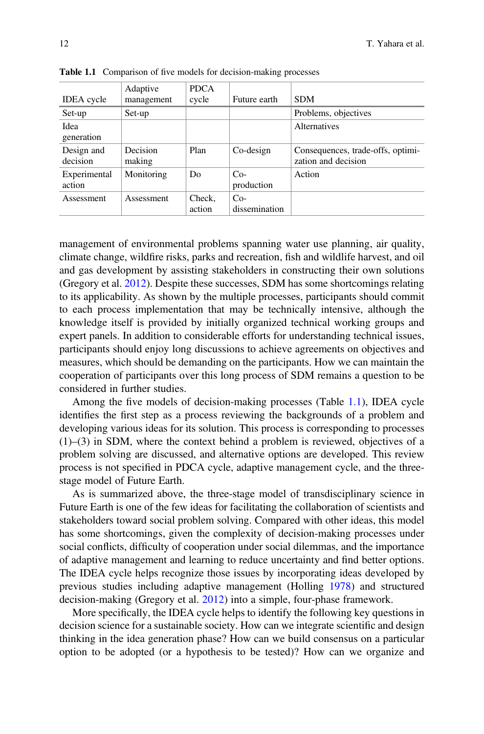**Table 1.1** Comparison of five models for decision-making processes

| IDEA cycle | Adaptive management | PDCA cycle | Future earth | SDM |
|---|---|---|---|---|
| Set-up | Set-up | | | Problems, objectives |
| Idea generation | | | | Alternatives |
| Design and decision | Decision making | Plan | Co-design | Consequences, trade-offs, optimization and decision |
| Experimental action | Monitoring | Do | Co-production | Action |
| Assessment | Assessment | Check, action | Co-dissemination | |

management of environmental problems spanning water use planning, air quality, climate change, wildfire risks, parks and recreation, fish and wildlife harvest, and oil and gas development by assisting stakeholders in constructing their own solutions (Gregory et al. 2012). Despite these successes, SDM has some shortcomings relating to its applicability. As shown by the multiple processes, participants should commit to each process implementation that may be technically intensive, although the knowledge itself is provided by initially organized technical working groups and expert panels. In addition to considerable efforts for understanding technical issues, participants should enjoy long discussions to achieve agreements on objectives and measures, which should be demanding on the participants. How we can maintain the cooperation of participants over this long process of SDM remains a question to be considered in further studies.

Among the five models of decision-making processes (Table 1.1), IDEA cycle identifies the first step as a process reviewing the backgrounds of a problem and developing various ideas for its solution. This process is corresponding to processes (1)–(3) in SDM, where the context behind a problem is reviewed, objectives of a problem solving are discussed, and alternative options are developed. This review process is not specified in PDCA cycle, adaptive management cycle, and the three-stage model of Future Earth.

As is summarized above, the three-stage model of transdisciplinary science in Future Earth is one of the few ideas for facilitating the collaboration of scientists and stakeholders toward social problem solving. Compared with other ideas, this model has some shortcomings, given the complexity of decision-making processes under social conflicts, difficulty of cooperation under social dilemmas, and the importance of adaptive management and learning to reduce uncertainty and find better options. The IDEA cycle helps recognize those issues by incorporating ideas developed by previous studies including adaptive management (Holling 1978) and structured decision-making (Gregory et al. 2012) into a simple, four-phase framework.

More specifically, the IDEA cycle helps to identify the following key questions in decision science for a sustainable society. How can we integrate scientific and design thinking in the idea generation phase? How can we build consensus on a particular option to be adopted (or a hypothesis to be tested)? How can we organize and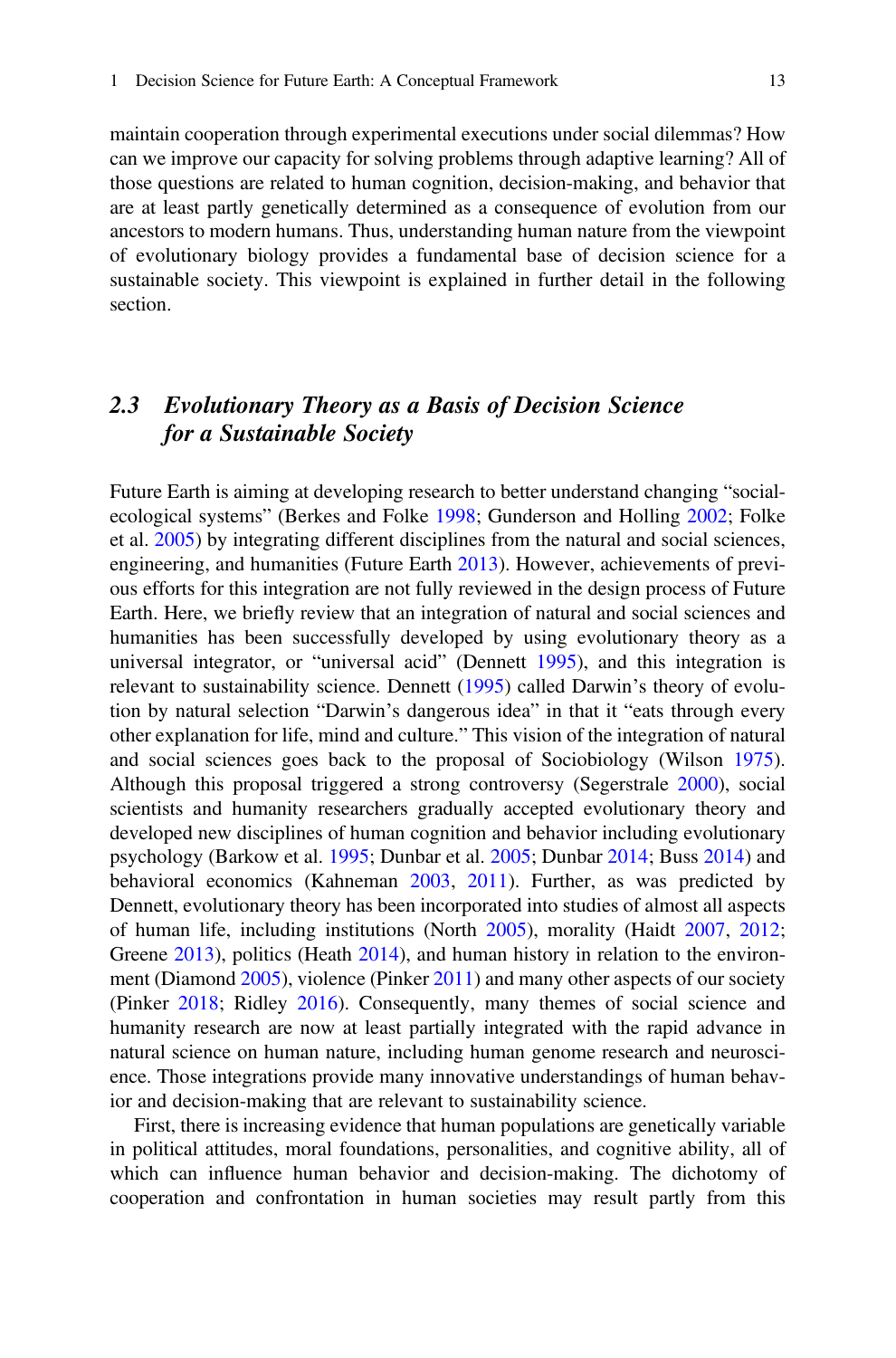maintain cooperation through experimental executions under social dilemmas? How can we improve our capacity for solving problems through adaptive learning? All of those questions are related to human cognition, decision-making, and behavior that are at least partly genetically determined as a consequence of evolution from our ancestors to modern humans. Thus, understanding human nature from the viewpoint of evolutionary biology provides a fundamental base of decision science for a sustainable society. This viewpoint is explained in further detail in the following section.

## 2.3 *Evolutionary Theory as a Basis of Decision Science for a Sustainable Society*

Future Earth is aiming at developing research to better understand changing "social-ecological systems" (Berkes and Folke 1998; Gunderson and Holling 2002; Folke et al. 2005) by integrating different disciplines from the natural and social sciences, engineering, and humanities (Future Earth 2013). However, achievements of previous efforts for this integration are not fully reviewed in the design process of Future Earth. Here, we briefly review that an integration of natural and social sciences and humanities has been successfully developed by using evolutionary theory as a universal integrator, or "universal acid" (Dennett 1995), and this integration is relevant to sustainability science. Dennett (1995) called Darwin's theory of evolution by natural selection "Darwin's dangerous idea" in that it "eats through every other explanation for life, mind and culture." This vision of the integration of natural and social sciences goes back to the proposal of Sociobiology (Wilson 1975). Although this proposal triggered a strong controversy (Segerstrale 2000), social scientists and humanity researchers gradually accepted evolutionary theory and developed new disciplines of human cognition and behavior including evolutionary psychology (Barkow et al. 1995; Dunbar et al. 2005; Dunbar 2014; Buss 2014) and behavioral economics (Kahneman 2003, 2011). Further, as was predicted by Dennett, evolutionary theory has been incorporated into studies of almost all aspects of human life, including institutions (North 2005), morality (Haidt 2007, 2012; Greene 2013), politics (Heath 2014), and human history in relation to the environment (Diamond 2005), violence (Pinker 2011) and many other aspects of our society (Pinker 2018; Ridley 2016). Consequently, many themes of social science and humanity research are now at least partially integrated with the rapid advance in natural science on human nature, including human genome research and neuroscience. Those integrations provide many innovative understandings of human behavior and decision-making that are relevant to sustainability science.

First, there is increasing evidence that human populations are genetically variable in political attitudes, moral foundations, personalities, and cognitive ability, all of which can influence human behavior and decision-making. The dichotomy of cooperation and confrontation in human societies may result partly from this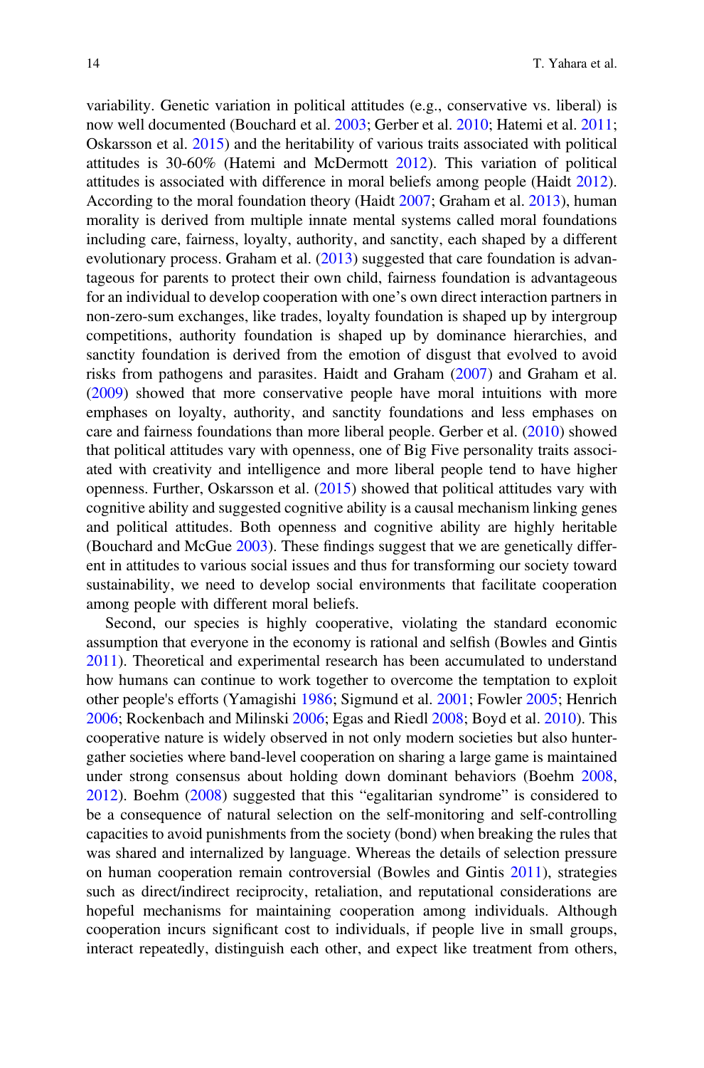variability. Genetic variation in political attitudes (e.g., conservative vs. liberal) is now well documented (Bouchard et al. 2003; Gerber et al. 2010; Hatemi et al. 2011; Oskarsson et al. 2015) and the heritability of various traits associated with political attitudes is 30-60% (Hatemi and McDermott 2012). This variation of political attitudes is associated with difference in moral beliefs among people (Haidt 2012). According to the moral foundation theory (Haidt 2007; Graham et al. 2013), human morality is derived from multiple innate mental systems called moral foundations including care, fairness, loyalty, authority, and sanctity, each shaped by a different evolutionary process. Graham et al. (2013) suggested that care foundation is advantageous for parents to protect their own child, fairness foundation is advantageous for an individual to develop cooperation with one's own direct interaction partners in non-zero-sum exchanges, like trades, loyalty foundation is shaped up by intergroup competitions, authority foundation is shaped up by dominance hierarchies, and sanctity foundation is derived from the emotion of disgust that evolved to avoid risks from pathogens and parasites. Haidt and Graham (2007) and Graham et al. (2009) showed that more conservative people have moral intuitions with more emphases on loyalty, authority, and sanctity foundations and less emphases on care and fairness foundations than more liberal people. Gerber et al. (2010) showed that political attitudes vary with openness, one of Big Five personality traits associated with creativity and intelligence and more liberal people tend to have higher openness. Further, Oskarsson et al. (2015) showed that political attitudes vary with cognitive ability and suggested cognitive ability is a causal mechanism linking genes and political attitudes. Both openness and cognitive ability are highly heritable (Bouchard and McGue 2003). These findings suggest that we are genetically different in attitudes to various social issues and thus for transforming our society toward sustainability, we need to develop social environments that facilitate cooperation among people with different moral beliefs.

Second, our species is highly cooperative, violating the standard economic assumption that everyone in the economy is rational and selfish (Bowles and Gintis 2011). Theoretical and experimental research has been accumulated to understand how humans can continue to work together to overcome the temptation to exploit other people's efforts (Yamagishi 1986; Sigmund et al. 2001; Fowler 2005; Henrich 2006; Rockenbach and Milinski 2006; Egas and Riedl 2008; Boyd et al. 2010). This cooperative nature is widely observed in not only modern societies but also hunter-gather societies where band-level cooperation on sharing a large game is maintained under strong consensus about holding down dominant behaviors (Boehm 2008, 2012). Boehm (2008) suggested that this "egalitarian syndrome" is considered to be a consequence of natural selection on the self-monitoring and self-controlling capacities to avoid punishments from the society (bond) when breaking the rules that was shared and internalized by language. Whereas the details of selection pressure on human cooperation remain controversial (Bowles and Gintis 2011), strategies such as direct/indirect reciprocity, retaliation, and reputational considerations are hopeful mechanisms for maintaining cooperation among individuals. Although cooperation incurs significant cost to individuals, if people live in small groups, interact repeatedly, distinguish each other, and expect like treatment from others,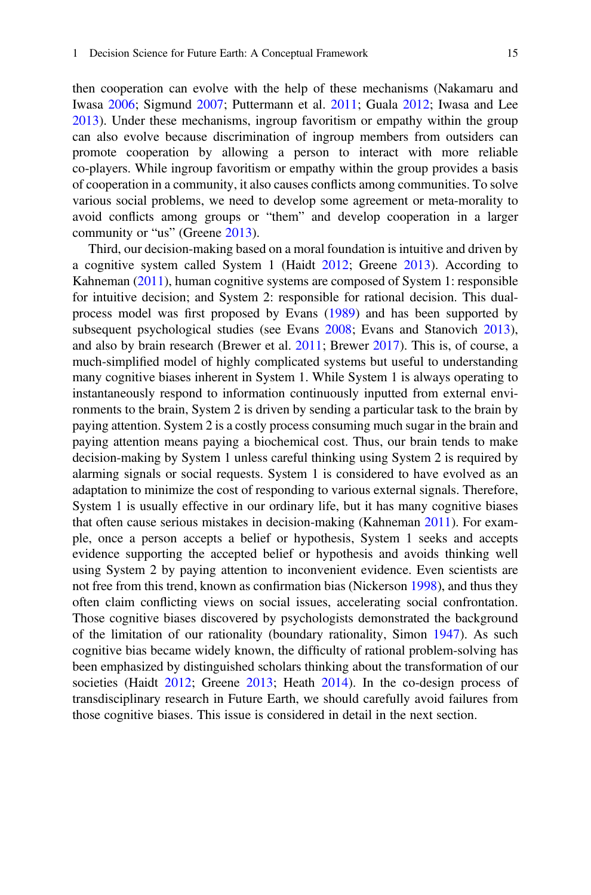then cooperation can evolve with the help of these mechanisms (Nakamaru and Iwasa 2006; Sigmund 2007; Puttermann et al. 2011; Guala 2012; Iwasa and Lee 2013). Under these mechanisms, ingroup favoritism or empathy within the group can also evolve because discrimination of ingroup members from outsiders can promote cooperation by allowing a person to interact with more reliable co-players. While ingroup favoritism or empathy within the group provides a basis of cooperation in a community, it also causes conflicts among communities. To solve various social problems, we need to develop some agreement or meta-morality to avoid conflicts among groups or "them" and develop cooperation in a larger community or "us" (Greene 2013).

Third, our decision-making based on a moral foundation is intuitive and driven by a cognitive system called System 1 (Haidt 2012; Greene 2013). According to Kahneman (2011), human cognitive systems are composed of System 1: responsible for intuitive decision; and System 2: responsible for rational decision. This dual-process model was first proposed by Evans (1989) and has been supported by subsequent psychological studies (see Evans 2008; Evans and Stanovich 2013), and also by brain research (Brewer et al. 2011; Brewer 2017). This is, of course, a much-simplified model of highly complicated systems but useful to understanding many cognitive biases inherent in System 1. While System 1 is always operating to instantaneously respond to information continuously inputted from external environments to the brain, System 2 is driven by sending a particular task to the brain by paying attention. System 2 is a costly process consuming much sugar in the brain and paying attention means paying a biochemical cost. Thus, our brain tends to make decision-making by System 1 unless careful thinking using System 2 is required by alarming signals or social requests. System 1 is considered to have evolved as an adaptation to minimize the cost of responding to various external signals. Therefore, System 1 is usually effective in our ordinary life, but it has many cognitive biases that often cause serious mistakes in decision-making (Kahneman 2011). For example, once a person accepts a belief or hypothesis, System 1 seeks and accepts evidence supporting the accepted belief or hypothesis and avoids thinking well using System 2 by paying attention to inconvenient evidence. Even scientists are not free from this trend, known as confirmation bias (Nickerson 1998), and thus they often claim conflicting views on social issues, accelerating social confrontation. Those cognitive biases discovered by psychologists demonstrated the background of the limitation of our rationality (boundary rationality, Simon 1947). As such cognitive bias became widely known, the difficulty of rational problem-solving has been emphasized by distinguished scholars thinking about the transformation of our societies (Haidt 2012; Greene 2013; Heath 2014). In the co-design process of transdisciplinary research in Future Earth, we should carefully avoid failures from those cognitive biases. This issue is considered in detail in the next section.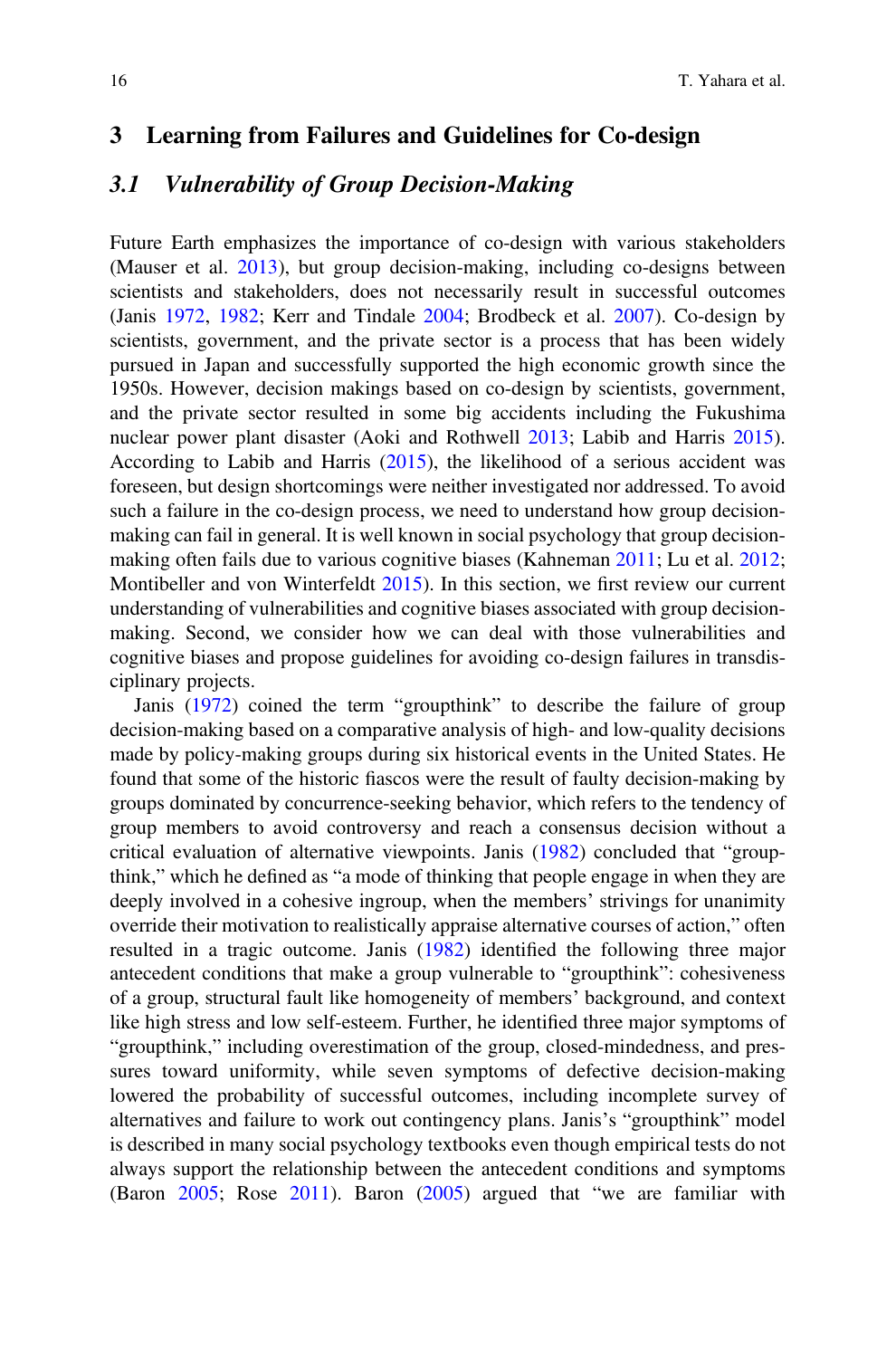## 3 Learning from Failures and Guidelines for Co-design

### 3.1 *Vulnerability of Group Decision-Making*

Future Earth emphasizes the importance of co-design with various stakeholders (Mauser et al. 2013), but group decision-making, including co-designs between scientists and stakeholders, does not necessarily result in successful outcomes (Janis 1972, 1982; Kerr and Tindale 2004; Brodbeck et al. 2007). Co-design by scientists, government, and the private sector is a process that has been widely pursued in Japan and successfully supported the high economic growth since the 1950s. However, decision makings based on co-design by scientists, government, and the private sector resulted in some big accidents including the Fukushima nuclear power plant disaster (Aoki and Rothwell 2013; Labib and Harris 2015). According to Labib and Harris (2015), the likelihood of a serious accident was foreseen, but design shortcomings were neither investigated nor addressed. To avoid such a failure in the co-design process, we need to understand how group decision-making can fail in general. It is well known in social psychology that group decision-making often fails due to various cognitive biases (Kahneman 2011; Lu et al. 2012; Montibeller and von Winterfeldt 2015). In this section, we first review our current understanding of vulnerabilities and cognitive biases associated with group decision-making. Second, we consider how we can deal with those vulnerabilities and cognitive biases and propose guidelines for avoiding co-design failures in transdisciplinary projects.

Janis (1972) coined the term "groupthink" to describe the failure of group decision-making based on a comparative analysis of high- and low-quality decisions made by policy-making groups during six historical events in the United States. He found that some of the historic fiascos were the result of faulty decision-making by groups dominated by concurrence-seeking behavior, which refers to the tendency of group members to avoid controversy and reach a consensus decision without a critical evaluation of alternative viewpoints. Janis (1982) concluded that "groupthink," which he defined as "a mode of thinking that people engage in when they are deeply involved in a cohesive ingroup, when the members' strivings for unanimity override their motivation to realistically appraise alternative courses of action," often resulted in a tragic outcome. Janis (1982) identified the following three major antecedent conditions that make a group vulnerable to "groupthink": cohesiveness of a group, structural fault like homogeneity of members' background, and context like high stress and low self-esteem. Further, he identified three major symptoms of "groupthink," including overestimation of the group, closed-mindedness, and pressures toward uniformity, while seven symptoms of defective decision-making lowered the probability of successful outcomes, including incomplete survey of alternatives and failure to work out contingency plans. Janis's "groupthink" model is described in many social psychology textbooks even though empirical tests do not always support the relationship between the antecedent conditions and symptoms (Baron 2005; Rose 2011). Baron (2005) argued that "we are familiar with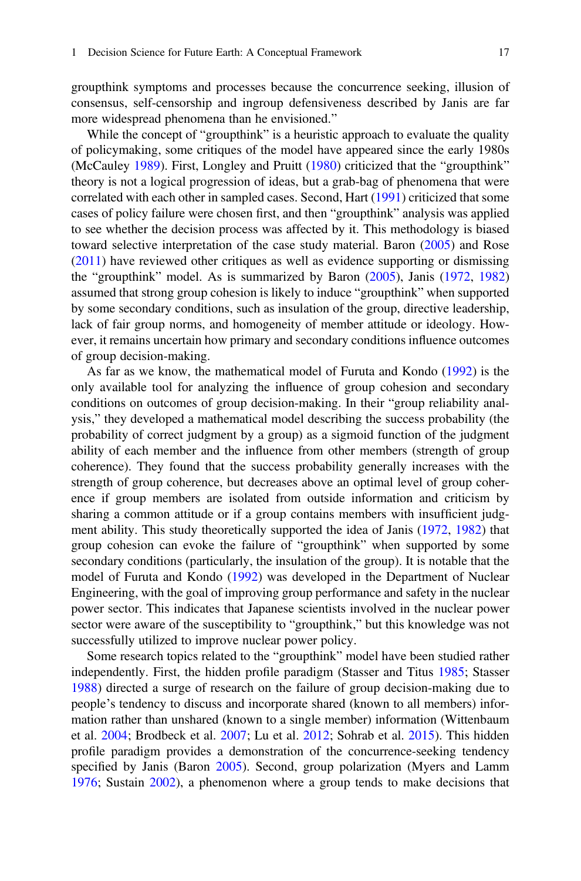groupthink symptoms and processes because the concurrence seeking, illusion of consensus, self-censorship and ingroup defensiveness described by Janis are far more widespread phenomena than he envisioned."

While the concept of "groupthink" is a heuristic approach to evaluate the quality of policymaking, some critiques of the model have appeared since the early 1980s (McCauley 1989). First, Longley and Pruitt (1980) criticized that the "groupthink" theory is not a logical progression of ideas, but a grab-bag of phenomena that were correlated with each other in sampled cases. Second, Hart (1991) criticized that some cases of policy failure were chosen first, and then "groupthink" analysis was applied to see whether the decision process was affected by it. This methodology is biased toward selective interpretation of the case study material. Baron (2005) and Rose (2011) have reviewed other critiques as well as evidence supporting or dismissing the "groupthink" model. As is summarized by Baron (2005), Janis (1972, 1982) assumed that strong group cohesion is likely to induce "groupthink" when supported by some secondary conditions, such as insulation of the group, directive leadership, lack of fair group norms, and homogeneity of member attitude or ideology. However, it remains uncertain how primary and secondary conditions influence outcomes of group decision-making.

As far as we know, the mathematical model of Furuta and Kondo (1992) is the only available tool for analyzing the influence of group cohesion and secondary conditions on outcomes of group decision-making. In their "group reliability analysis," they developed a mathematical model describing the success probability (the probability of correct judgment by a group) as a sigmoid function of the judgment ability of each member and the influence from other members (strength of group coherence). They found that the success probability generally increases with the strength of group coherence, but decreases above an optimal level of group coherence if group members are isolated from outside information and criticism by sharing a common attitude or if a group contains members with insufficient judgment ability. This study theoretically supported the idea of Janis (1972, 1982) that group cohesion can evoke the failure of "groupthink" when supported by some secondary conditions (particularly, the insulation of the group). It is notable that the model of Furuta and Kondo (1992) was developed in the Department of Nuclear Engineering, with the goal of improving group performance and safety in the nuclear power sector. This indicates that Japanese scientists involved in the nuclear power sector were aware of the susceptibility to "groupthink," but this knowledge was not successfully utilized to improve nuclear power policy.

Some research topics related to the "groupthink" model have been studied rather independently. First, the hidden profile paradigm (Stasser and Titus 1985; Stasser 1988) directed a surge of research on the failure of group decision-making due to people's tendency to discuss and incorporate shared (known to all members) information rather than unshared (known to a single member) information (Wittenbaum et al. 2004; Brodbeck et al. 2007; Lu et al. 2012; Sohrab et al. 2015). This hidden profile paradigm provides a demonstration of the concurrence-seeking tendency specified by Janis (Baron 2005). Second, group polarization (Myers and Lamm 1976; Sustain 2002), a phenomenon where a group tends to make decisions that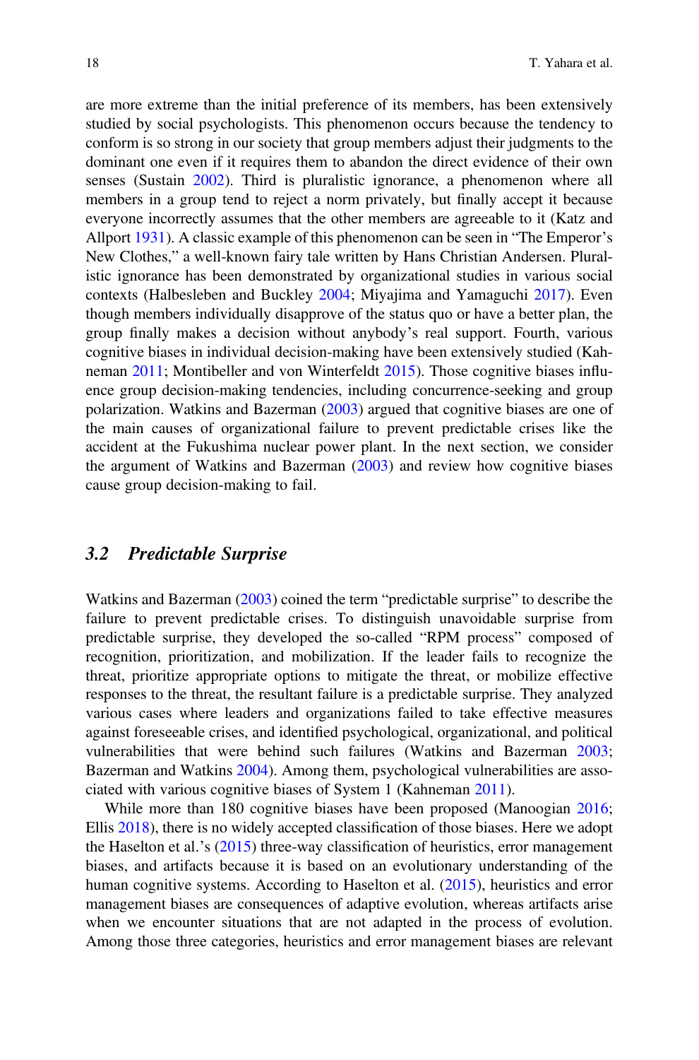are more extreme than the initial preference of its members, has been extensively studied by social psychologists. This phenomenon occurs because the tendency to conform is so strong in our society that group members adjust their judgments to the dominant one even if it requires them to abandon the direct evidence of their own senses (Sustain 2002). Third is pluralistic ignorance, a phenomenon where all members in a group tend to reject a norm privately, but finally accept it because everyone incorrectly assumes that the other members are agreeable to it (Katz and Allport 1931). A classic example of this phenomenon can be seen in "The Emperor's New Clothes," a well-known fairy tale written by Hans Christian Andersen. Pluralistic ignorance has been demonstrated by organizational studies in various social contexts (Halbesleben and Buckley 2004; Miyajima and Yamaguchi 2017). Even though members individually disapprove of the status quo or have a better plan, the group finally makes a decision without anybody's real support. Fourth, various cognitive biases in individual decision-making have been extensively studied (Kahneman 2011; Montibeller and von Winterfeldt 2015). Those cognitive biases influence group decision-making tendencies, including concurrence-seeking and group polarization. Watkins and Bazerman (2003) argued that cognitive biases are one of the main causes of organizational failure to prevent predictable crises like the accident at the Fukushima nuclear power plant. In the next section, we consider the argument of Watkins and Bazerman (2003) and review how cognitive biases cause group decision-making to fail.

### 3.2 *Predictable Surprise*

Watkins and Bazerman (2003) coined the term "predictable surprise" to describe the failure to prevent predictable crises. To distinguish unavoidable surprise from predictable surprise, they developed the so-called "RPM process" composed of recognition, prioritization, and mobilization. If the leader fails to recognize the threat, prioritize appropriate options to mitigate the threat, or mobilize effective responses to the threat, the resultant failure is a predictable surprise. They analyzed various cases where leaders and organizations failed to take effective measures against foreseeable crises, and identified psychological, organizational, and political vulnerabilities that were behind such failures (Watkins and Bazerman 2003; Bazerman and Watkins 2004). Among them, psychological vulnerabilities are associated with various cognitive biases of System 1 (Kahneman 2011).

While more than 180 cognitive biases have been proposed (Manoogian 2016; Ellis 2018), there is no widely accepted classification of those biases. Here we adopt the Haselton et al.'s (2015) three-way classification of heuristics, error management biases, and artifacts because it is based on an evolutionary understanding of the human cognitive systems. According to Haselton et al. (2015), heuristics and error management biases are consequences of adaptive evolution, whereas artifacts arise when we encounter situations that are not adapted in the process of evolution. Among those three categories, heuristics and error management biases are relevant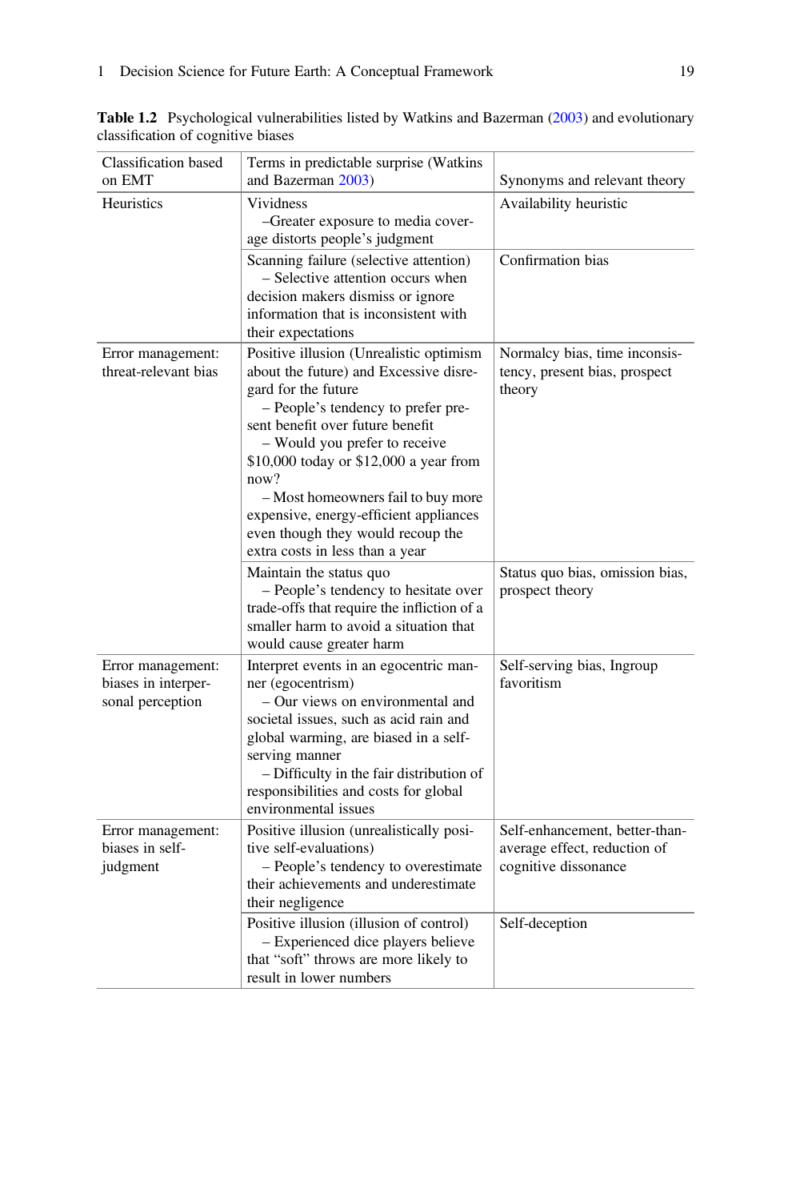**Table 1.2** Psychological vulnerabilities listed by Watkins and Bazerman (2003) and evolutionary classification of cognitive biases

| Classification based on EMT | Terms in predictable surprise (Watkins and Bazerman 2003) | Synonyms and relevant theory |
|---|---|---|
| Heuristics | Vividness<br>–Greater exposure to media coverage distorts people's judgment | Availability heuristic |
| | Scanning failure (selective attention)<br>– Selective attention occurs when decision makers dismiss or ignore information that is inconsistent with their expectations | Confirmation bias |
| Error management: threat-relevant bias | Positive illusion (Unrealistic optimism about the future) and Excessive disregard for the future<br>– People's tendency to prefer present benefit over future benefit<br>– Would you prefer to receive $10,000 today or $12,000 a year from now?<br>– Most homeowners fail to buy more expensive, energy-efficient appliances even though they would recoup the extra costs in less than a year | Normalcy bias, time inconsistency, present bias, prospect theory |
| | Maintain the status quo<br>– People's tendency to hesitate over trade-offs that require the infliction of a smaller harm to avoid a situation that would cause greater harm | Status quo bias, omission bias, prospect theory |
| Error management: biases in interpersonal perception | Interpret events in an egocentric manner (egocentrism)<br>– Our views on environmental and societal issues, such as acid rain and global warming, are biased in a self-serving manner<br>– Difficulty in the fair distribution of responsibilities and costs for global environmental issues | Self-serving bias, Ingroup favoritism |
| Error management: biases in self-judgment | Positive illusion (unrealistically positive self-evaluations)<br>– People's tendency to overestimate their achievements and underestimate their negligence | Self-enhancement, better-than-average effect, reduction of cognitive dissonance |
| | Positive illusion (illusion of control)<br>– Experienced dice players believe that "soft" throws are more likely to result in lower numbers | Self-deception |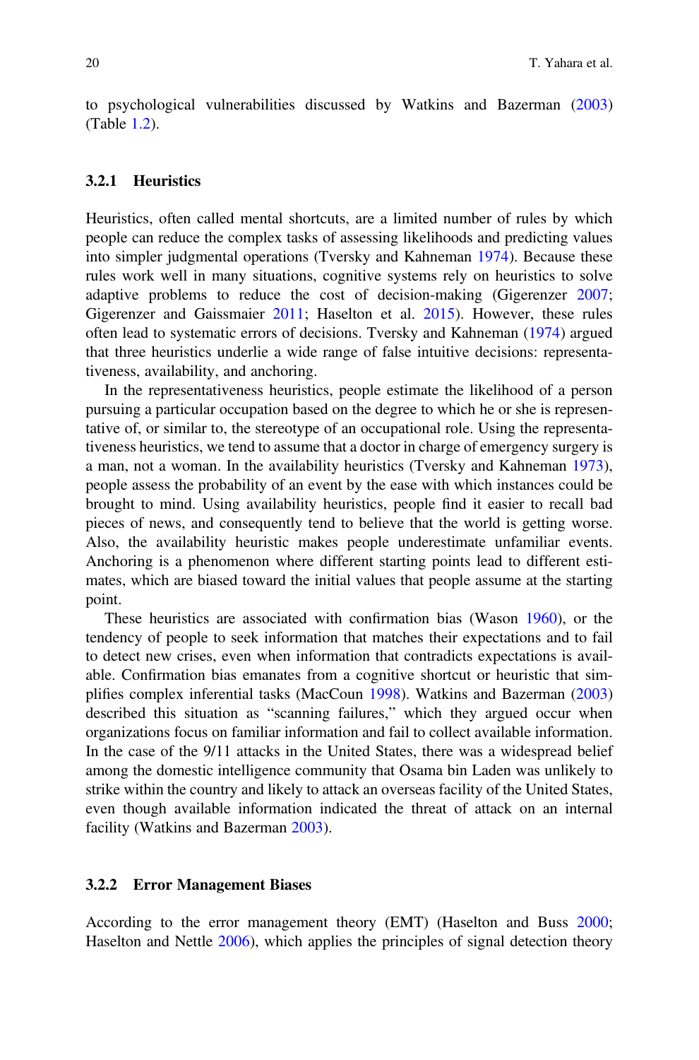to psychological vulnerabilities discussed by Watkins and Bazerman (2003) (Table 1.2).

### 3.2.1 Heuristics

Heuristics, often called mental shortcuts, are a limited number of rules by which people can reduce the complex tasks of assessing likelihoods and predicting values into simpler judgmental operations (Tversky and Kahneman 1974). Because these rules work well in many situations, cognitive systems rely on heuristics to solve adaptive problems to reduce the cost of decision-making (Gigerenzer 2007; Gigerenzer and Gaissmaier 2011; Haselton et al. 2015). However, these rules often lead to systematic errors of decisions. Tversky and Kahneman (1974) argued that three heuristics underlie a wide range of false intuitive decisions: representativeness, availability, and anchoring.

In the representativeness heuristics, people estimate the likelihood of a person pursuing a particular occupation based on the degree to which he or she is representative of, or similar to, the stereotype of an occupational role. Using the representativeness heuristics, we tend to assume that a doctor in charge of emergency surgery is a man, not a woman. In the availability heuristics (Tversky and Kahneman 1973), people assess the probability of an event by the ease with which instances could be brought to mind. Using availability heuristics, people find it easier to recall bad pieces of news, and consequently tend to believe that the world is getting worse. Also, the availability heuristic makes people underestimate unfamiliar events. Anchoring is a phenomenon where different starting points lead to different estimates, which are biased toward the initial values that people assume at the starting point.

These heuristics are associated with confirmation bias (Wason 1960), or the tendency of people to seek information that matches their expectations and to fail to detect new crises, even when information that contradicts expectations is available. Confirmation bias emanates from a cognitive shortcut or heuristic that simplifies complex inferential tasks (MacCoun 1998). Watkins and Bazerman (2003) described this situation as "scanning failures," which they argued occur when organizations focus on familiar information and fail to collect available information. In the case of the 9/11 attacks in the United States, there was a widespread belief among the domestic intelligence community that Osama bin Laden was unlikely to strike within the country and likely to attack an overseas facility of the United States, even though available information indicated the threat of attack on an internal facility (Watkins and Bazerman 2003).

### 3.2.2 Error Management Biases

According to the error management theory (EMT) (Haselton and Buss 2000; Haselton and Nettle 2006), which applies the principles of signal detection theory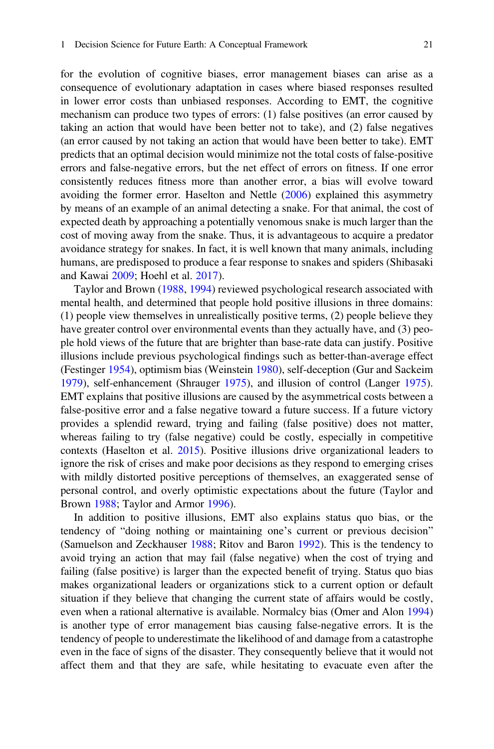for the evolution of cognitive biases, error management biases can arise as a consequence of evolutionary adaptation in cases where biased responses resulted in lower error costs than unbiased responses. According to EMT, the cognitive mechanism can produce two types of errors: (1) false positives (an error caused by taking an action that would have been better not to take), and (2) false negatives (an error caused by not taking an action that would have been better to take). EMT predicts that an optimal decision would minimize not the total costs of false-positive errors and false-negative errors, but the net effect of errors on fitness. If one error consistently reduces fitness more than another error, a bias will evolve toward avoiding the former error. Haselton and Nettle (2006) explained this asymmetry by means of an example of an animal detecting a snake. For that animal, the cost of expected death by approaching a potentially venomous snake is much larger than the cost of moving away from the snake. Thus, it is advantageous to acquire a predator avoidance strategy for snakes. In fact, it is well known that many animals, including humans, are predisposed to produce a fear response to snakes and spiders (Shibasaki and Kawai 2009; Hoehl et al. 2017).

Taylor and Brown (1988, 1994) reviewed psychological research associated with mental health, and determined that people hold positive illusions in three domains: (1) people view themselves in unrealistically positive terms, (2) people believe they have greater control over environmental events than they actually have, and (3) people hold views of the future that are brighter than base-rate data can justify. Positive illusions include previous psychological findings such as better-than-average effect (Festinger 1954), optimism bias (Weinstein 1980), self-deception (Gur and Sackeim 1979), self-enhancement (Shrauger 1975), and illusion of control (Langer 1975). EMT explains that positive illusions are caused by the asymmetrical costs between a false-positive error and a false negative toward a future success. If a future victory provides a splendid reward, trying and failing (false positive) does not matter, whereas failing to try (false negative) could be costly, especially in competitive contexts (Haselton et al. 2015). Positive illusions drive organizational leaders to ignore the risk of crises and make poor decisions as they respond to emerging crises with mildly distorted positive perceptions of themselves, an exaggerated sense of personal control, and overly optimistic expectations about the future (Taylor and Brown 1988; Taylor and Armor 1996).

In addition to positive illusions, EMT also explains status quo bias, or the tendency of "doing nothing or maintaining one's current or previous decision" (Samuelson and Zeckhauser 1988; Ritov and Baron 1992). This is the tendency to avoid trying an action that may fail (false negative) when the cost of trying and failing (false positive) is larger than the expected benefit of trying. Status quo bias makes organizational leaders or organizations stick to a current option or default situation if they believe that changing the current state of affairs would be costly, even when a rational alternative is available. Normalcy bias (Omer and Alon 1994) is another type of error management bias causing false-negative errors. It is the tendency of people to underestimate the likelihood of and damage from a catastrophe even in the face of signs of the disaster. They consequently believe that it would not affect them and that they are safe, while hesitating to evacuate even after the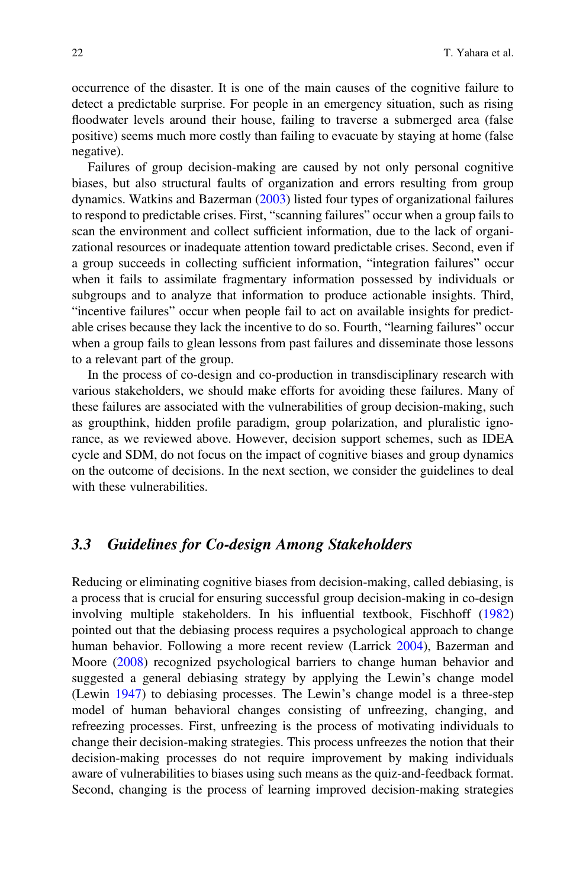occurrence of the disaster. It is one of the main causes of the cognitive failure to detect a predictable surprise. For people in an emergency situation, such as rising floodwater levels around their house, failing to traverse a submerged area (false positive) seems much more costly than failing to evacuate by staying at home (false negative).

Failures of group decision-making are caused by not only personal cognitive biases, but also structural faults of organization and errors resulting from group dynamics. Watkins and Bazerman (2003) listed four types of organizational failures to respond to predictable crises. First, "scanning failures" occur when a group fails to scan the environment and collect sufficient information, due to the lack of organizational resources or inadequate attention toward predictable crises. Second, even if a group succeeds in collecting sufficient information, "integration failures" occur when it fails to assimilate fragmentary information possessed by individuals or subgroups and to analyze that information to produce actionable insights. Third, "incentive failures" occur when people fail to act on available insights for predictable crises because they lack the incentive to do so. Fourth, "learning failures" occur when a group fails to glean lessons from past failures and disseminate those lessons to a relevant part of the group.

In the process of co-design and co-production in transdisciplinary research with various stakeholders, we should make efforts for avoiding these failures. Many of these failures are associated with the vulnerabilities of group decision-making, such as groupthink, hidden profile paradigm, group polarization, and pluralistic ignorance, as we reviewed above. However, decision support schemes, such as IDEA cycle and SDM, do not focus on the impact of cognitive biases and group dynamics on the outcome of decisions. In the next section, we consider the guidelines to deal with these vulnerabilities.

## *3.3 Guidelines for Co-design Among Stakeholders*

Reducing or eliminating cognitive biases from decision-making, called debiasing, is a process that is crucial for ensuring successful group decision-making in co-design involving multiple stakeholders. In his influential textbook, Fischhoff (1982) pointed out that the debiasing process requires a psychological approach to change human behavior. Following a more recent review (Larrick 2004), Bazerman and Moore (2008) recognized psychological barriers to change human behavior and suggested a general debiasing strategy by applying the Lewin's change model (Lewin 1947) to debiasing processes. The Lewin's change model is a three-step model of human behavioral changes consisting of unfreezing, changing, and refreezing processes. First, unfreezing is the process of motivating individuals to change their decision-making strategies. This process unfreezes the notion that their decision-making processes do not require improvement by making individuals aware of vulnerabilities to biases using such means as the quiz-and-feedback format. Second, changing is the process of learning improved decision-making strategies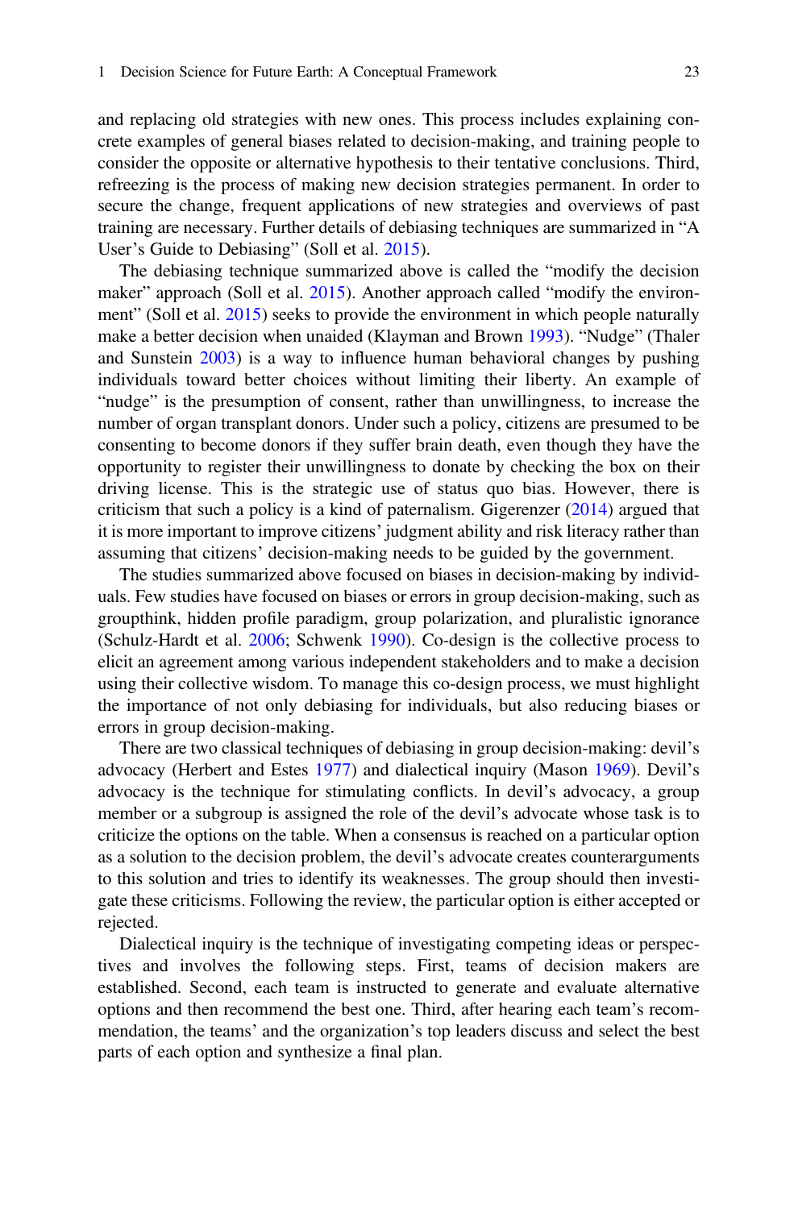and replacing old strategies with new ones. This process includes explaining concrete examples of general biases related to decision-making, and training people to consider the opposite or alternative hypothesis to their tentative conclusions. Third, refreezing is the process of making new decision strategies permanent. In order to secure the change, frequent applications of new strategies and overviews of past training are necessary. Further details of debiasing techniques are summarized in "A User's Guide to Debiasing" (Soll et al. 2015).

The debiasing technique summarized above is called the "modify the decision maker" approach (Soll et al. 2015). Another approach called "modify the environment" (Soll et al. 2015) seeks to provide the environment in which people naturally make a better decision when unaided (Klayman and Brown 1993). "Nudge" (Thaler and Sunstein 2003) is a way to influence human behavioral changes by pushing individuals toward better choices without limiting their liberty. An example of "nudge" is the presumption of consent, rather than unwillingness, to increase the number of organ transplant donors. Under such a policy, citizens are presumed to be consenting to become donors if they suffer brain death, even though they have the opportunity to register their unwillingness to donate by checking the box on their driving license. This is the strategic use of status quo bias. However, there is criticism that such a policy is a kind of paternalism. Gigerenzer (2014) argued that it is more important to improve citizens' judgment ability and risk literacy rather than assuming that citizens' decision-making needs to be guided by the government.

The studies summarized above focused on biases in decision-making by individuals. Few studies have focused on biases or errors in group decision-making, such as groupthink, hidden profile paradigm, group polarization, and pluralistic ignorance (Schulz-Hardt et al. 2006; Schwenk 1990). Co-design is the collective process to elicit an agreement among various independent stakeholders and to make a decision using their collective wisdom. To manage this co-design process, we must highlight the importance of not only debiasing for individuals, but also reducing biases or errors in group decision-making.

There are two classical techniques of debiasing in group decision-making: devil's advocacy (Herbert and Estes 1977) and dialectical inquiry (Mason 1969). Devil's advocacy is the technique for stimulating conflicts. In devil's advocacy, a group member or a subgroup is assigned the role of the devil's advocate whose task is to criticize the options on the table. When a consensus is reached on a particular option as a solution to the decision problem, the devil's advocate creates counterarguments to this solution and tries to identify its weaknesses. The group should then investigate these criticisms. Following the review, the particular option is either accepted or rejected.

Dialectical inquiry is the technique of investigating competing ideas or perspectives and involves the following steps. First, teams of decision makers are established. Second, each team is instructed to generate and evaluate alternative options and then recommend the best one. Third, after hearing each team's recommendation, the teams' and the organization's top leaders discuss and select the best parts of each option and synthesize a final plan.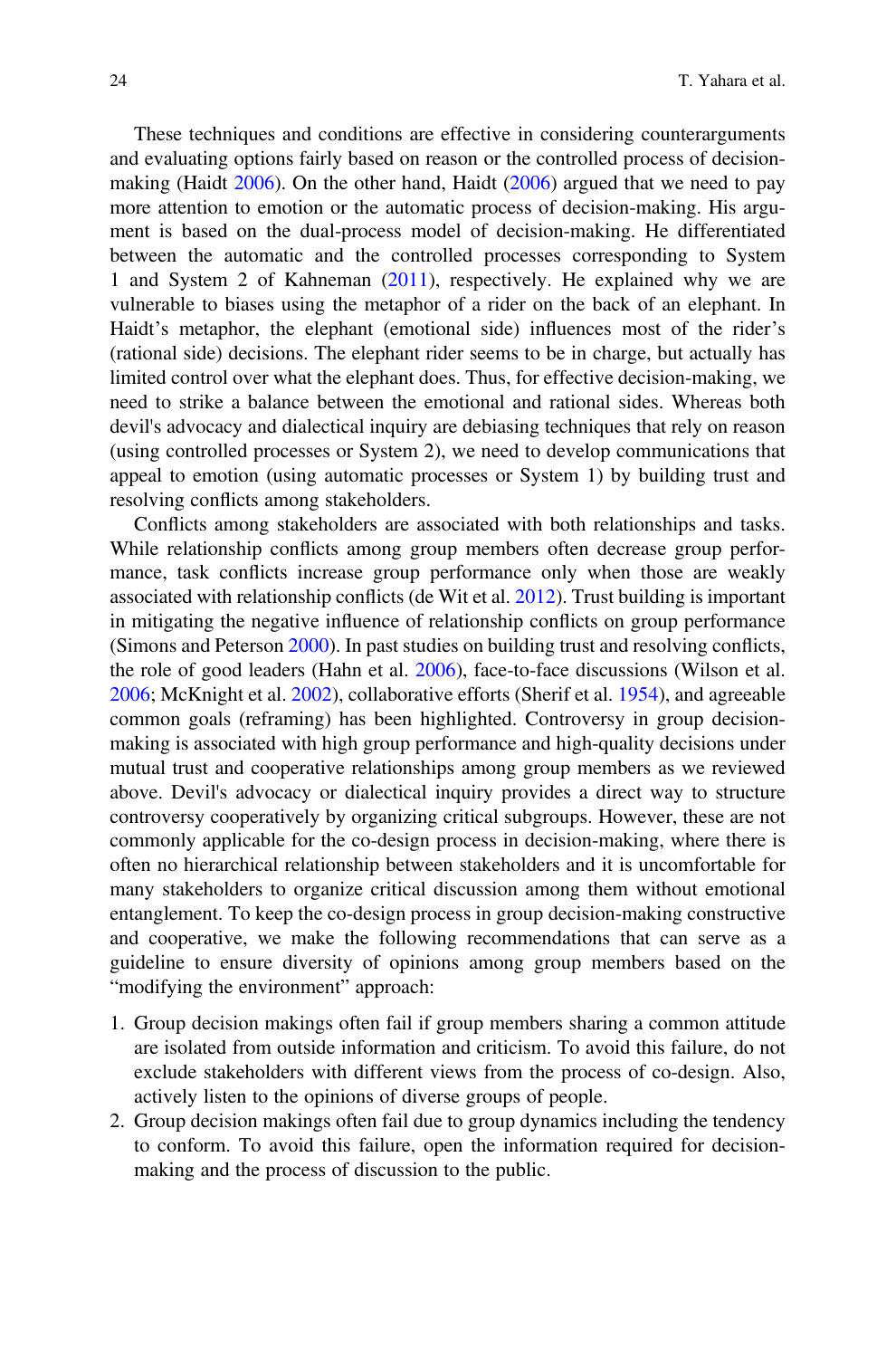These techniques and conditions are effective in considering counterarguments and evaluating options fairly based on reason or the controlled process of decision-making (Haidt 2006). On the other hand, Haidt (2006) argued that we need to pay more attention to emotion or the automatic process of decision-making. His argument is based on the dual-process model of decision-making. He differentiated between the automatic and the controlled processes corresponding to System 1 and System 2 of Kahneman (2011), respectively. He explained why we are vulnerable to biases using the metaphor of a rider on the back of an elephant. In Haidt's metaphor, the elephant (emotional side) influences most of the rider's (rational side) decisions. The elephant rider seems to be in charge, but actually has limited control over what the elephant does. Thus, for effective decision-making, we need to strike a balance between the emotional and rational sides. Whereas both devil's advocacy and dialectical inquiry are debiasing techniques that rely on reason (using controlled processes or System 2), we need to develop communications that appeal to emotion (using automatic processes or System 1) by building trust and resolving conflicts among stakeholders.

Conflicts among stakeholders are associated with both relationships and tasks. While relationship conflicts among group members often decrease group performance, task conflicts increase group performance only when those are weakly associated with relationship conflicts (de Wit et al. 2012). Trust building is important in mitigating the negative influence of relationship conflicts on group performance (Simons and Peterson 2000). In past studies on building trust and resolving conflicts, the role of good leaders (Hahn et al. 2006), face-to-face discussions (Wilson et al. 2006; McKnight et al. 2002), collaborative efforts (Sherif et al. 1954), and agreeable common goals (reframing) has been highlighted. Controversy in group decision-making is associated with high group performance and high-quality decisions under mutual trust and cooperative relationships among group members as we reviewed above. Devil's advocacy or dialectical inquiry provides a direct way to structure controversy cooperatively by organizing critical subgroups. However, these are not commonly applicable for the co-design process in decision-making, where there is often no hierarchical relationship between stakeholders and it is uncomfortable for many stakeholders to organize critical discussion among them without emotional entanglement. To keep the co-design process in group decision-making constructive and cooperative, we make the following recommendations that can serve as a guideline to ensure diversity of opinions among group members based on the "modifying the environment" approach:

1. Group decision makings often fail if group members sharing a common attitude are isolated from outside information and criticism. To avoid this failure, do not exclude stakeholders with different views from the process of co-design. Also, actively listen to the opinions of diverse groups of people.
2. Group decision makings often fail due to group dynamics including the tendency to conform. To avoid this failure, open the information required for decision-making and the process of discussion to the public.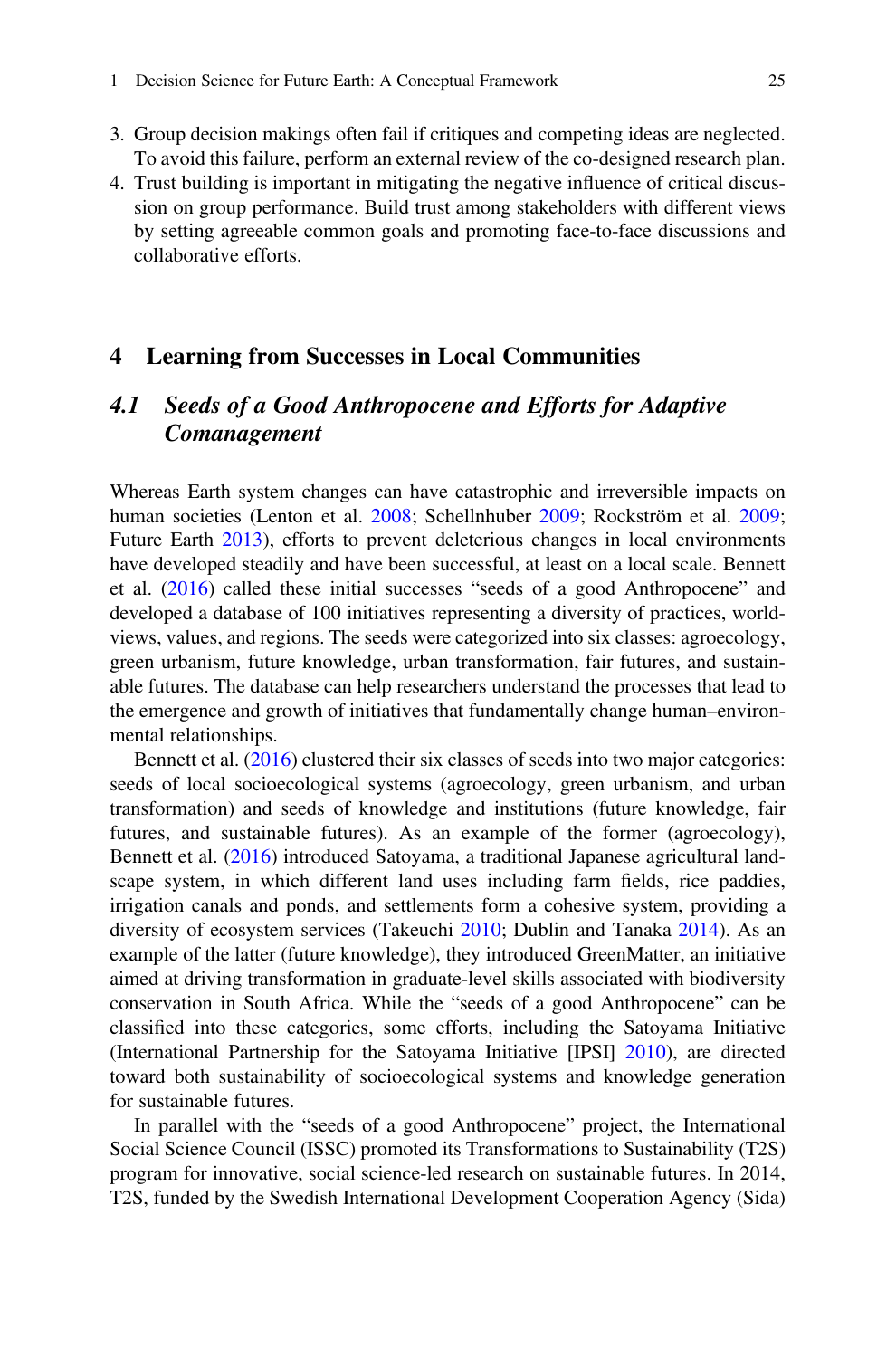3. Group decision makings often fail if critiques and competing ideas are neglected. To avoid this failure, perform an external review of the co-designed research plan.
4. Trust building is important in mitigating the negative influence of critical discussion on group performance. Build trust among stakeholders with different views by setting agreeable common goals and promoting face-to-face discussions and collaborative efforts.

## 4 Learning from Successes in Local Communities

### *4.1 Seeds of a Good Anthropocene and Efforts for Adaptive Comanagement*

Whereas Earth system changes can have catastrophic and irreversible impacts on human societies (Lenton et al. 2008; Schellnhuber 2009; Rockström et al. 2009; Future Earth 2013), efforts to prevent deleterious changes in local environments have developed steadily and have been successful, at least on a local scale. Bennett et al. (2016) called these initial successes "seeds of a good Anthropocene" and developed a database of 100 initiatives representing a diversity of practices, worldviews, values, and regions. The seeds were categorized into six classes: agroecology, green urbanism, future knowledge, urban transformation, fair futures, and sustainable futures. The database can help researchers understand the processes that lead to the emergence and growth of initiatives that fundamentally change human–environmental relationships.

Bennett et al. (2016) clustered their six classes of seeds into two major categories: seeds of local socioecological systems (agroecology, green urbanism, and urban transformation) and seeds of knowledge and institutions (future knowledge, fair futures, and sustainable futures). As an example of the former (agroecology), Bennett et al. (2016) introduced Satoyama, a traditional Japanese agricultural landscape system, in which different land uses including farm fields, rice paddies, irrigation canals and ponds, and settlements form a cohesive system, providing a diversity of ecosystem services (Takeuchi 2010; Dublin and Tanaka 2014). As an example of the latter (future knowledge), they introduced GreenMatter, an initiative aimed at driving transformation in graduate-level skills associated with biodiversity conservation in South Africa. While the "seeds of a good Anthropocene" can be classified into these categories, some efforts, including the Satoyama Initiative (International Partnership for the Satoyama Initiative [IPSI] 2010), are directed toward both sustainability of socioecological systems and knowledge generation for sustainable futures.

In parallel with the "seeds of a good Anthropocene" project, the International Social Science Council (ISSC) promoted its Transformations to Sustainability (T2S) program for innovative, social science-led research on sustainable futures. In 2014, T2S, funded by the Swedish International Development Cooperation Agency (Sida)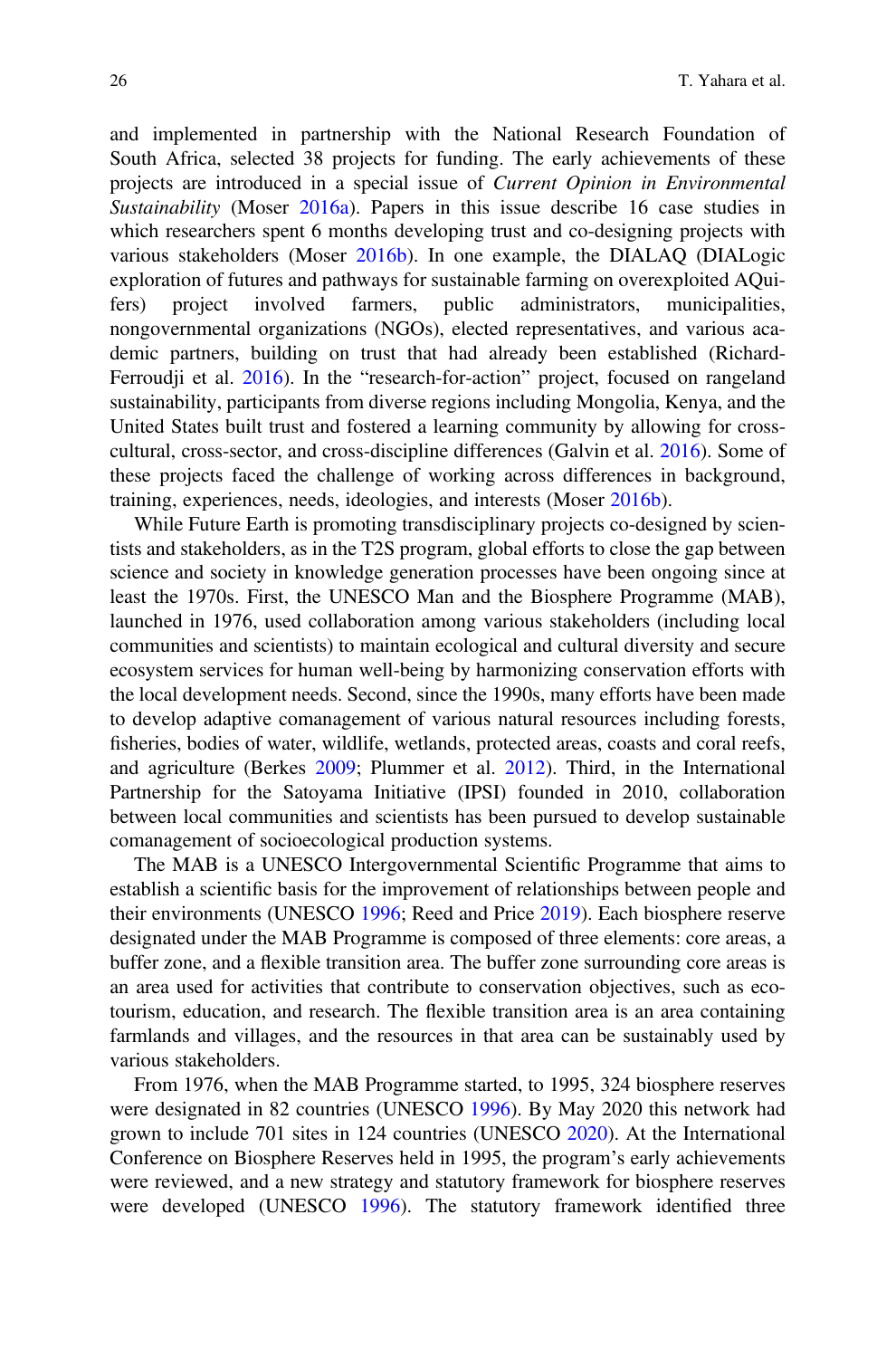and implemented in partnership with the National Research Foundation of South Africa, selected 38 projects for funding. The early achievements of these projects are introduced in a special issue of *Current Opinion in Environmental Sustainability* (Moser 2016a). Papers in this issue describe 16 case studies in which researchers spent 6 months developing trust and co-designing projects with various stakeholders (Moser 2016b). In one example, the DIALAQ (DIALogic exploration of futures and pathways for sustainable farming on overexploited AQuifers) project involved farmers, public administrators, municipalities, nongovernmental organizations (NGOs), elected representatives, and various academic partners, building on trust that had already been established (Richard-Ferroudji et al. 2016). In the "research-for-action" project, focused on rangeland sustainability, participants from diverse regions including Mongolia, Kenya, and the United States built trust and fostered a learning community by allowing for cross-cultural, cross-sector, and cross-discipline differences (Galvin et al. 2016). Some of these projects faced the challenge of working across differences in background, training, experiences, needs, ideologies, and interests (Moser 2016b).

While Future Earth is promoting transdisciplinary projects co-designed by scientists and stakeholders, as in the T2S program, global efforts to close the gap between science and society in knowledge generation processes have been ongoing since at least the 1970s. First, the UNESCO Man and the Biosphere Programme (MAB), launched in 1976, used collaboration among various stakeholders (including local communities and scientists) to maintain ecological and cultural diversity and secure ecosystem services for human well-being by harmonizing conservation efforts with the local development needs. Second, since the 1990s, many efforts have been made to develop adaptive comanagement of various natural resources including forests, fisheries, bodies of water, wildlife, wetlands, protected areas, coasts and coral reefs, and agriculture (Berkes 2009; Plummer et al. 2012). Third, in the International Partnership for the Satoyama Initiative (IPSI) founded in 2010, collaboration between local communities and scientists has been pursued to develop sustainable comanagement of socioecological production systems.

The MAB is a UNESCO Intergovernmental Scientific Programme that aims to establish a scientific basis for the improvement of relationships between people and their environments (UNESCO 1996; Reed and Price 2019). Each biosphere reserve designated under the MAB Programme is composed of three elements: core areas, a buffer zone, and a flexible transition area. The buffer zone surrounding core areas is an area used for activities that contribute to conservation objectives, such as ecotourism, education, and research. The flexible transition area is an area containing farmlands and villages, and the resources in that area can be sustainably used by various stakeholders.

From 1976, when the MAB Programme started, to 1995, 324 biosphere reserves were designated in 82 countries (UNESCO 1996). By May 2020 this network had grown to include 701 sites in 124 countries (UNESCO 2020). At the International Conference on Biosphere Reserves held in 1995, the program's early achievements were reviewed, and a new strategy and statutory framework for biosphere reserves were developed (UNESCO 1996). The statutory framework identified three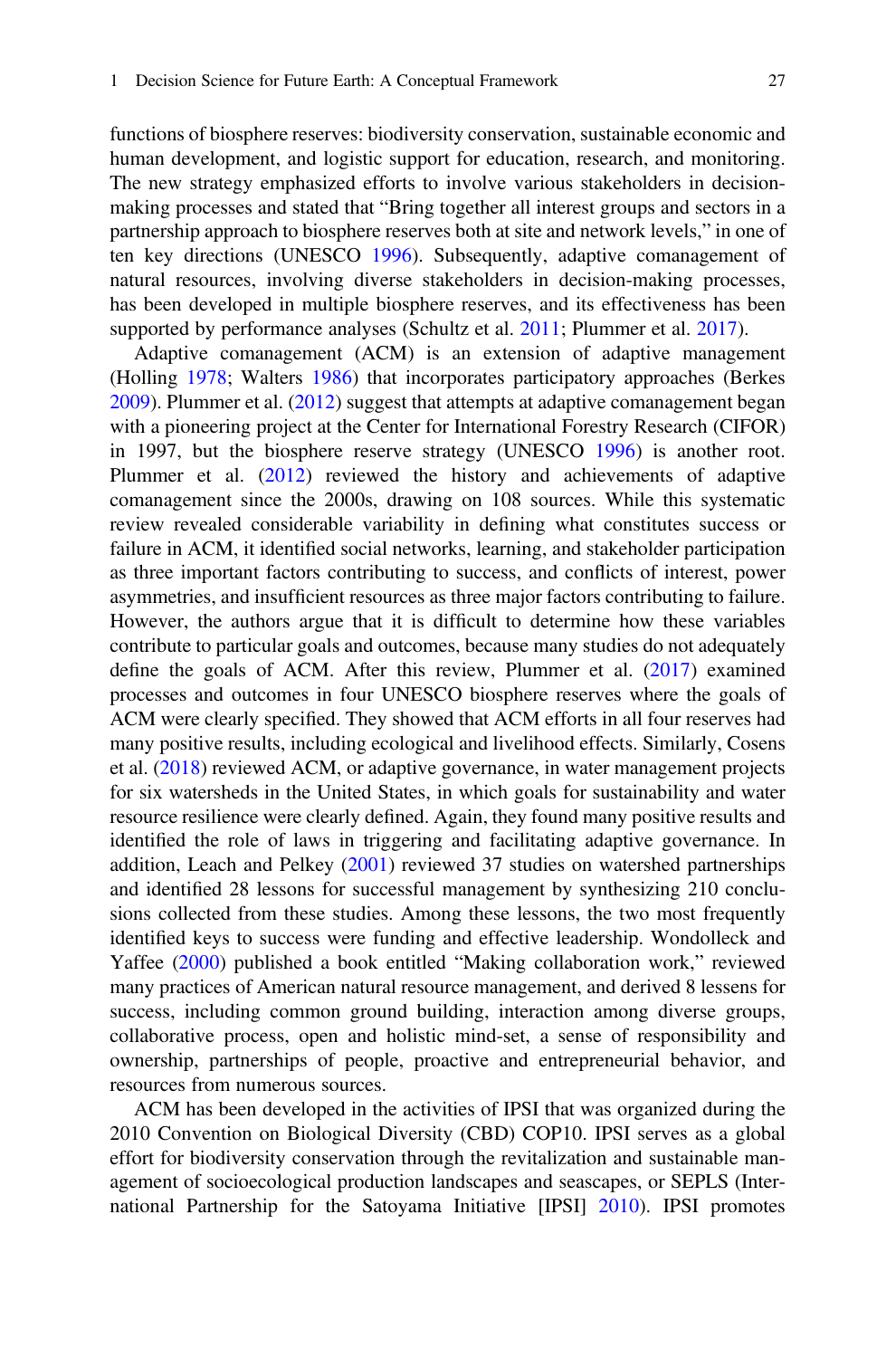functions of biosphere reserves: biodiversity conservation, sustainable economic and human development, and logistic support for education, research, and monitoring. The new strategy emphasized efforts to involve various stakeholders in decision-making processes and stated that "Bring together all interest groups and sectors in a partnership approach to biosphere reserves both at site and network levels," in one of ten key directions (UNESCO 1996). Subsequently, adaptive comanagement of natural resources, involving diverse stakeholders in decision-making processes, has been developed in multiple biosphere reserves, and its effectiveness has been supported by performance analyses (Schultz et al. 2011; Plummer et al. 2017).

Adaptive comanagement (ACM) is an extension of adaptive management (Holling 1978; Walters 1986) that incorporates participatory approaches (Berkes 2009). Plummer et al. (2012) suggest that attempts at adaptive comanagement began with a pioneering project at the Center for International Forestry Research (CIFOR) in 1997, but the biosphere reserve strategy (UNESCO 1996) is another root. Plummer et al. (2012) reviewed the history and achievements of adaptive comanagement since the 2000s, drawing on 108 sources. While this systematic review revealed considerable variability in defining what constitutes success or failure in ACM, it identified social networks, learning, and stakeholder participation as three important factors contributing to success, and conflicts of interest, power asymmetries, and insufficient resources as three major factors contributing to failure. However, the authors argue that it is difficult to determine how these variables contribute to particular goals and outcomes, because many studies do not adequately define the goals of ACM. After this review, Plummer et al. (2017) examined processes and outcomes in four UNESCO biosphere reserves where the goals of ACM were clearly specified. They showed that ACM efforts in all four reserves had many positive results, including ecological and livelihood effects. Similarly, Cosens et al. (2018) reviewed ACM, or adaptive governance, in water management projects for six watersheds in the United States, in which goals for sustainability and water resource resilience were clearly defined. Again, they found many positive results and identified the role of laws in triggering and facilitating adaptive governance. In addition, Leach and Pelkey (2001) reviewed 37 studies on watershed partnerships and identified 28 lessons for successful management by synthesizing 210 conclusions collected from these studies. Among these lessons, the two most frequently identified keys to success were funding and effective leadership. Wondolleck and Yaffee (2000) published a book entitled "Making collaboration work," reviewed many practices of American natural resource management, and derived 8 lessens for success, including common ground building, interaction among diverse groups, collaborative process, open and holistic mind-set, a sense of responsibility and ownership, partnerships of people, proactive and entrepreneurial behavior, and resources from numerous sources.

ACM has been developed in the activities of IPSI that was organized during the 2010 Convention on Biological Diversity (CBD) COP10. IPSI serves as a global effort for biodiversity conservation through the revitalization and sustainable management of socioecological production landscapes and seascapes, or SEPLS (International Partnership for the Satoyama Initiative [IPSI] 2010). IPSI promotes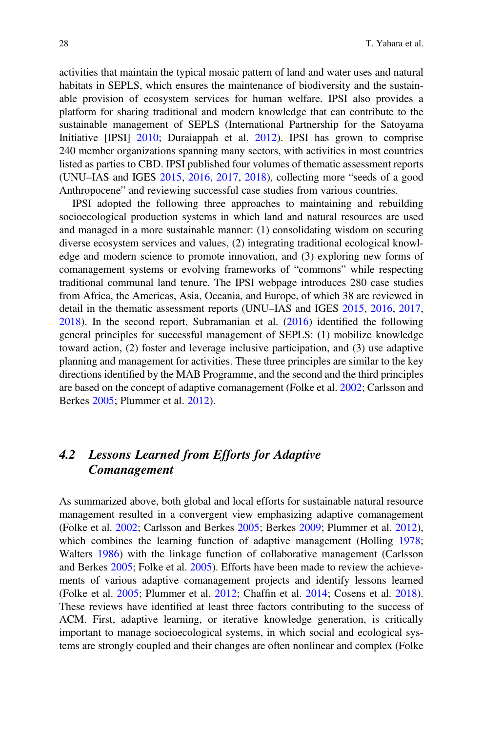activities that maintain the typical mosaic pattern of land and water uses and natural habitats in SEPLS, which ensures the maintenance of biodiversity and the sustainable provision of ecosystem services for human welfare. IPSI also provides a platform for sharing traditional and modern knowledge that can contribute to the sustainable management of SEPLS (International Partnership for the Satoyama Initiative [IPSI] 2010; Duraiappah et al. 2012). IPSI has grown to comprise 240 member organizations spanning many sectors, with activities in most countries listed as parties to CBD. IPSI published four volumes of thematic assessment reports (UNU–IAS and IGES 2015, 2016, 2017, 2018), collecting more "seeds of a good Anthropocene" and reviewing successful case studies from various countries.

IPSI adopted the following three approaches to maintaining and rebuilding socioecological production systems in which land and natural resources are used and managed in a more sustainable manner: (1) consolidating wisdom on securing diverse ecosystem services and values, (2) integrating traditional ecological knowledge and modern science to promote innovation, and (3) exploring new forms of comanagement systems or evolving frameworks of "commons" while respecting traditional communal land tenure. The IPSI webpage introduces 280 case studies from Africa, the Americas, Asia, Oceania, and Europe, of which 38 are reviewed in detail in the thematic assessment reports (UNU–IAS and IGES 2015, 2016, 2017, 2018). In the second report, Subramanian et al. (2016) identified the following general principles for successful management of SEPLS: (1) mobilize knowledge toward action, (2) foster and leverage inclusive participation, and (3) use adaptive planning and management for activities. These three principles are similar to the key directions identified by the MAB Programme, and the second and the third principles are based on the concept of adaptive comanagement (Folke et al. 2002; Carlsson and Berkes 2005; Plummer et al. 2012).

## *4.2 Lessons Learned from Efforts for Adaptive Comanagement*

As summarized above, both global and local efforts for sustainable natural resource management resulted in a convergent view emphasizing adaptive comanagement (Folke et al. 2002; Carlsson and Berkes 2005; Berkes 2009; Plummer et al. 2012), which combines the learning function of adaptive management (Holling 1978; Walters 1986) with the linkage function of collaborative management (Carlsson and Berkes 2005; Folke et al. 2005). Efforts have been made to review the achievements of various adaptive comanagement projects and identify lessons learned (Folke et al. 2005; Plummer et al. 2012; Chaffin et al. 2014; Cosens et al. 2018). These reviews have identified at least three factors contributing to the success of ACM. First, adaptive learning, or iterative knowledge generation, is critically important to manage socioecological systems, in which social and ecological systems are strongly coupled and their changes are often nonlinear and complex (Folke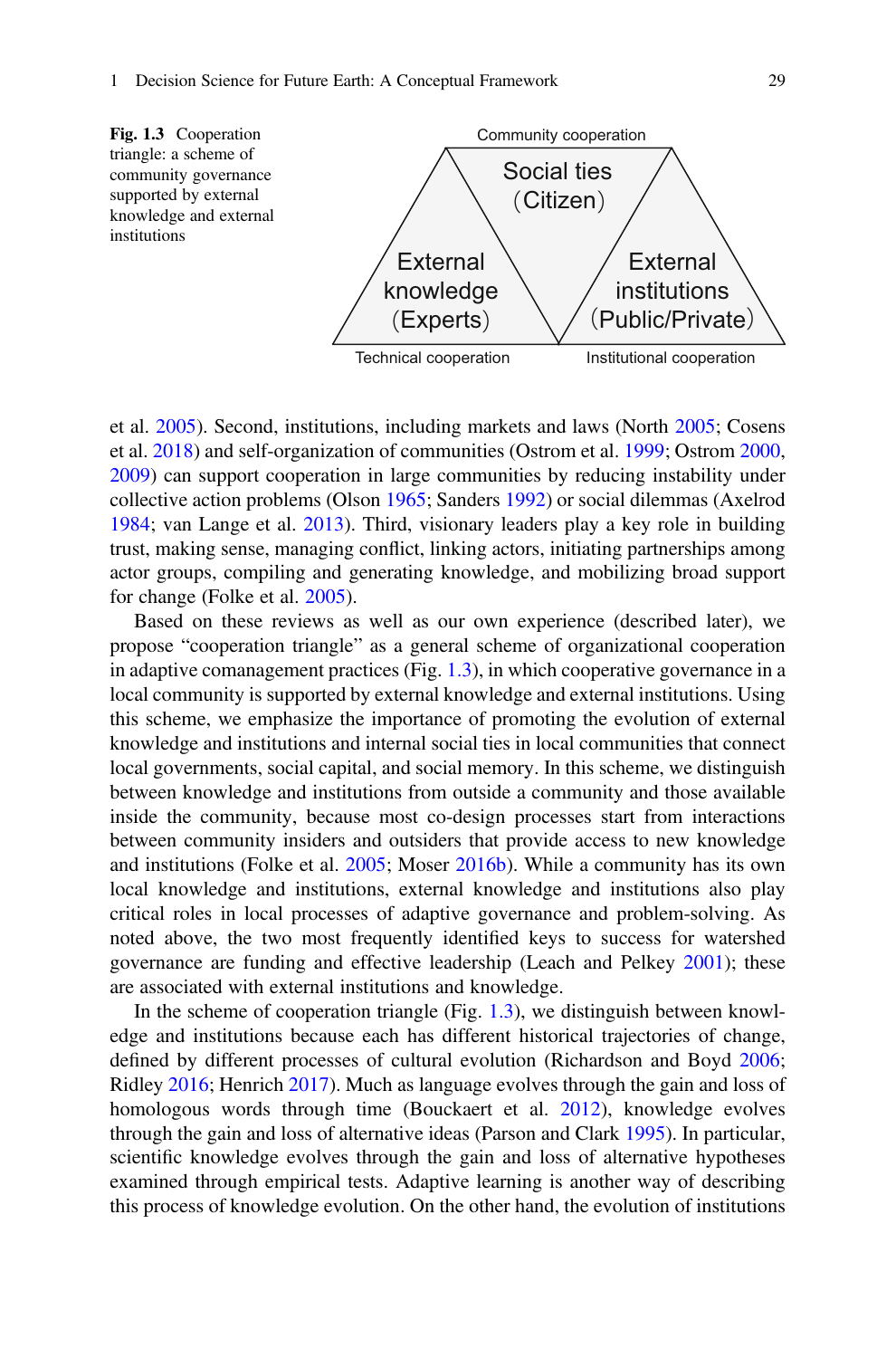**Fig. 1.3** Cooperation triangle: a scheme of community governance supported by external knowledge and external institutions

Community cooperation

Social ties (Citizen)

External knowledge (Experts)

External institutions (Public/Private)

Technical cooperation

Institutional cooperation

et al. 2005). Second, institutions, including markets and laws (North 2005; Cosens et al. 2018) and self-organization of communities (Ostrom et al. 1999; Ostrom 2000, 2009) can support cooperation in large communities by reducing instability under collective action problems (Olson 1965; Sanders 1992) or social dilemmas (Axelrod 1984; van Lange et al. 2013). Third, visionary leaders play a key role in building trust, making sense, managing conflict, linking actors, initiating partnerships among actor groups, compiling and generating knowledge, and mobilizing broad support for change (Folke et al. 2005).

Based on these reviews as well as our own experience (described later), we propose "cooperation triangle" as a general scheme of organizational cooperation in adaptive comanagement practices (Fig. 1.3), in which cooperative governance in a local community is supported by external knowledge and external institutions. Using this scheme, we emphasize the importance of promoting the evolution of external knowledge and institutions and internal social ties in local communities that connect local governments, social capital, and social memory. In this scheme, we distinguish between knowledge and institutions from outside a community and those available inside the community, because most co-design processes start from interactions between community insiders and outsiders that provide access to new knowledge and institutions (Folke et al. 2005; Moser 2016b). While a community has its own local knowledge and institutions, external knowledge and institutions also play critical roles in local processes of adaptive governance and problem-solving. As noted above, the two most frequently identified keys to success for watershed governance are funding and effective leadership (Leach and Pelkey 2001); these are associated with external institutions and knowledge.

In the scheme of cooperation triangle (Fig. 1.3), we distinguish between knowledge and institutions because each has different historical trajectories of change, defined by different processes of cultural evolution (Richardson and Boyd 2006; Ridley 2016; Henrich 2017). Much as language evolves through the gain and loss of homologous words through time (Bouckaert et al. 2012), knowledge evolves through the gain and loss of alternative ideas (Parson and Clark 1995). In particular, scientific knowledge evolves through the gain and loss of alternative hypotheses examined through empirical tests. Adaptive learning is another way of describing this process of knowledge evolution. On the other hand, the evolution of institutions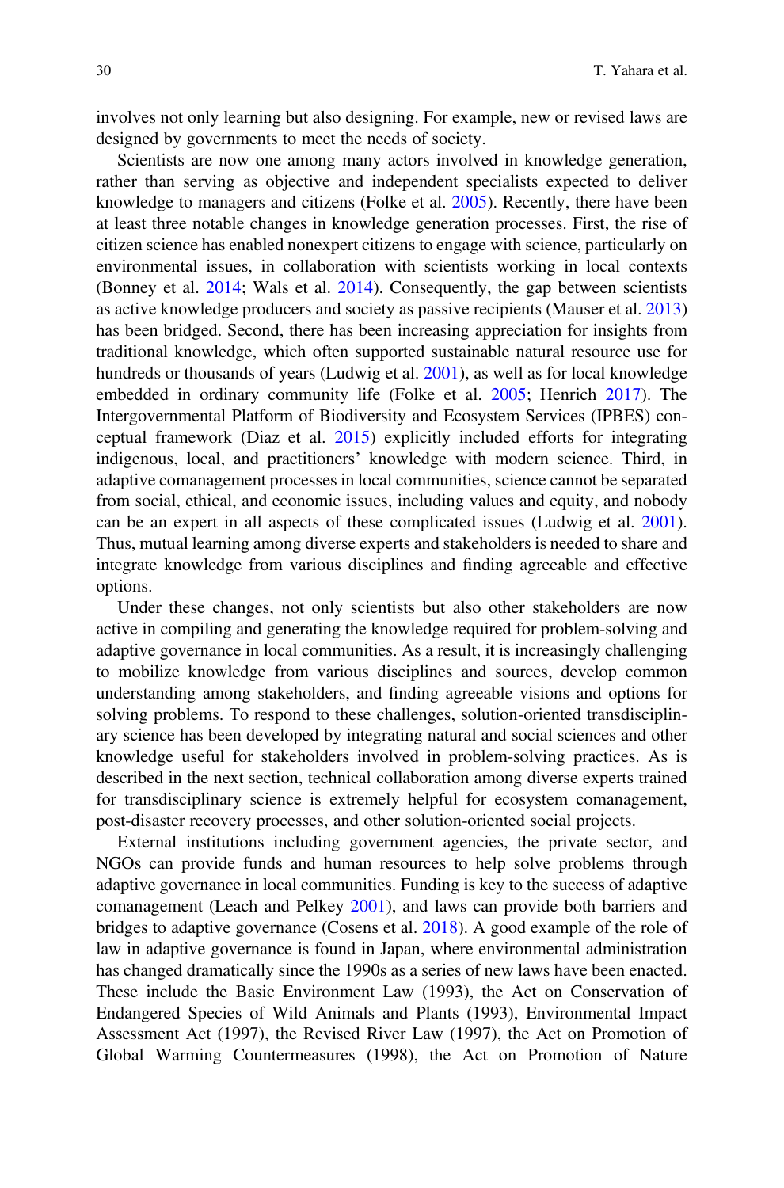involves not only learning but also designing. For example, new or revised laws are designed by governments to meet the needs of society.

Scientists are now one among many actors involved in knowledge generation, rather than serving as objective and independent specialists expected to deliver knowledge to managers and citizens (Folke et al. 2005). Recently, there have been at least three notable changes in knowledge generation processes. First, the rise of citizen science has enabled nonexpert citizens to engage with science, particularly on environmental issues, in collaboration with scientists working in local contexts (Bonney et al. 2014; Wals et al. 2014). Consequently, the gap between scientists as active knowledge producers and society as passive recipients (Mauser et al. 2013) has been bridged. Second, there has been increasing appreciation for insights from traditional knowledge, which often supported sustainable natural resource use for hundreds or thousands of years (Ludwig et al. 2001), as well as for local knowledge embedded in ordinary community life (Folke et al. 2005; Henrich 2017). The Intergovernmental Platform of Biodiversity and Ecosystem Services (IPBES) conceptual framework (Diaz et al. 2015) explicitly included efforts for integrating indigenous, local, and practitioners' knowledge with modern science. Third, in adaptive comanagement processes in local communities, science cannot be separated from social, ethical, and economic issues, including values and equity, and nobody can be an expert in all aspects of these complicated issues (Ludwig et al. 2001). Thus, mutual learning among diverse experts and stakeholders is needed to share and integrate knowledge from various disciplines and finding agreeable and effective options.

Under these changes, not only scientists but also other stakeholders are now active in compiling and generating the knowledge required for problem-solving and adaptive governance in local communities. As a result, it is increasingly challenging to mobilize knowledge from various disciplines and sources, develop common understanding among stakeholders, and finding agreeable visions and options for solving problems. To respond to these challenges, solution-oriented transdisciplinary science has been developed by integrating natural and social sciences and other knowledge useful for stakeholders involved in problem-solving practices. As is described in the next section, technical collaboration among diverse experts trained for transdisciplinary science is extremely helpful for ecosystem comanagement, post-disaster recovery processes, and other solution-oriented social projects.

External institutions including government agencies, the private sector, and NGOs can provide funds and human resources to help solve problems through adaptive governance in local communities. Funding is key to the success of adaptive comanagement (Leach and Pelkey 2001), and laws can provide both barriers and bridges to adaptive governance (Cosens et al. 2018). A good example of the role of law in adaptive governance is found in Japan, where environmental administration has changed dramatically since the 1990s as a series of new laws have been enacted. These include the Basic Environment Law (1993), the Act on Conservation of Endangered Species of Wild Animals and Plants (1993), Environmental Impact Assessment Act (1997), the Revised River Law (1997), the Act on Promotion of Global Warming Countermeasures (1998), the Act on Promotion of Nature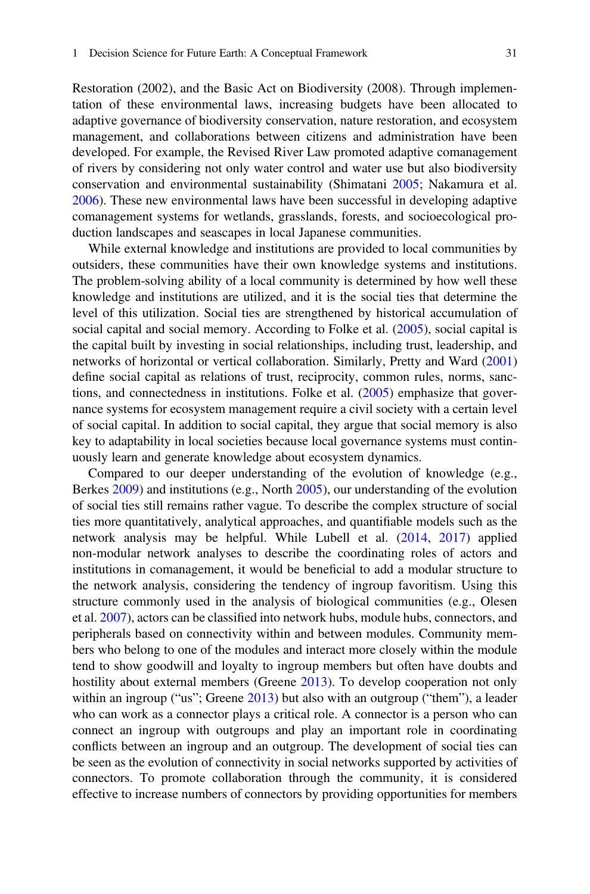Restoration (2002), and the Basic Act on Biodiversity (2008). Through implementation of these environmental laws, increasing budgets have been allocated to adaptive governance of biodiversity conservation, nature restoration, and ecosystem management, and collaborations between citizens and administration have been developed. For example, the Revised River Law promoted adaptive comanagement of rivers by considering not only water control and water use but also biodiversity conservation and environmental sustainability (Shimatani 2005; Nakamura et al. 2006). These new environmental laws have been successful in developing adaptive comanagement systems for wetlands, grasslands, forests, and socioecological production landscapes and seascapes in local Japanese communities.

While external knowledge and institutions are provided to local communities by outsiders, these communities have their own knowledge systems and institutions. The problem-solving ability of a local community is determined by how well these knowledge and institutions are utilized, and it is the social ties that determine the level of this utilization. Social ties are strengthened by historical accumulation of social capital and social memory. According to Folke et al. (2005), social capital is the capital built by investing in social relationships, including trust, leadership, and networks of horizontal or vertical collaboration. Similarly, Pretty and Ward (2001) define social capital as relations of trust, reciprocity, common rules, norms, sanctions, and connectedness in institutions. Folke et al. (2005) emphasize that governance systems for ecosystem management require a civil society with a certain level of social capital. In addition to social capital, they argue that social memory is also key to adaptability in local societies because local governance systems must continuously learn and generate knowledge about ecosystem dynamics.

Compared to our deeper understanding of the evolution of knowledge (e.g., Berkes 2009) and institutions (e.g., North 2005), our understanding of the evolution of social ties still remains rather vague. To describe the complex structure of social ties more quantitatively, analytical approaches, and quantifiable models such as the network analysis may be helpful. While Lubell et al. (2014, 2017) applied non-modular network analyses to describe the coordinating roles of actors and institutions in comanagement, it would be beneficial to add a modular structure to the network analysis, considering the tendency of ingroup favoritism. Using this structure commonly used in the analysis of biological communities (e.g., Olesen et al. 2007), actors can be classified into network hubs, module hubs, connectors, and peripherals based on connectivity within and between modules. Community members who belong to one of the modules and interact more closely within the module tend to show goodwill and loyalty to ingroup members but often have doubts and hostility about external members (Greene 2013). To develop cooperation not only within an ingroup ("us"; Greene 2013) but also with an outgroup ("them"), a leader who can work as a connector plays a critical role. A connector is a person who can connect an ingroup with outgroups and play an important role in coordinating conflicts between an ingroup and an outgroup. The development of social ties can be seen as the evolution of connectivity in social networks supported by activities of connectors. To promote collaboration through the community, it is considered effective to increase numbers of connectors by providing opportunities for members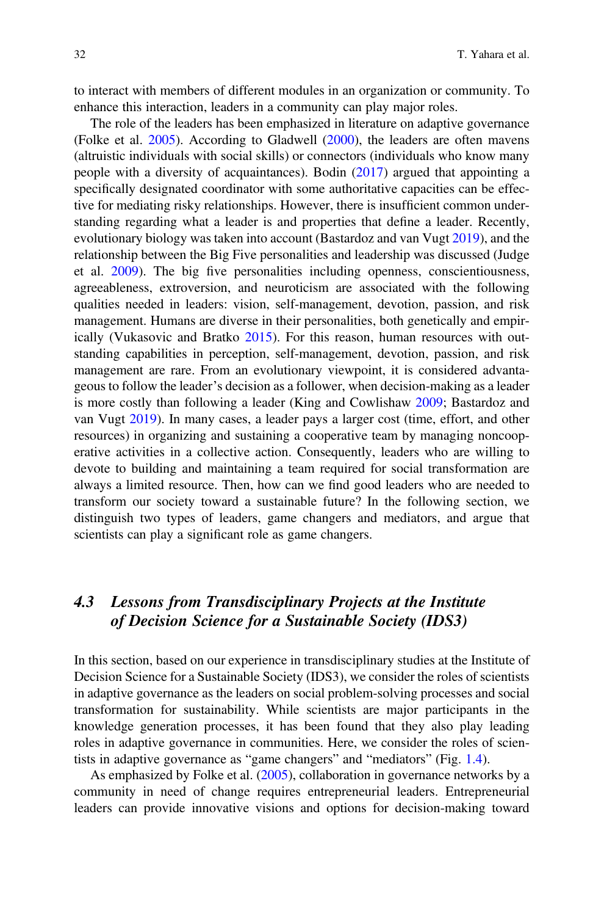to interact with members of different modules in an organization or community. To enhance this interaction, leaders in a community can play major roles.

The role of the leaders has been emphasized in literature on adaptive governance (Folke et al. 2005). According to Gladwell (2000), the leaders are often mavens (altruistic individuals with social skills) or connectors (individuals who know many people with a diversity of acquaintances). Bodin (2017) argued that appointing a specifically designated coordinator with some authoritative capacities can be effective for mediating risky relationships. However, there is insufficient common understanding regarding what a leader is and properties that define a leader. Recently, evolutionary biology was taken into account (Bastardoz and van Vugt 2019), and the relationship between the Big Five personalities and leadership was discussed (Judge et al. 2009). The big five personalities including openness, conscientiousness, agreeableness, extroversion, and neuroticism are associated with the following qualities needed in leaders: vision, self-management, devotion, passion, and risk management. Humans are diverse in their personalities, both genetically and empirically (Vukasovic and Bratko 2015). For this reason, human resources with outstanding capabilities in perception, self-management, devotion, passion, and risk management are rare. From an evolutionary viewpoint, it is considered advantageous to follow the leader's decision as a follower, when decision-making as a leader is more costly than following a leader (King and Cowlishaw 2009; Bastardoz and van Vugt 2019). In many cases, a leader pays a larger cost (time, effort, and other resources) in organizing and sustaining a cooperative team by managing noncooperative activities in a collective action. Consequently, leaders who are willing to devote to building and maintaining a team required for social transformation are always a limited resource. Then, how can we find good leaders who are needed to transform our society toward a sustainable future? In the following section, we distinguish two types of leaders, game changers and mediators, and argue that scientists can play a significant role as game changers.

## 4.3 Lessons from Transdisciplinary Projects at the Institute of Decision Science for a Sustainable Society (IDS3)

In this section, based on our experience in transdisciplinary studies at the Institute of Decision Science for a Sustainable Society (IDS3), we consider the roles of scientists in adaptive governance as the leaders on social problem-solving processes and social transformation for sustainability. While scientists are major participants in the knowledge generation processes, it has been found that they also play leading roles in adaptive governance in communities. Here, we consider the roles of scientists in adaptive governance as "game changers" and "mediators" (Fig. 1.4).

As emphasized by Folke et al. (2005), collaboration in governance networks by a community in need of change requires entrepreneurial leaders. Entrepreneurial leaders can provide innovative visions and options for decision-making toward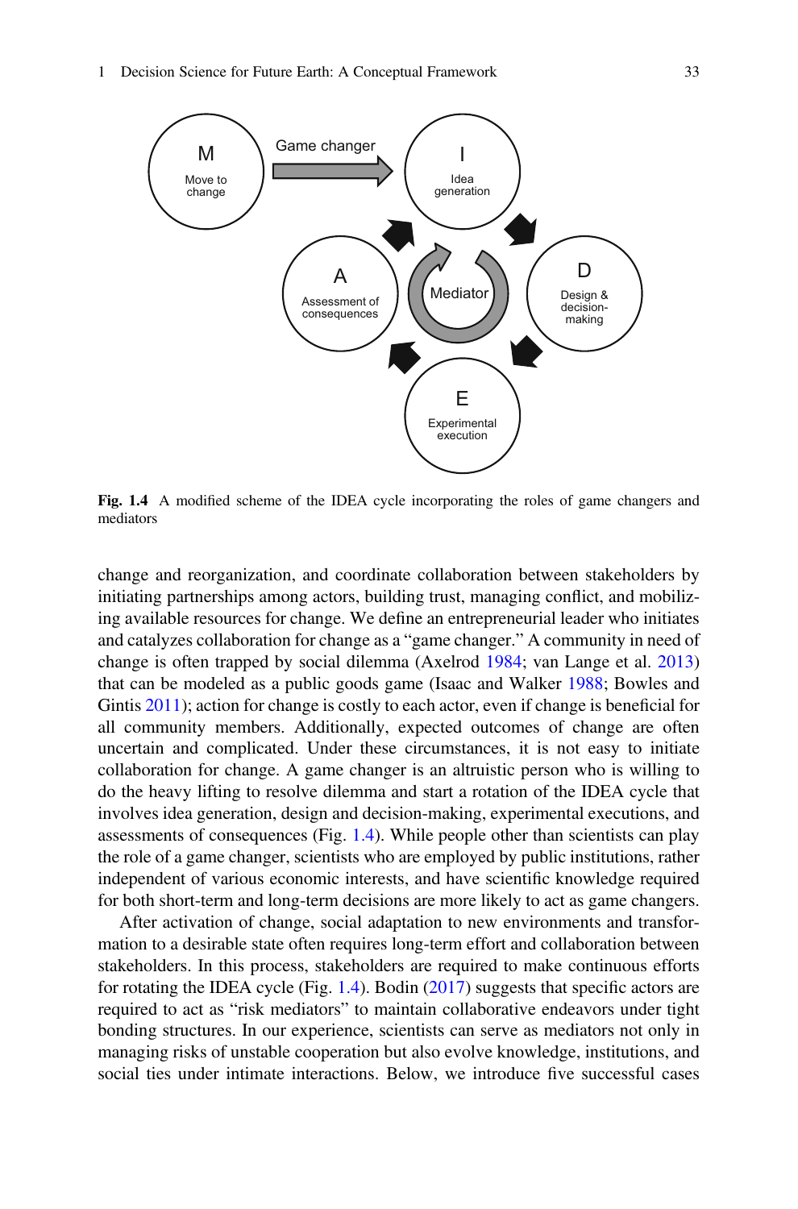Fig. 1.4 A modified scheme of the IDEA cycle incorporating the roles of game changers and mediators

change and reorganization, and coordinate collaboration between stakeholders by initiating partnerships among actors, building trust, managing conflict, and mobilizing available resources for change. We define an entrepreneurial leader who initiates and catalyzes collaboration for change as a "game changer." A community in need of change is often trapped by social dilemma (Axelrod 1984; van Lange et al. 2013) that can be modeled as a public goods game (Isaac and Walker 1988; Bowles and Gintis 2011); action for change is costly to each actor, even if change is beneficial for all community members. Additionally, expected outcomes of change are often uncertain and complicated. Under these circumstances, it is not easy to initiate collaboration for change. A game changer is an altruistic person who is willing to do the heavy lifting to resolve dilemma and start a rotation of the IDEA cycle that involves idea generation, design and decision-making, experimental executions, and assessments of consequences (Fig. 1.4). While people other than scientists can play the role of a game changer, scientists who are employed by public institutions, rather independent of various economic interests, and have scientific knowledge required for both short-term and long-term decisions are more likely to act as game changers.

After activation of change, social adaptation to new environments and transformation to a desirable state often requires long-term effort and collaboration between stakeholders. In this process, stakeholders are required to make continuous efforts for rotating the IDEA cycle (Fig. 1.4). Bodin (2017) suggests that specific actors are required to act as "risk mediators" to maintain collaborative endeavors under tight bonding structures. In our experience, scientists can serve as mediators not only in managing risks of unstable cooperation but also evolve knowledge, institutions, and social ties under intimate interactions. Below, we introduce five successful cases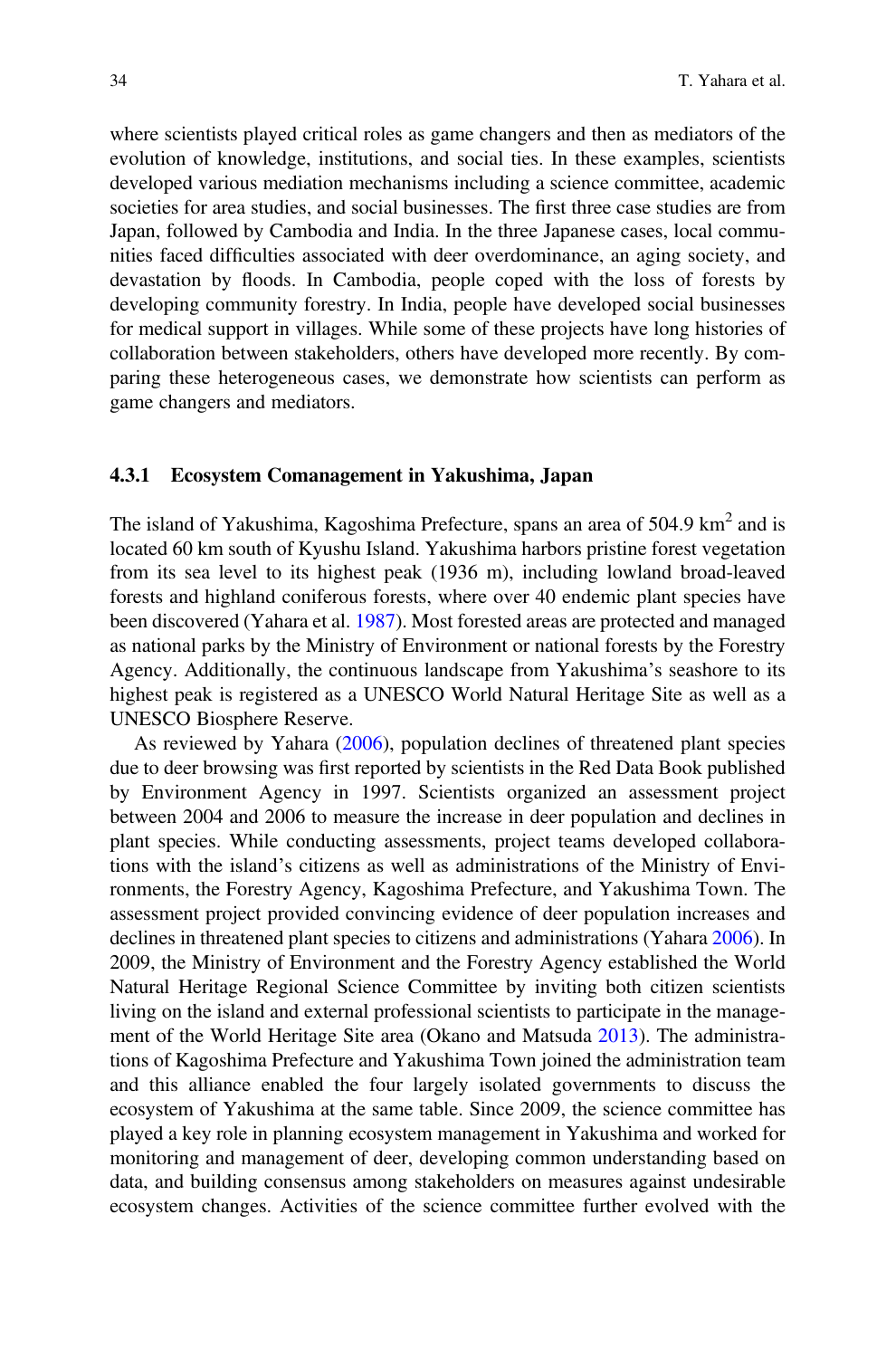where scientists played critical roles as game changers and then as mediators of the evolution of knowledge, institutions, and social ties. In these examples, scientists developed various mediation mechanisms including a science committee, academic societies for area studies, and social businesses. The first three case studies are from Japan, followed by Cambodia and India. In the three Japanese cases, local communities faced difficulties associated with deer overdominance, an aging society, and devastation by floods. In Cambodia, people coped with the loss of forests by developing community forestry. In India, people have developed social businesses for medical support in villages. While some of these projects have long histories of collaboration between stakeholders, others have developed more recently. By comparing these heterogeneous cases, we demonstrate how scientists can perform as game changers and mediators.

### 4.3.1 Ecosystem Comanagement in Yakushima, Japan

The island of Yakushima, Kagoshima Prefecture, spans an area of 504.9 km$^2$ and is located 60 km south of Kyushu Island. Yakushima harbors pristine forest vegetation from its sea level to its highest peak (1936 m), including lowland broad-leaved forests and highland coniferous forests, where over 40 endemic plant species have been discovered (Yahara et al. 1987). Most forested areas are protected and managed as national parks by the Ministry of Environment or national forests by the Forestry Agency. Additionally, the continuous landscape from Yakushima's seashore to its highest peak is registered as a UNESCO World Natural Heritage Site as well as a UNESCO Biosphere Reserve.

As reviewed by Yahara (2006), population declines of threatened plant species due to deer browsing was first reported by scientists in the Red Data Book published by Environment Agency in 1997. Scientists organized an assessment project between 2004 and 2006 to measure the increase in deer population and declines in plant species. While conducting assessments, project teams developed collaborations with the island's citizens as well as administrations of the Ministry of Environments, the Forestry Agency, Kagoshima Prefecture, and Yakushima Town. The assessment project provided convincing evidence of deer population increases and declines in threatened plant species to citizens and administrations (Yahara 2006). In 2009, the Ministry of Environment and the Forestry Agency established the World Natural Heritage Regional Science Committee by inviting both citizen scientists living on the island and external professional scientists to participate in the management of the World Heritage Site area (Okano and Matsuda 2013). The administrations of Kagoshima Prefecture and Yakushima Town joined the administration team and this alliance enabled the four largely isolated governments to discuss the ecosystem of Yakushima at the same table. Since 2009, the science committee has played a key role in planning ecosystem management in Yakushima and worked for monitoring and management of deer, developing common understanding based on data, and building consensus among stakeholders on measures against undesirable ecosystem changes. Activities of the science committee further evolved with the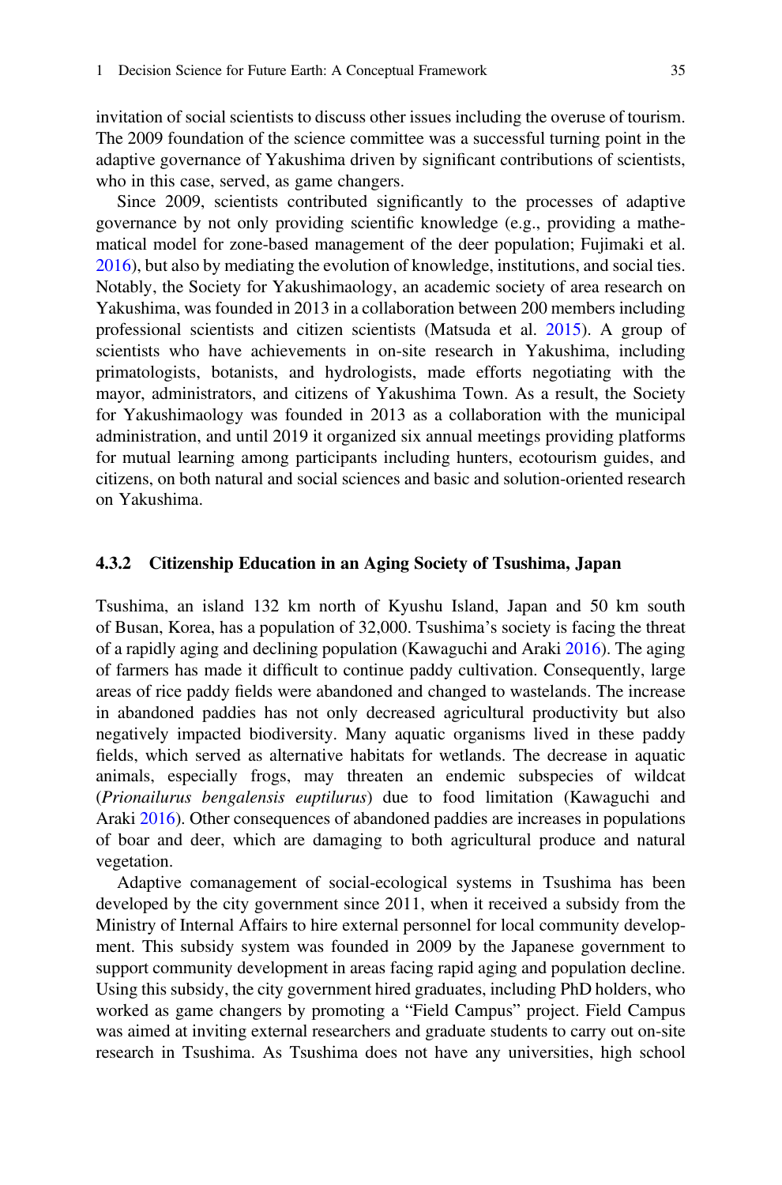invitation of social scientists to discuss other issues including the overuse of tourism. The 2009 foundation of the science committee was a successful turning point in the adaptive governance of Yakushima driven by significant contributions of scientists, who in this case, served, as game changers.

Since 2009, scientists contributed significantly to the processes of adaptive governance by not only providing scientific knowledge (e.g., providing a mathematical model for zone-based management of the deer population; Fujimaki et al. 2016), but also by mediating the evolution of knowledge, institutions, and social ties. Notably, the Society for Yakushimaology, an academic society of area research on Yakushima, was founded in 2013 in a collaboration between 200 members including professional scientists and citizen scientists (Matsuda et al. 2015). A group of scientists who have achievements in on-site research in Yakushima, including primatologists, botanists, and hydrologists, made efforts negotiating with the mayor, administrators, and citizens of Yakushima Town. As a result, the Society for Yakushimaology was founded in 2013 as a collaboration with the municipal administration, and until 2019 it organized six annual meetings providing platforms for mutual learning among participants including hunters, ecotourism guides, and citizens, on both natural and social sciences and basic and solution-oriented research on Yakushima.

### 4.3.2 Citizenship Education in an Aging Society of Tsushima, Japan

Tsushima, an island 132 km north of Kyushu Island, Japan and 50 km south of Busan, Korea, has a population of 32,000. Tsushima's society is facing the threat of a rapidly aging and declining population (Kawaguchi and Araki 2016). The aging of farmers has made it difficult to continue paddy cultivation. Consequently, large areas of rice paddy fields were abandoned and changed to wastelands. The increase in abandoned paddies has not only decreased agricultural productivity but also negatively impacted biodiversity. Many aquatic organisms lived in these paddy fields, which served as alternative habitats for wetlands. The decrease in aquatic animals, especially frogs, may threaten an endemic subspecies of wildcat (*Prionailurus bengalensis euptilurus*) due to food limitation (Kawaguchi and Araki 2016). Other consequences of abandoned paddies are increases in populations of boar and deer, which are damaging to both agricultural produce and natural vegetation.

Adaptive comanagement of social-ecological systems in Tsushima has been developed by the city government since 2011, when it received a subsidy from the Ministry of Internal Affairs to hire external personnel for local community development. This subsidy system was founded in 2009 by the Japanese government to support community development in areas facing rapid aging and population decline. Using this subsidy, the city government hired graduates, including PhD holders, who worked as game changers by promoting a "Field Campus" project. Field Campus was aimed at inviting external researchers and graduate students to carry out on-site research in Tsushima. As Tsushima does not have any universities, high school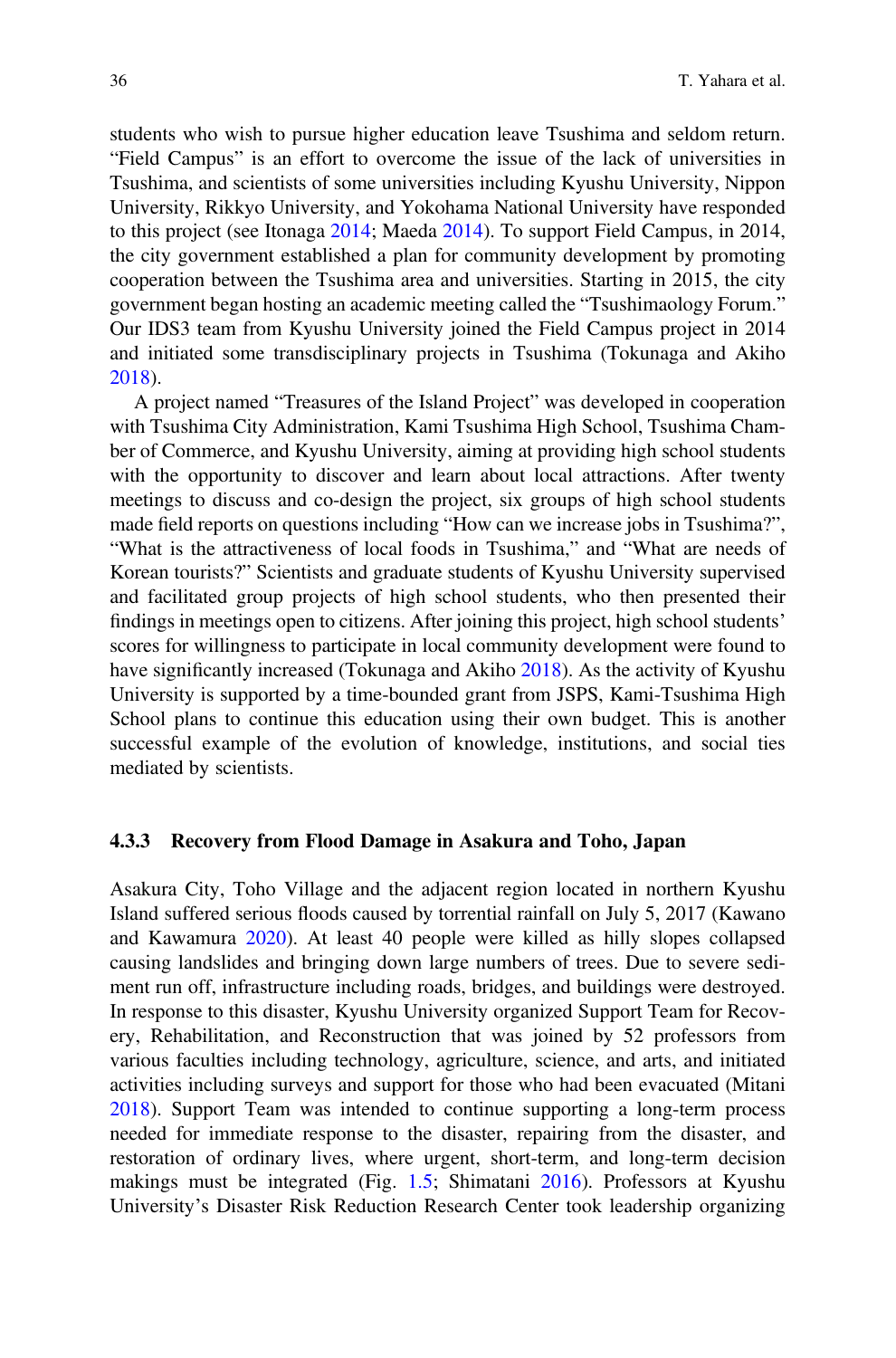students who wish to pursue higher education leave Tsushima and seldom return. "Field Campus" is an effort to overcome the issue of the lack of universities in Tsushima, and scientists of some universities including Kyushu University, Nippon University, Rikkyo University, and Yokohama National University have responded to this project (see Itonaga 2014; Maeda 2014). To support Field Campus, in 2014, the city government established a plan for community development by promoting cooperation between the Tsushima area and universities. Starting in 2015, the city government began hosting an academic meeting called the "Tsushimaology Forum." Our IDS3 team from Kyushu University joined the Field Campus project in 2014 and initiated some transdisciplinary projects in Tsushima (Tokunaga and Akiho 2018).

A project named "Treasures of the Island Project" was developed in cooperation with Tsushima City Administration, Kami Tsushima High School, Tsushima Chamber of Commerce, and Kyushu University, aiming at providing high school students with the opportunity to discover and learn about local attractions. After twenty meetings to discuss and co-design the project, six groups of high school students made field reports on questions including "How can we increase jobs in Tsushima?", "What is the attractiveness of local foods in Tsushima," and "What are needs of Korean tourists?" Scientists and graduate students of Kyushu University supervised and facilitated group projects of high school students, who then presented their findings in meetings open to citizens. After joining this project, high school students' scores for willingness to participate in local community development were found to have significantly increased (Tokunaga and Akiho 2018). As the activity of Kyushu University is supported by a time-bounded grant from JSPS, Kami-Tsushima High School plans to continue this education using their own budget. This is another successful example of the evolution of knowledge, institutions, and social ties mediated by scientists.

### 4.3.3 Recovery from Flood Damage in Asakura and Toho, Japan

Asakura City, Toho Village and the adjacent region located in northern Kyushu Island suffered serious floods caused by torrential rainfall on July 5, 2017 (Kawano and Kawamura 2020). At least 40 people were killed as hilly slopes collapsed causing landslides and bringing down large numbers of trees. Due to severe sediment run off, infrastructure including roads, bridges, and buildings were destroyed. In response to this disaster, Kyushu University organized Support Team for Recovery, Rehabilitation, and Reconstruction that was joined by 52 professors from various faculties including technology, agriculture, science, and arts, and initiated activities including surveys and support for those who had been evacuated (Mitani 2018). Support Team was intended to continue supporting a long-term process needed for immediate response to the disaster, repairing from the disaster, and restoration of ordinary lives, where urgent, short-term, and long-term decision makings must be integrated (Fig. 1.5; Shimatani 2016). Professors at Kyushu University's Disaster Risk Reduction Research Center took leadership organizing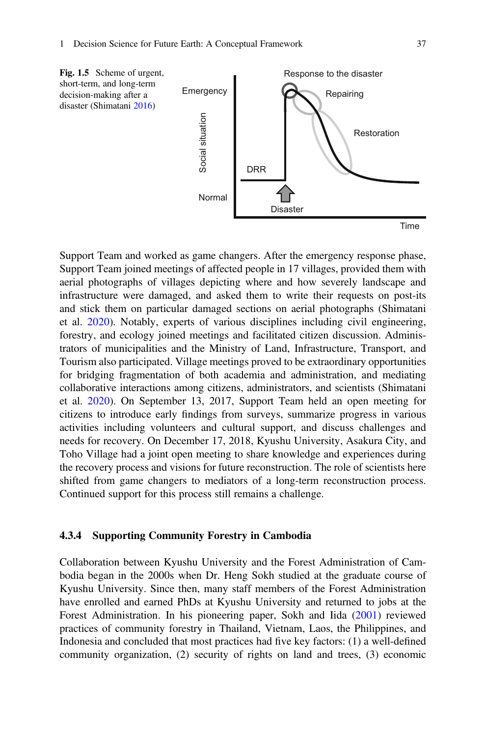**Fig. 1.5** Scheme of urgent, short-term, and long-term decision-making after a disaster (Shimatani 2016)

Support Team and worked as game changers. After the emergency response phase, Support Team joined meetings of affected people in 17 villages, provided them with aerial photographs of villages depicting where and how severely landscape and infrastructure were damaged, and asked them to write their requests on post-its and stick them on particular damaged sections on aerial photographs (Shimatani et al. 2020). Notably, experts of various disciplines including civil engineering, forestry, and ecology joined meetings and facilitated citizen discussion. Administrators of municipalities and the Ministry of Land, Infrastructure, Transport, and Tourism also participated. Village meetings proved to be extraordinary opportunities for bridging fragmentation of both academia and administration, and mediating collaborative interactions among citizens, administrators, and scientists (Shimatani et al. 2020). On September 13, 2017, Support Team held an open meeting for citizens to introduce early findings from surveys, summarize progress in various activities including volunteers and cultural support, and discuss challenges and needs for recovery. On December 17, 2018, Kyushu University, Asakura City, and Toho Village had a joint open meeting to share knowledge and experiences during the recovery process and visions for future reconstruction. The role of scientists here shifted from game changers to mediators of a long-term reconstruction process. Continued support for this process still remains a challenge.

### 4.3.4 Supporting Community Forestry in Cambodia

Collaboration between Kyushu University and the Forest Administration of Cambodia began in the 2000s when Dr. Heng Sokh studied at the graduate course of Kyushu University. Since then, many staff members of the Forest Administration have enrolled and earned PhDs at Kyushu University and returned to jobs at the Forest Administration. In his pioneering paper, Sokh and Iida (2001) reviewed practices of community forestry in Thailand, Vietnam, Laos, the Philippines, and Indonesia and concluded that most practices had five key factors: (1) a well-defined community organization, (2) security of rights on land and trees, (3) economic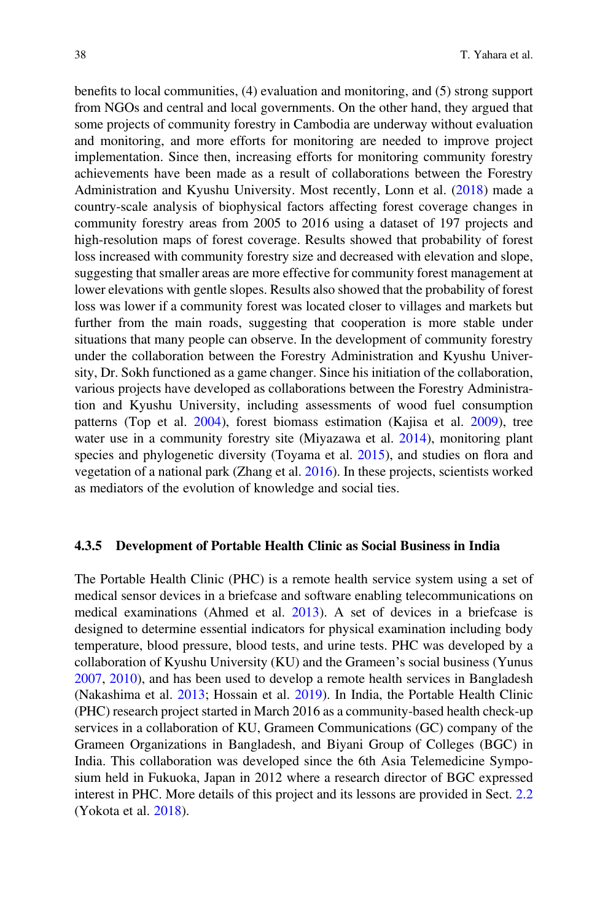benefits to local communities, (4) evaluation and monitoring, and (5) strong support from NGOs and central and local governments. On the other hand, they argued that some projects of community forestry in Cambodia are underway without evaluation and monitoring, and more efforts for monitoring are needed to improve project implementation. Since then, increasing efforts for monitoring community forestry achievements have been made as a result of collaborations between the Forestry Administration and Kyushu University. Most recently, Lonn et al. (2018) made a country-scale analysis of biophysical factors affecting forest coverage changes in community forestry areas from 2005 to 2016 using a dataset of 197 projects and high-resolution maps of forest coverage. Results showed that probability of forest loss increased with community forestry size and decreased with elevation and slope, suggesting that smaller areas are more effective for community forest management at lower elevations with gentle slopes. Results also showed that the probability of forest loss was lower if a community forest was located closer to villages and markets but further from the main roads, suggesting that cooperation is more stable under situations that many people can observe. In the development of community forestry under the collaboration between the Forestry Administration and Kyushu University, Dr. Sokh functioned as a game changer. Since his initiation of the collaboration, various projects have developed as collaborations between the Forestry Administration and Kyushu University, including assessments of wood fuel consumption patterns (Top et al. 2004), forest biomass estimation (Kajisa et al. 2009), tree water use in a community forestry site (Miyazawa et al. 2014), monitoring plant species and phylogenetic diversity (Toyama et al. 2015), and studies on flora and vegetation of a national park (Zhang et al. 2016). In these projects, scientists worked as mediators of the evolution of knowledge and social ties.

### 4.3.5 Development of Portable Health Clinic as Social Business in India

The Portable Health Clinic (PHC) is a remote health service system using a set of medical sensor devices in a briefcase and software enabling telecommunications on medical examinations (Ahmed et al. 2013). A set of devices in a briefcase is designed to determine essential indicators for physical examination including body temperature, blood pressure, blood tests, and urine tests. PHC was developed by a collaboration of Kyushu University (KU) and the Grameen's social business (Yunus 2007, 2010), and has been used to develop a remote health services in Bangladesh (Nakashima et al. 2013; Hossain et al. 2019). In India, the Portable Health Clinic (PHC) research project started in March 2016 as a community-based health check-up services in a collaboration of KU, Grameen Communications (GC) company of the Grameen Organizations in Bangladesh, and Biyani Group of Colleges (BGC) in India. This collaboration was developed since the 6th Asia Telemedicine Symposium held in Fukuoka, Japan in 2012 where a research director of BGC expressed interest in PHC. More details of this project and its lessons are provided in Sect. 2.2 (Yokota et al. 2018).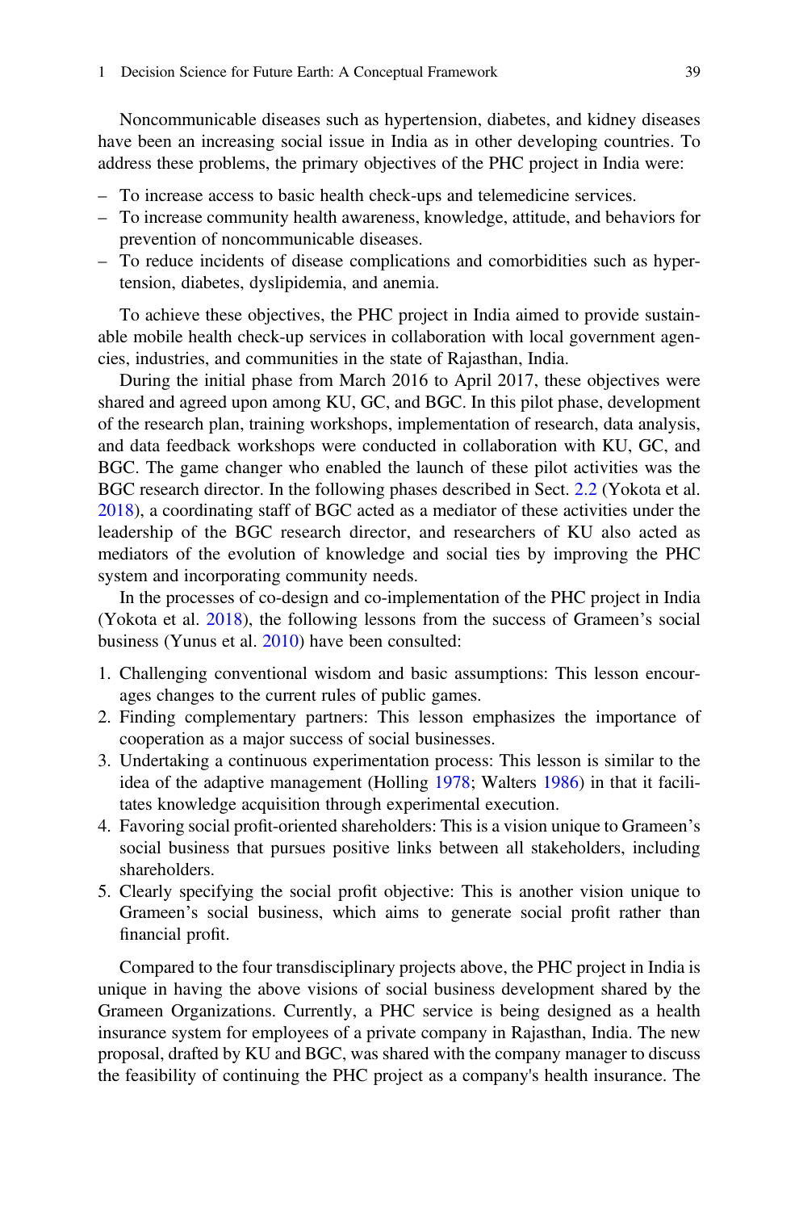Noncommunicable diseases such as hypertension, diabetes, and kidney diseases have been an increasing social issue in India as in other developing countries. To address these problems, the primary objectives of the PHC project in India were:

- To increase access to basic health check-ups and telemedicine services.
- To increase community health awareness, knowledge, attitude, and behaviors for prevention of noncommunicable diseases.
- To reduce incidents of disease complications and comorbidities such as hypertension, diabetes, dyslipidemia, and anemia.

To achieve these objectives, the PHC project in India aimed to provide sustainable mobile health check-up services in collaboration with local government agencies, industries, and communities in the state of Rajasthan, India.

During the initial phase from March 2016 to April 2017, these objectives were shared and agreed upon among KU, GC, and BGC. In this pilot phase, development of the research plan, training workshops, implementation of research, data analysis, and data feedback workshops were conducted in collaboration with KU, GC, and BGC. The game changer who enabled the launch of these pilot activities was the BGC research director. In the following phases described in Sect. 2.2 (Yokota et al. 2018), a coordinating staff of BGC acted as a mediator of these activities under the leadership of the BGC research director, and researchers of KU also acted as mediators of the evolution of knowledge and social ties by improving the PHC system and incorporating community needs.

In the processes of co-design and co-implementation of the PHC project in India (Yokota et al. 2018), the following lessons from the success of Grameen's social business (Yunus et al. 2010) have been consulted:

1. Challenging conventional wisdom and basic assumptions: This lesson encourages changes to the current rules of public games.
2. Finding complementary partners: This lesson emphasizes the importance of cooperation as a major success of social businesses.
3. Undertaking a continuous experimentation process: This lesson is similar to the idea of the adaptive management (Holling 1978; Walters 1986) in that it facilitates knowledge acquisition through experimental execution.
4. Favoring social profit-oriented shareholders: This is a vision unique to Grameen's social business that pursues positive links between all stakeholders, including shareholders.
5. Clearly specifying the social profit objective: This is another vision unique to Grameen's social business, which aims to generate social profit rather than financial profit.

Compared to the four transdisciplinary projects above, the PHC project in India is unique in having the above visions of social business development shared by the Grameen Organizations. Currently, a PHC service is being designed as a health insurance system for employees of a private company in Rajasthan, India. The new proposal, drafted by KU and BGC, was shared with the company manager to discuss the feasibility of continuing the PHC project as a company's health insurance. The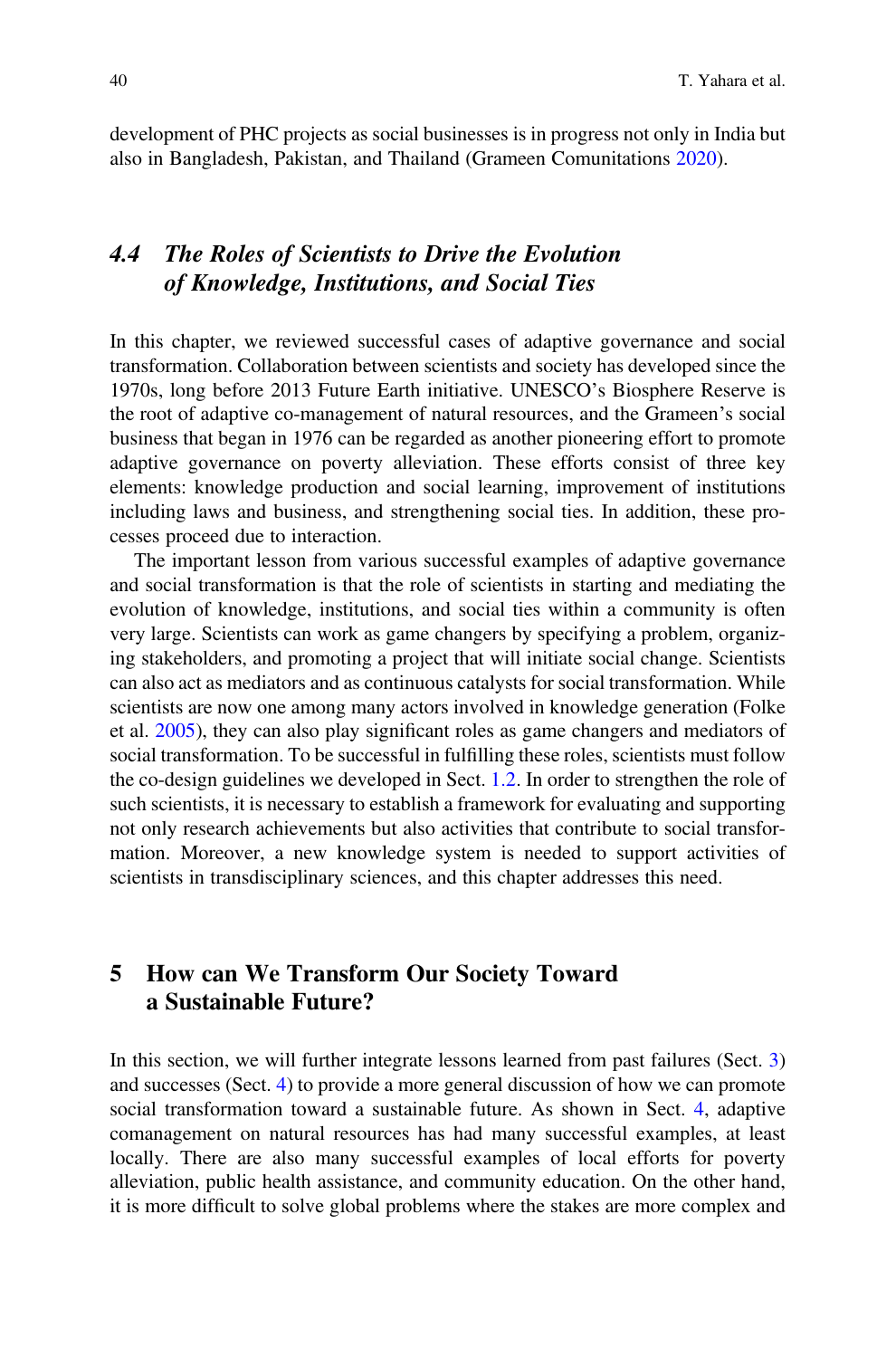development of PHC projects as social businesses is in progress not only in India but also in Bangladesh, Pakistan, and Thailand (Grameen Comunitations 2020).

### 4.4 *The Roles of Scientists to Drive the Evolution of Knowledge, Institutions, and Social Ties*

In this chapter, we reviewed successful cases of adaptive governance and social transformation. Collaboration between scientists and society has developed since the 1970s, long before 2013 Future Earth initiative. UNESCO's Biosphere Reserve is the root of adaptive co-management of natural resources, and the Grameen's social business that began in 1976 can be regarded as another pioneering effort to promote adaptive governance on poverty alleviation. These efforts consist of three key elements: knowledge production and social learning, improvement of institutions including laws and business, and strengthening social ties. In addition, these processes proceed due to interaction.

The important lesson from various successful examples of adaptive governance and social transformation is that the role of scientists in starting and mediating the evolution of knowledge, institutions, and social ties within a community is often very large. Scientists can work as game changers by specifying a problem, organizing stakeholders, and promoting a project that will initiate social change. Scientists can also act as mediators and as continuous catalysts for social transformation. While scientists are now one among many actors involved in knowledge generation (Folke et al. 2005), they can also play significant roles as game changers and mediators of social transformation. To be successful in fulfilling these roles, scientists must follow the co-design guidelines we developed in Sect. 1.2. In order to strengthen the role of such scientists, it is necessary to establish a framework for evaluating and supporting not only research achievements but also activities that contribute to social transformation. Moreover, a new knowledge system is needed to support activities of scientists in transdisciplinary sciences, and this chapter addresses this need.

## 5 How can We Transform Our Society Toward a Sustainable Future?

In this section, we will further integrate lessons learned from past failures (Sect. 3) and successes (Sect. 4) to provide a more general discussion of how we can promote social transformation toward a sustainable future. As shown in Sect. 4, adaptive comanagement on natural resources has had many successful examples, at least locally. There are also many successful examples of local efforts for poverty alleviation, public health assistance, and community education. On the other hand, it is more difficult to solve global problems where the stakes are more complex and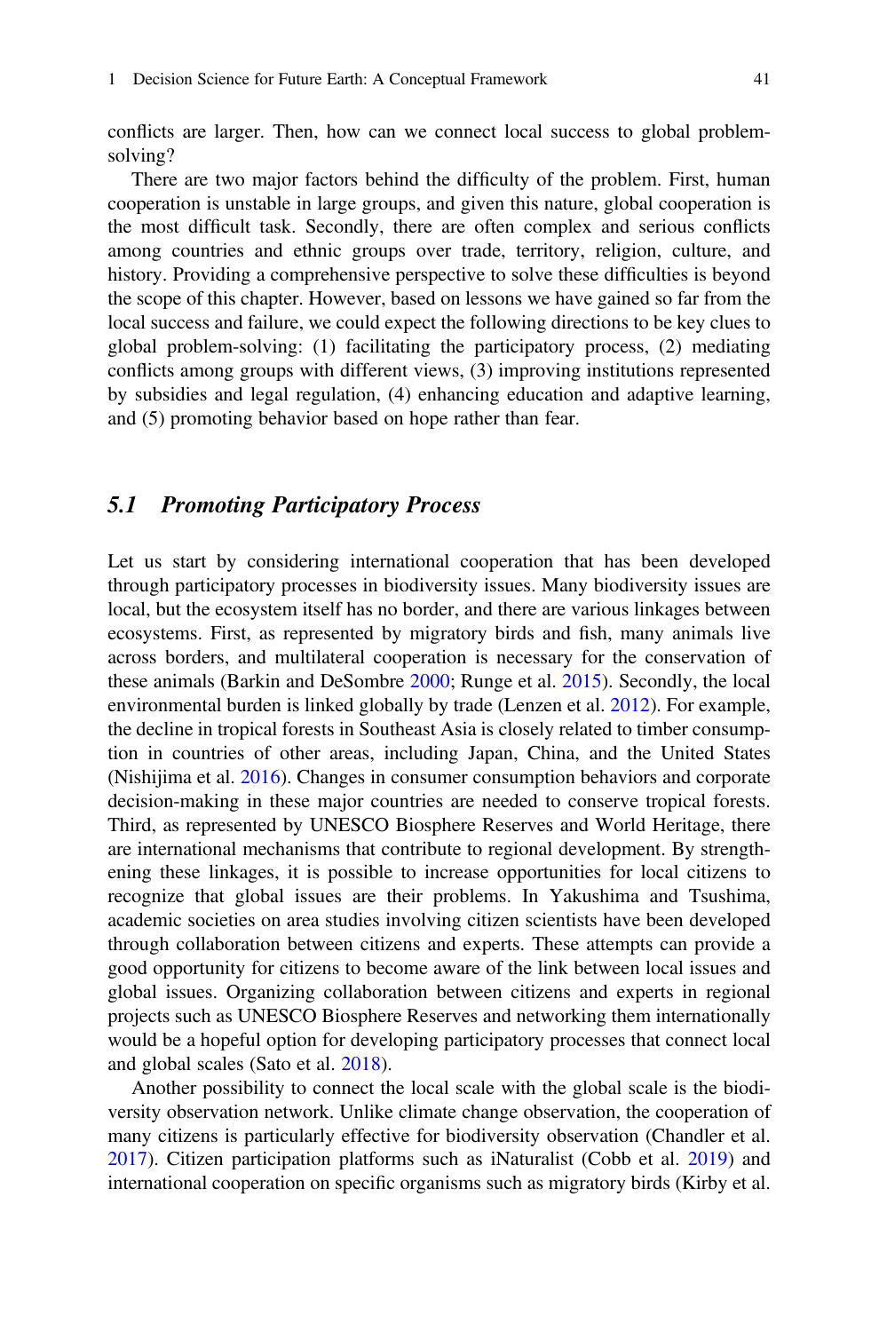conflicts are larger. Then, how can we connect local success to global problem-solving?

There are two major factors behind the difficulty of the problem. First, human cooperation is unstable in large groups, and given this nature, global cooperation is the most difficult task. Secondly, there are often complex and serious conflicts among countries and ethnic groups over trade, territory, religion, culture, and history. Providing a comprehensive perspective to solve these difficulties is beyond the scope of this chapter. However, based on lessons we have gained so far from the local success and failure, we could expect the following directions to be key clues to global problem-solving: (1) facilitating the participatory process, (2) mediating conflicts among groups with different views, (3) improving institutions represented by subsidies and legal regulation, (4) enhancing education and adaptive learning, and (5) promoting behavior based on hope rather than fear.

### *5.1 Promoting Participatory Process*

Let us start by considering international cooperation that has been developed through participatory processes in biodiversity issues. Many biodiversity issues are local, but the ecosystem itself has no border, and there are various linkages between ecosystems. First, as represented by migratory birds and fish, many animals live across borders, and multilateral cooperation is necessary for the conservation of these animals (Barkin and DeSombre 2000; Runge et al. 2015). Secondly, the local environmental burden is linked globally by trade (Lenzen et al. 2012). For example, the decline in tropical forests in Southeast Asia is closely related to timber consumption in countries of other areas, including Japan, China, and the United States (Nishijima et al. 2016). Changes in consumer consumption behaviors and corporate decision-making in these major countries are needed to conserve tropical forests. Third, as represented by UNESCO Biosphere Reserves and World Heritage, there are international mechanisms that contribute to regional development. By strengthening these linkages, it is possible to increase opportunities for local citizens to recognize that global issues are their problems. In Yakushima and Tsushima, academic societies on area studies involving citizen scientists have been developed through collaboration between citizens and experts. These attempts can provide a good opportunity for citizens to become aware of the link between local issues and global issues. Organizing collaboration between citizens and experts in regional projects such as UNESCO Biosphere Reserves and networking them internationally would be a hopeful option for developing participatory processes that connect local and global scales (Sato et al. 2018).

Another possibility to connect the local scale with the global scale is the biodiversity observation network. Unlike climate change observation, the cooperation of many citizens is particularly effective for biodiversity observation (Chandler et al. 2017). Citizen participation platforms such as iNaturalist (Cobb et al. 2019) and international cooperation on specific organisms such as migratory birds (Kirby et al.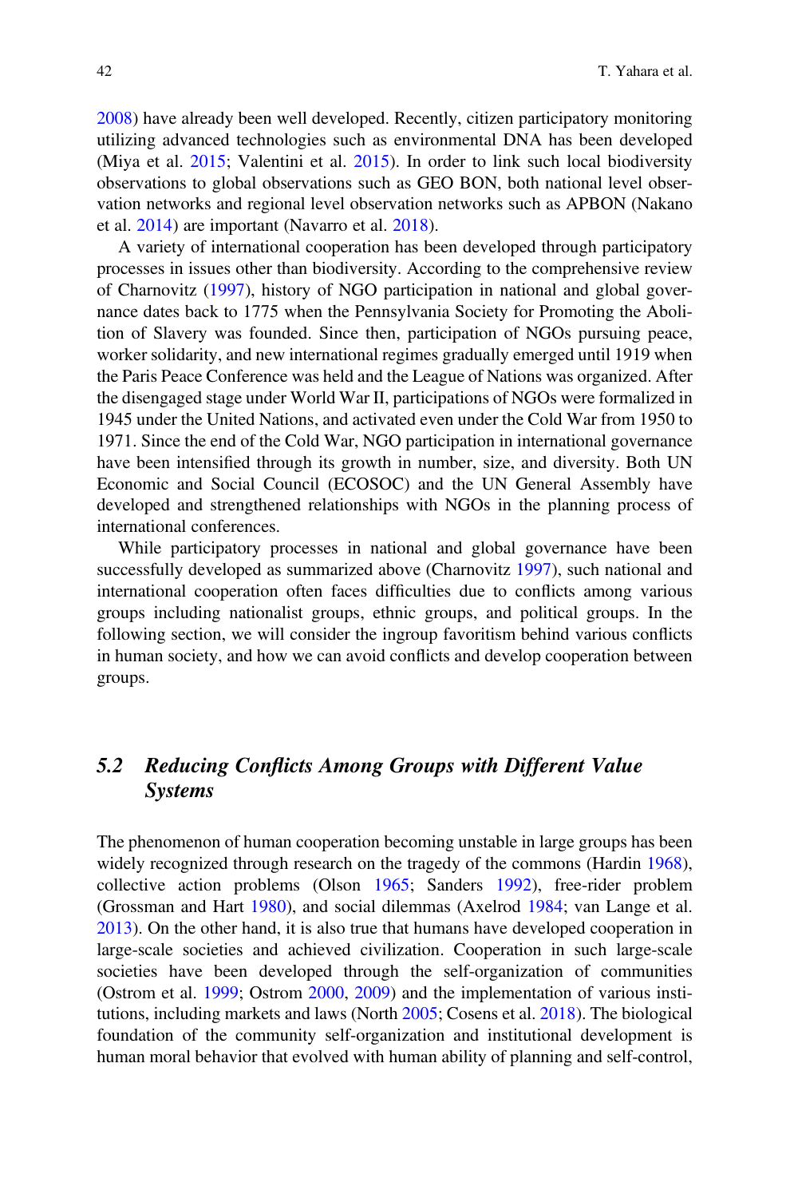2008) have already been well developed. Recently, citizen participatory monitoring utilizing advanced technologies such as environmental DNA has been developed (Miya et al. 2015; Valentini et al. 2015). In order to link such local biodiversity observations to global observations such as GEO BON, both national level observation networks and regional level observation networks such as APBON (Nakano et al. 2014) are important (Navarro et al. 2018).

A variety of international cooperation has been developed through participatory processes in issues other than biodiversity. According to the comprehensive review of Charnovitz (1997), history of NGO participation in national and global governance dates back to 1775 when the Pennsylvania Society for Promoting the Abolition of Slavery was founded. Since then, participation of NGOs pursuing peace, worker solidarity, and new international regimes gradually emerged until 1919 when the Paris Peace Conference was held and the League of Nations was organized. After the disengaged stage under World War II, participations of NGOs were formalized in 1945 under the United Nations, and activated even under the Cold War from 1950 to 1971. Since the end of the Cold War, NGO participation in international governance have been intensified through its growth in number, size, and diversity. Both UN Economic and Social Council (ECOSOC) and the UN General Assembly have developed and strengthened relationships with NGOs in the planning process of international conferences.

While participatory processes in national and global governance have been successfully developed as summarized above (Charnovitz 1997), such national and international cooperation often faces difficulties due to conflicts among various groups including nationalist groups, ethnic groups, and political groups. In the following section, we will consider the ingroup favoritism behind various conflicts in human society, and how we can avoid conflicts and develop cooperation between groups.

## 5.2 *Reducing Conflicts Among Groups with Different Value Systems*

The phenomenon of human cooperation becoming unstable in large groups has been widely recognized through research on the tragedy of the commons (Hardin 1968), collective action problems (Olson 1965; Sanders 1992), free-rider problem (Grossman and Hart 1980), and social dilemmas (Axelrod 1984; van Lange et al. 2013). On the other hand, it is also true that humans have developed cooperation in large-scale societies and achieved civilization. Cooperation in such large-scale societies have been developed through the self-organization of communities (Ostrom et al. 1999; Ostrom 2000, 2009) and the implementation of various institutions, including markets and laws (North 2005; Cosens et al. 2018). The biological foundation of the community self-organization and institutional development is human moral behavior that evolved with human ability of planning and self-control,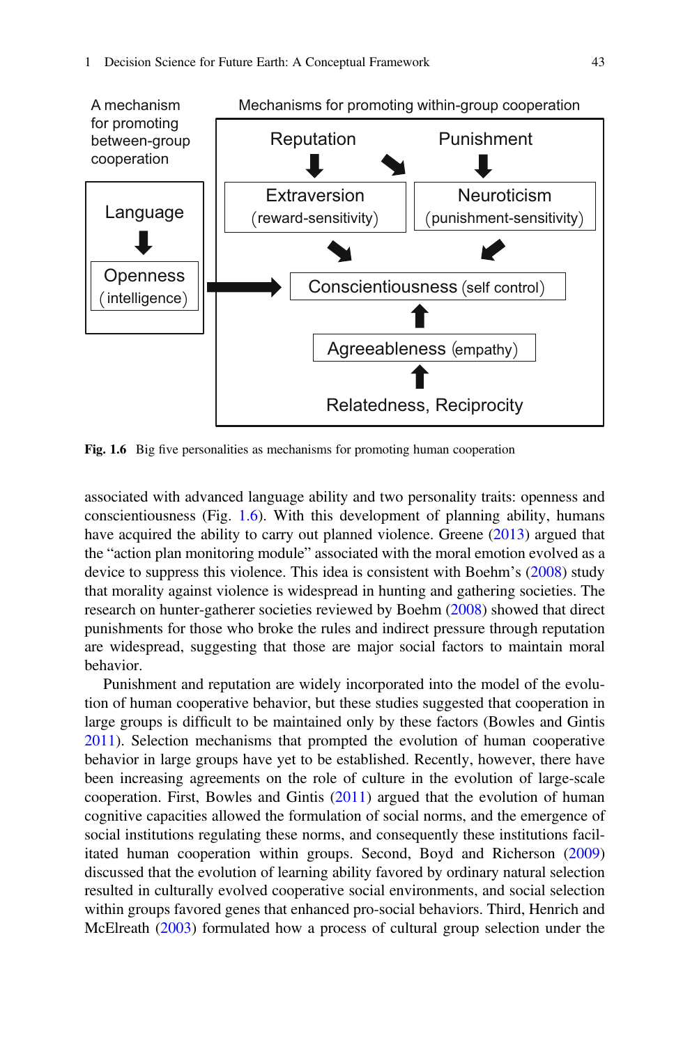Fig. 1.6 Big five personalities as mechanisms for promoting human cooperation

associated with advanced language ability and two personality traits: openness and conscientiousness (Fig. 1.6). With this development of planning ability, humans have acquired the ability to carry out planned violence. Greene (2013) argued that the "action plan monitoring module" associated with the moral emotion evolved as a device to suppress this violence. This idea is consistent with Boehm's (2008) study that morality against violence is widespread in hunting and gathering societies. The research on hunter-gatherer societies reviewed by Boehm (2008) showed that direct punishments for those who broke the rules and indirect pressure through reputation are widespread, suggesting that those are major social factors to maintain moral behavior.

Punishment and reputation are widely incorporated into the model of the evolution of human cooperative behavior, but these studies suggested that cooperation in large groups is difficult to be maintained only by these factors (Bowles and Gintis 2011). Selection mechanisms that prompted the evolution of human cooperative behavior in large groups have yet to be established. Recently, however, there have been increasing agreements on the role of culture in the evolution of large-scale cooperation. First, Bowles and Gintis (2011) argued that the evolution of human cognitive capacities allowed the formulation of social norms, and the emergence of social institutions regulating these norms, and consequently these institutions facilitated human cooperation within groups. Second, Boyd and Richerson (2009) discussed that the evolution of learning ability favored by ordinary natural selection resulted in culturally evolved cooperative social environments, and social selection within groups favored genes that enhanced pro-social behaviors. Third, Henrich and McElreath (2003) formulated how a process of cultural group selection under the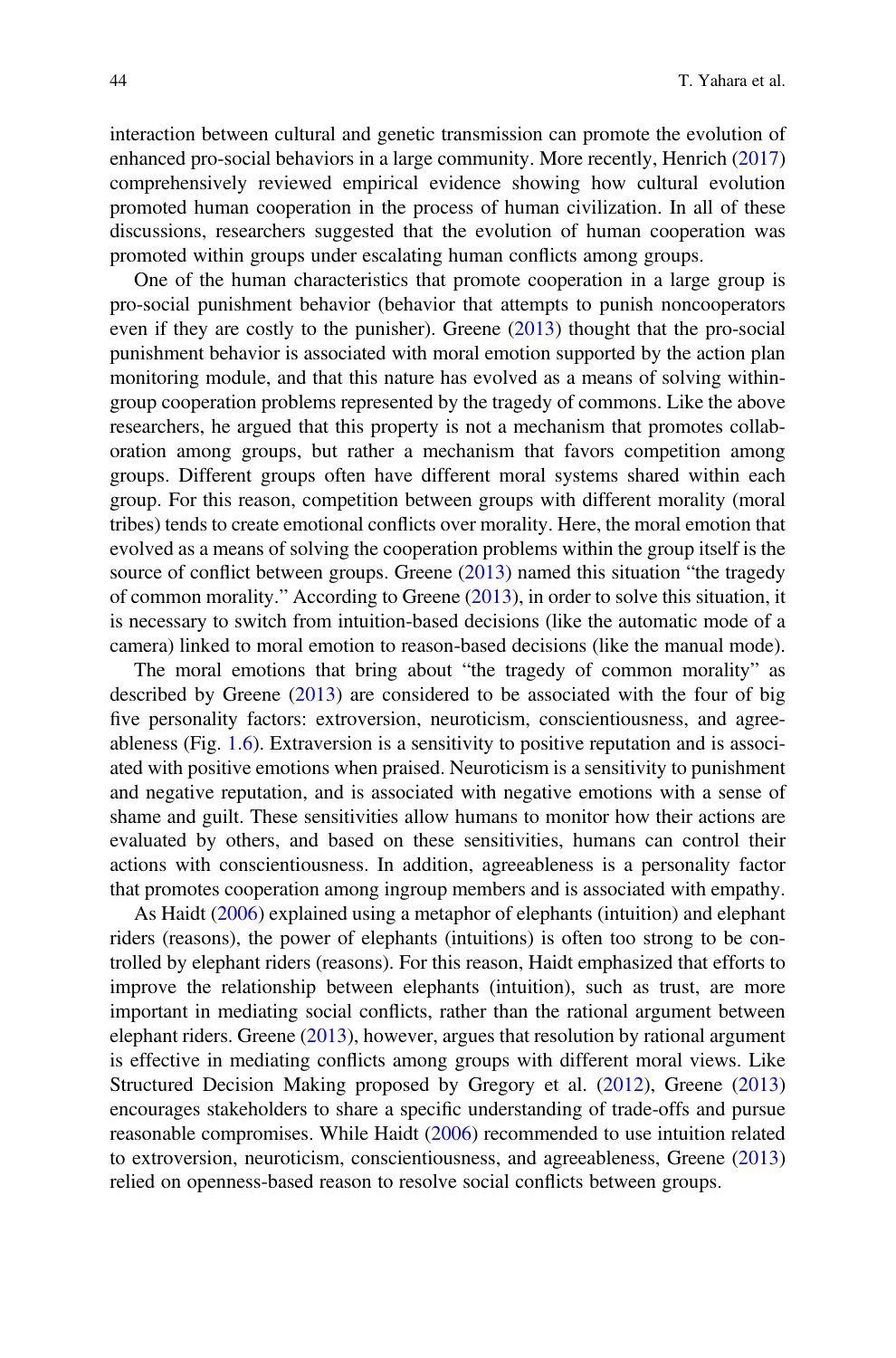interaction between cultural and genetic transmission can promote the evolution of enhanced pro-social behaviors in a large community. More recently, Henrich (2017) comprehensively reviewed empirical evidence showing how cultural evolution promoted human cooperation in the process of human civilization. In all of these discussions, researchers suggested that the evolution of human cooperation was promoted within groups under escalating human conflicts among groups.

One of the human characteristics that promote cooperation in a large group is pro-social punishment behavior (behavior that attempts to punish noncooperators even if they are costly to the punisher). Greene (2013) thought that the pro-social punishment behavior is associated with moral emotion supported by the action plan monitoring module, and that this nature has evolved as a means of solving within-group cooperation problems represented by the tragedy of commons. Like the above researchers, he argued that this property is not a mechanism that promotes collaboration among groups, but rather a mechanism that favors competition among groups. Different groups often have different moral systems shared within each group. For this reason, competition between groups with different morality (moral tribes) tends to create emotional conflicts over morality. Here, the moral emotion that evolved as a means of solving the cooperation problems within the group itself is the source of conflict between groups. Greene (2013) named this situation "the tragedy of common morality." According to Greene (2013), in order to solve this situation, it is necessary to switch from intuition-based decisions (like the automatic mode of a camera) linked to moral emotion to reason-based decisions (like the manual mode).

The moral emotions that bring about "the tragedy of common morality" as described by Greene (2013) are considered to be associated with the four of big five personality factors: extroversion, neuroticism, conscientiousness, and agreeableness (Fig. 1.6). Extraversion is a sensitivity to positive reputation and is associated with positive emotions when praised. Neuroticism is a sensitivity to punishment and negative reputation, and is associated with negative emotions with a sense of shame and guilt. These sensitivities allow humans to monitor how their actions are evaluated by others, and based on these sensitivities, humans can control their actions with conscientiousness. In addition, agreeableness is a personality factor that promotes cooperation among ingroup members and is associated with empathy.

As Haidt (2006) explained using a metaphor of elephants (intuition) and elephant riders (reasons), the power of elephants (intuitions) is often too strong to be controlled by elephant riders (reasons). For this reason, Haidt emphasized that efforts to improve the relationship between elephants (intuition), such as trust, are more important in mediating social conflicts, rather than the rational argument between elephant riders. Greene (2013), however, argues that resolution by rational argument is effective in mediating conflicts among groups with different moral views. Like Structured Decision Making proposed by Gregory et al. (2012), Greene (2013) encourages stakeholders to share a specific understanding of trade-offs and pursue reasonable compromises. While Haidt (2006) recommended to use intuition related to extroversion, neuroticism, conscientiousness, and agreeableness, Greene (2013) relied on openness-based reason to resolve social conflicts between groups.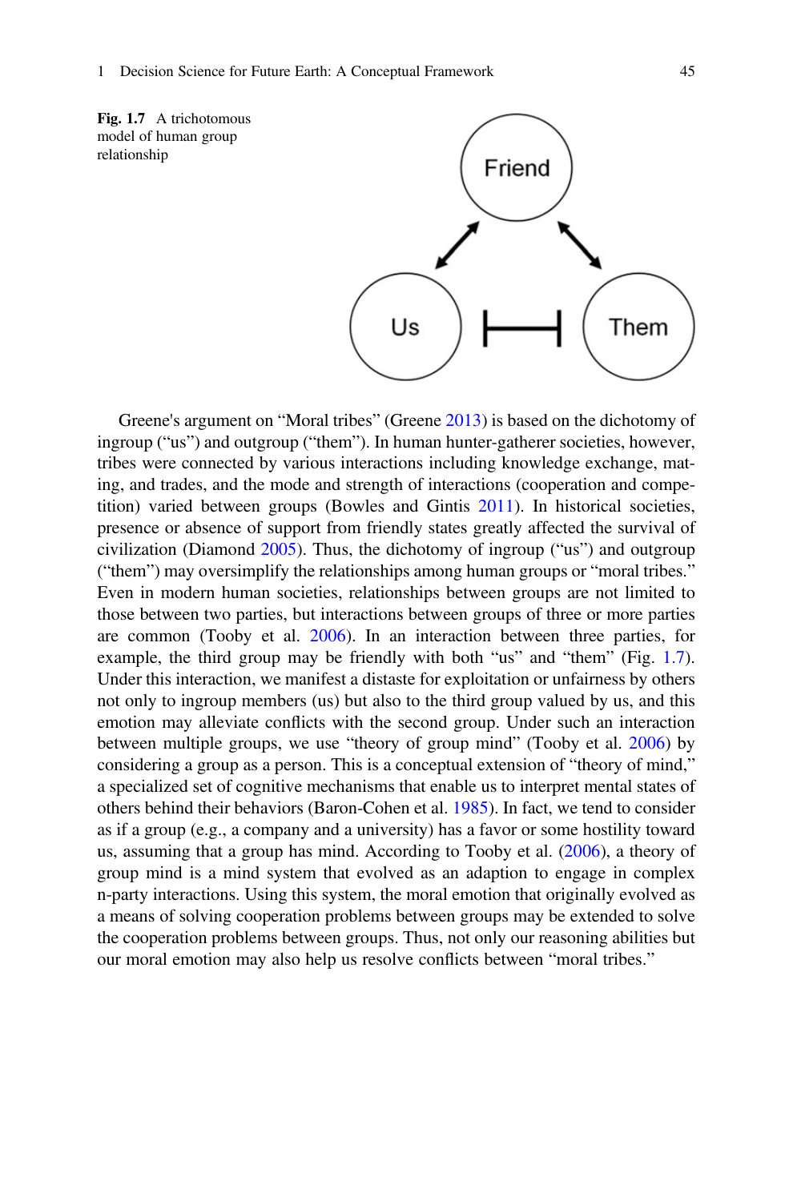**Fig. 1.7** A trichotomous model of human group relationship

Greene's argument on "Moral tribes" (Greene 2013) is based on the dichotomy of ingroup ("us") and outgroup ("them"). In human hunter-gatherer societies, however, tribes were connected by various interactions including knowledge exchange, mating, and trades, and the mode and strength of interactions (cooperation and competition) varied between groups (Bowles and Gintis 2011). In historical societies, presence or absence of support from friendly states greatly affected the survival of civilization (Diamond 2005). Thus, the dichotomy of ingroup ("us") and outgroup ("them") may oversimplify the relationships among human groups or "moral tribes." Even in modern human societies, relationships between groups are not limited to those between two parties, but interactions between groups of three or more parties are common (Tooby et al. 2006). In an interaction between three parties, for example, the third group may be friendly with both "us" and "them" (Fig. 1.7). Under this interaction, we manifest a distaste for exploitation or unfairness by others not only to ingroup members (us) but also to the third group valued by us, and this emotion may alleviate conflicts with the second group. Under such an interaction between multiple groups, we use "theory of group mind" (Tooby et al. 2006) by considering a group as a person. This is a conceptual extension of "theory of mind," a specialized set of cognitive mechanisms that enable us to interpret mental states of others behind their behaviors (Baron-Cohen et al. 1985). In fact, we tend to consider as if a group (e.g., a company and a university) has a favor or some hostility toward us, assuming that a group has mind. According to Tooby et al. (2006), a theory of group mind is a mind system that evolved as an adaption to engage in complex n-party interactions. Using this system, the moral emotion that originally evolved as a means of solving cooperation problems between groups may be extended to solve the cooperation problems between groups. Thus, not only our reasoning abilities but our moral emotion may also help us resolve conflicts between "moral tribes."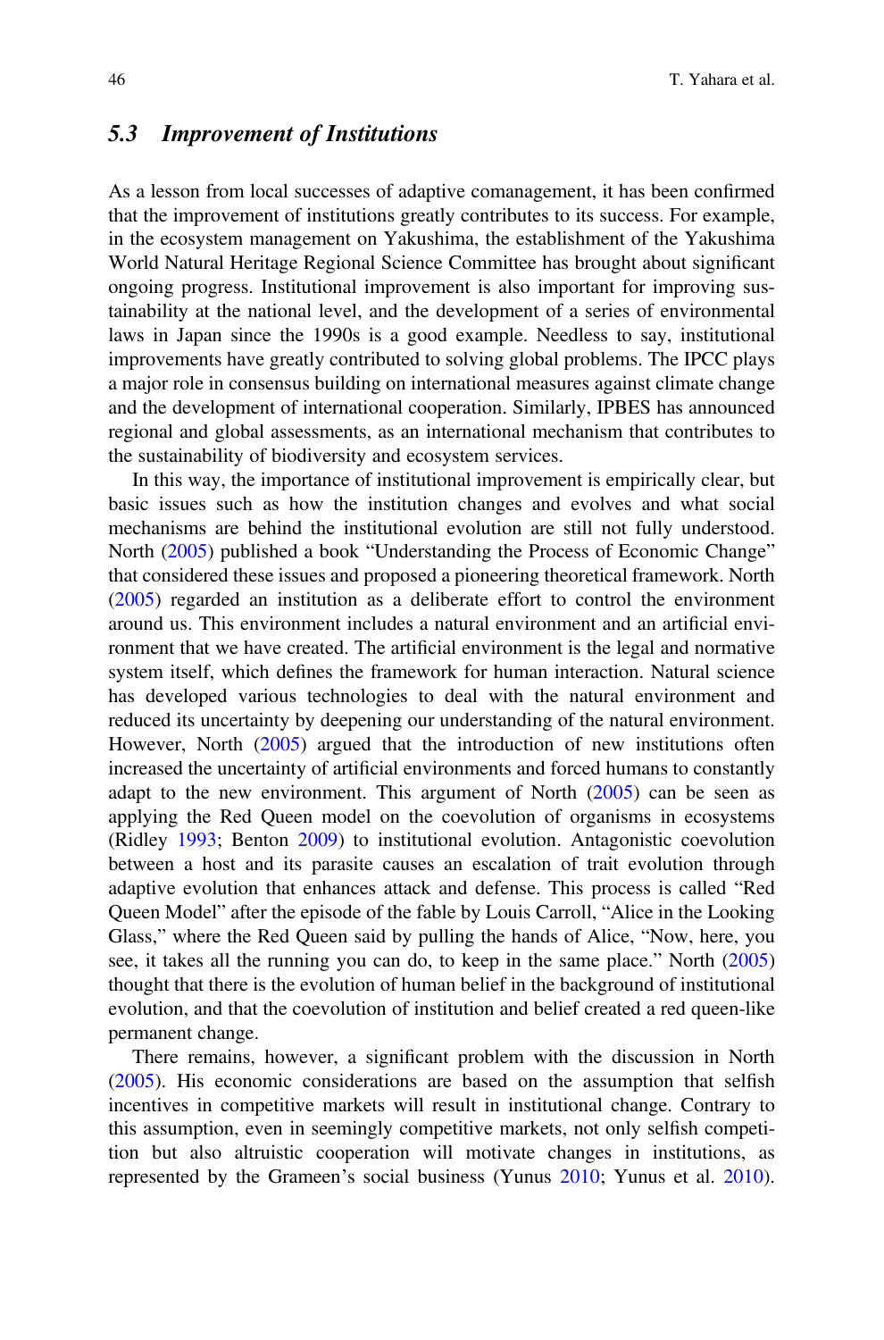### 5.3 Improvement of Institutions

As a lesson from local successes of adaptive comanagement, it has been confirmed that the improvement of institutions greatly contributes to its success. For example, in the ecosystem management on Yakushima, the establishment of the Yakushima World Natural Heritage Regional Science Committee has brought about significant ongoing progress. Institutional improvement is also important for improving sustainability at the national level, and the development of a series of environmental laws in Japan since the 1990s is a good example. Needless to say, institutional improvements have greatly contributed to solving global problems. The IPCC plays a major role in consensus building on international measures against climate change and the development of international cooperation. Similarly, IPBES has announced regional and global assessments, as an international mechanism that contributes to the sustainability of biodiversity and ecosystem services.

In this way, the importance of institutional improvement is empirically clear, but basic issues such as how the institution changes and evolves and what social mechanisms are behind the institutional evolution are still not fully understood. North (2005) published a book "Understanding the Process of Economic Change" that considered these issues and proposed a pioneering theoretical framework. North (2005) regarded an institution as a deliberate effort to control the environment around us. This environment includes a natural environment and an artificial environment that we have created. The artificial environment is the legal and normative system itself, which defines the framework for human interaction. Natural science has developed various technologies to deal with the natural environment and reduced its uncertainty by deepening our understanding of the natural environment. However, North (2005) argued that the introduction of new institutions often increased the uncertainty of artificial environments and forced humans to constantly adapt to the new environment. This argument of North (2005) can be seen as applying the Red Queen model on the coevolution of organisms in ecosystems (Ridley 1993; Benton 2009) to institutional evolution. Antagonistic coevolution between a host and its parasite causes an escalation of trait evolution through adaptive evolution that enhances attack and defense. This process is called "Red Queen Model" after the episode of the fable by Louis Carroll, "Alice in the Looking Glass," where the Red Queen said by pulling the hands of Alice, "Now, here, you see, it takes all the running you can do, to keep in the same place." North (2005) thought that there is the evolution of human belief in the background of institutional evolution, and that the coevolution of institution and belief created a red queen-like permanent change.

There remains, however, a significant problem with the discussion in North (2005). His economic considerations are based on the assumption that selfish incentives in competitive markets will result in institutional change. Contrary to this assumption, even in seemingly competitive markets, not only selfish competition but also altruistic cooperation will motivate changes in institutions, as represented by the Grameen's social business (Yunus 2010; Yunus et al. 2010).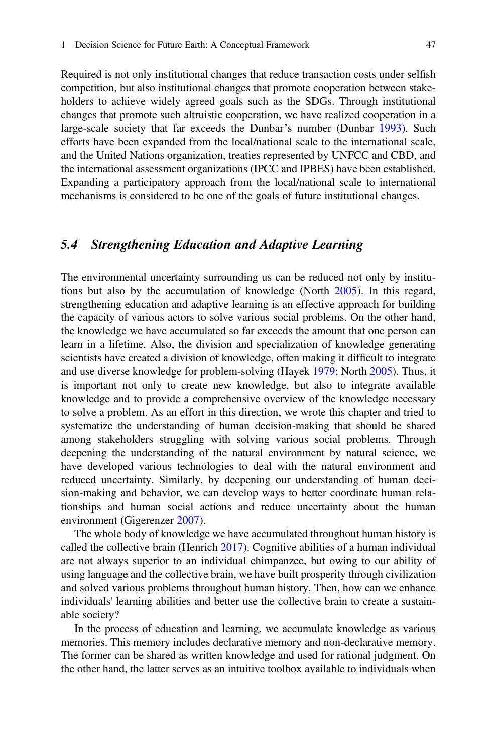Required is not only institutional changes that reduce transaction costs under selfish competition, but also institutional changes that promote cooperation between stakeholders to achieve widely agreed goals such as the SDGs. Through institutional changes that promote such altruistic cooperation, we have realized cooperation in a large-scale society that far exceeds the Dunbar's number (Dunbar 1993). Such efforts have been expanded from the local/national scale to the international scale, and the United Nations organization, treaties represented by UNFCC and CBD, and the international assessment organizations (IPCC and IPBES) have been established. Expanding a participatory approach from the local/national scale to international mechanisms is considered to be one of the goals of future institutional changes.

### *5.4 Strengthening Education and Adaptive Learning*

The environmental uncertainty surrounding us can be reduced not only by institutions but also by the accumulation of knowledge (North 2005). In this regard, strengthening education and adaptive learning is an effective approach for building the capacity of various actors to solve various social problems. On the other hand, the knowledge we have accumulated so far exceeds the amount that one person can learn in a lifetime. Also, the division and specialization of knowledge generating scientists have created a division of knowledge, often making it difficult to integrate and use diverse knowledge for problem-solving (Hayek 1979; North 2005). Thus, it is important not only to create new knowledge, but also to integrate available knowledge and to provide a comprehensive overview of the knowledge necessary to solve a problem. As an effort in this direction, we wrote this chapter and tried to systematize the understanding of human decision-making that should be shared among stakeholders struggling with solving various social problems. Through deepening the understanding of the natural environment by natural science, we have developed various technologies to deal with the natural environment and reduced uncertainty. Similarly, by deepening our understanding of human decision-making and behavior, we can develop ways to better coordinate human relationships and human social actions and reduce uncertainty about the human environment (Gigerenzer 2007).

The whole body of knowledge we have accumulated throughout human history is called the collective brain (Henrich 2017). Cognitive abilities of a human individual are not always superior to an individual chimpanzee, but owing to our ability of using language and the collective brain, we have built prosperity through civilization and solved various problems throughout human history. Then, how can we enhance individuals' learning abilities and better use the collective brain to create a sustainable society?

In the process of education and learning, we accumulate knowledge as various memories. This memory includes declarative memory and non-declarative memory. The former can be shared as written knowledge and used for rational judgment. On the other hand, the latter serves as an intuitive toolbox available to individuals when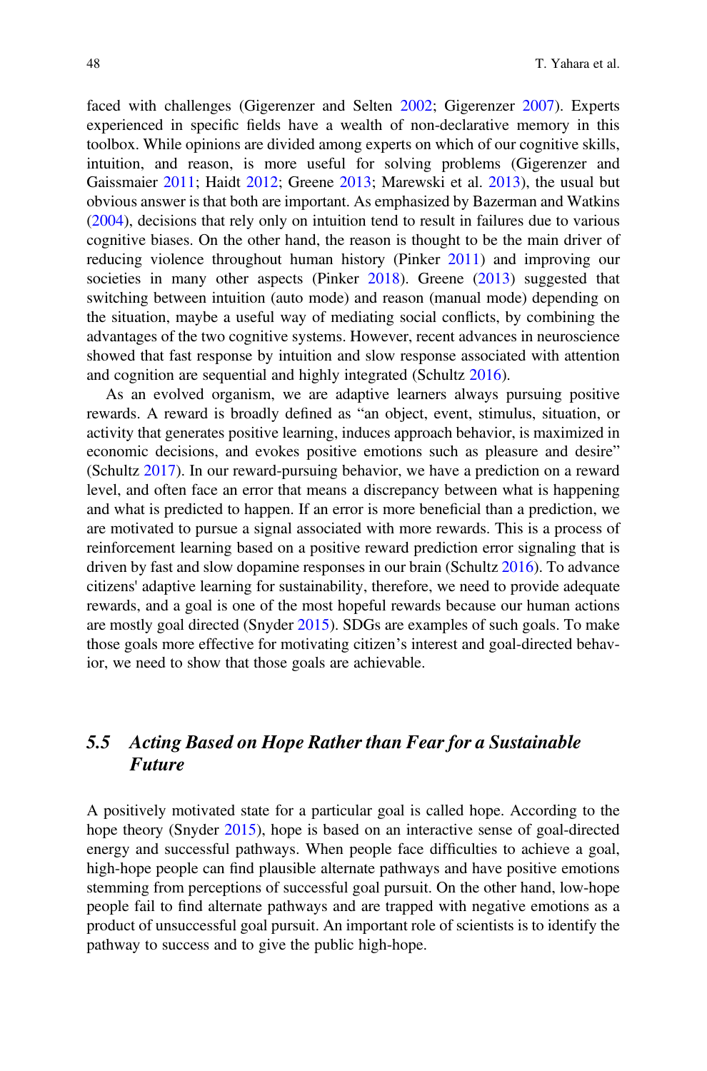faced with challenges (Gigerenzer and Selten 2002; Gigerenzer 2007). Experts experienced in specific fields have a wealth of non-declarative memory in this toolbox. While opinions are divided among experts on which of our cognitive skills, intuition, and reason, is more useful for solving problems (Gigerenzer and Gaissmaier 2011; Haidt 2012; Greene 2013; Marewski et al. 2013), the usual but obvious answer is that both are important. As emphasized by Bazerman and Watkins (2004), decisions that rely only on intuition tend to result in failures due to various cognitive biases. On the other hand, the reason is thought to be the main driver of reducing violence throughout human history (Pinker 2011) and improving our societies in many other aspects (Pinker 2018). Greene (2013) suggested that switching between intuition (auto mode) and reason (manual mode) depending on the situation, maybe a useful way of mediating social conflicts, by combining the advantages of the two cognitive systems. However, recent advances in neuroscience showed that fast response by intuition and slow response associated with attention and cognition are sequential and highly integrated (Schultz 2016).

As an evolved organism, we are adaptive learners always pursuing positive rewards. A reward is broadly defined as "an object, event, stimulus, situation, or activity that generates positive learning, induces approach behavior, is maximized in economic decisions, and evokes positive emotions such as pleasure and desire" (Schultz 2017). In our reward-pursuing behavior, we have a prediction on a reward level, and often face an error that means a discrepancy between what is happening and what is predicted to happen. If an error is more beneficial than a prediction, we are motivated to pursue a signal associated with more rewards. This is a process of reinforcement learning based on a positive reward prediction error signaling that is driven by fast and slow dopamine responses in our brain (Schultz 2016). To advance citizens' adaptive learning for sustainability, therefore, we need to provide adequate rewards, and a goal is one of the most hopeful rewards because our human actions are mostly goal directed (Snyder 2015). SDGs are examples of such goals. To make those goals more effective for motivating citizen's interest and goal-directed behavior, we need to show that those goals are achievable.

## 5.5 *Acting Based on Hope Rather than Fear for a Sustainable Future*

A positively motivated state for a particular goal is called hope. According to the hope theory (Snyder 2015), hope is based on an interactive sense of goal-directed energy and successful pathways. When people face difficulties to achieve a goal, high-hope people can find plausible alternate pathways and have positive emotions stemming from perceptions of successful goal pursuit. On the other hand, low-hope people fail to find alternate pathways and are trapped with negative emotions as a product of unsuccessful goal pursuit. An important role of scientists is to identify the pathway to success and to give the public high-hope.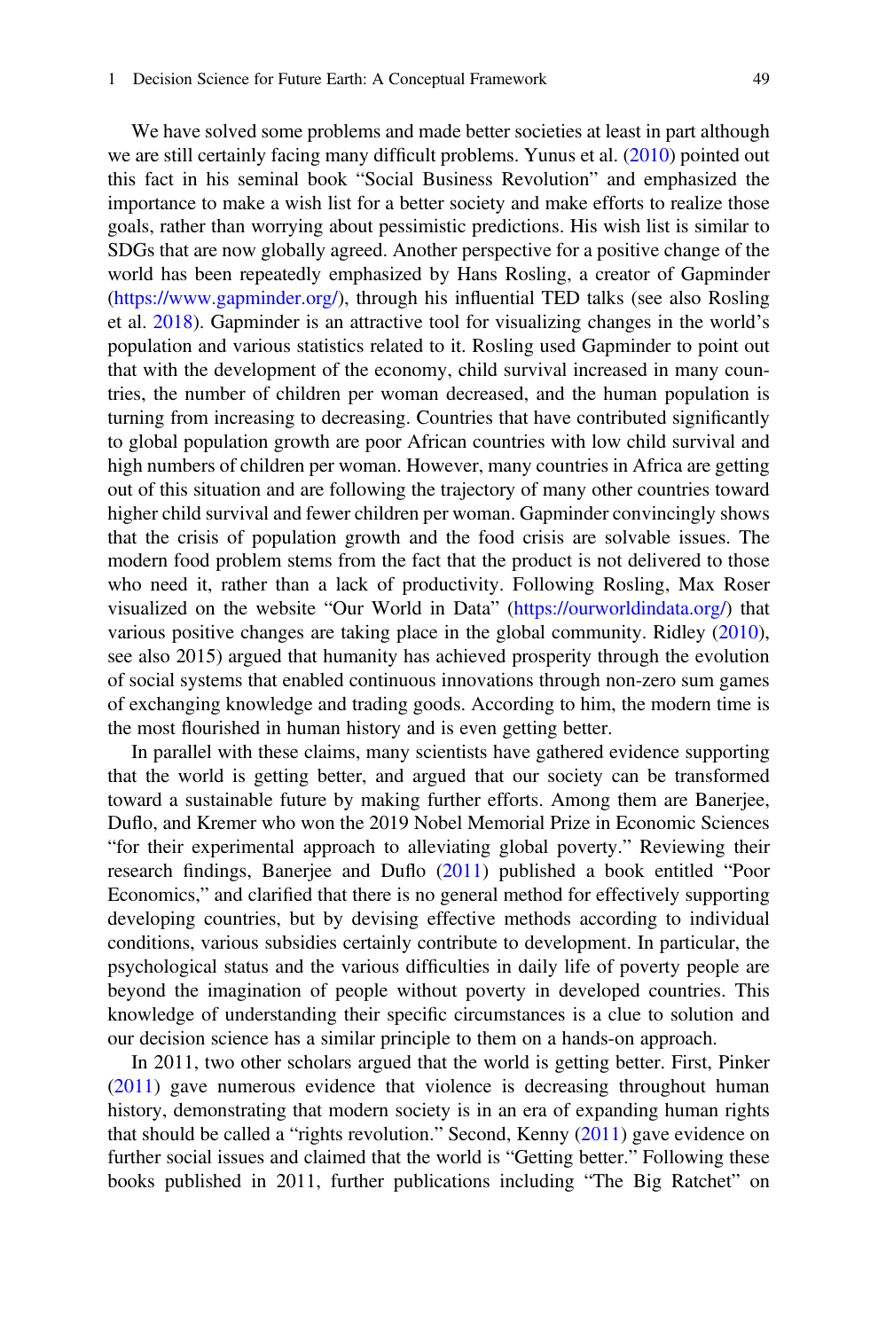We have solved some problems and made better societies at least in part although we are still certainly facing many difficult problems. Yunus et al. (2010) pointed out this fact in his seminal book "Social Business Revolution" and emphasized the importance to make a wish list for a better society and make efforts to realize those goals, rather than worrying about pessimistic predictions. His wish list is similar to SDGs that are now globally agreed. Another perspective for a positive change of the world has been repeatedly emphasized by Hans Rosling, a creator of Gapminder (https://www.gapminder.org/), through his influential TED talks (see also Rosling et al. 2018). Gapminder is an attractive tool for visualizing changes in the world's population and various statistics related to it. Rosling used Gapminder to point out that with the development of the economy, child survival increased in many countries, the number of children per woman decreased, and the human population is turning from increasing to decreasing. Countries that have contributed significantly to global population growth are poor African countries with low child survival and high numbers of children per woman. However, many countries in Africa are getting out of this situation and are following the trajectory of many other countries toward higher child survival and fewer children per woman. Gapminder convincingly shows that the crisis of population growth and the food crisis are solvable issues. The modern food problem stems from the fact that the product is not delivered to those who need it, rather than a lack of productivity. Following Rosling, Max Roser visualized on the website "Our World in Data" (https://ourworldindata.org/) that various positive changes are taking place in the global community. Ridley (2010), see also 2015) argued that humanity has achieved prosperity through the evolution of social systems that enabled continuous innovations through non-zero sum games of exchanging knowledge and trading goods. According to him, the modern time is the most flourished in human history and is even getting better.

In parallel with these claims, many scientists have gathered evidence supporting that the world is getting better, and argued that our society can be transformed toward a sustainable future by making further efforts. Among them are Banerjee, Duflo, and Kremer who won the 2019 Nobel Memorial Prize in Economic Sciences "for their experimental approach to alleviating global poverty." Reviewing their research findings, Banerjee and Duflo (2011) published a book entitled "Poor Economics," and clarified that there is no general method for effectively supporting developing countries, but by devising effective methods according to individual conditions, various subsidies certainly contribute to development. In particular, the psychological status and the various difficulties in daily life of poverty people are beyond the imagination of people without poverty in developed countries. This knowledge of understanding their specific circumstances is a clue to solution and our decision science has a similar principle to them on a hands-on approach.

In 2011, two other scholars argued that the world is getting better. First, Pinker (2011) gave numerous evidence that violence is decreasing throughout human history, demonstrating that modern society is in an era of expanding human rights that should be called a "rights revolution." Second, Kenny (2011) gave evidence on further social issues and claimed that the world is "Getting better." Following these books published in 2011, further publications including "The Big Ratchet" on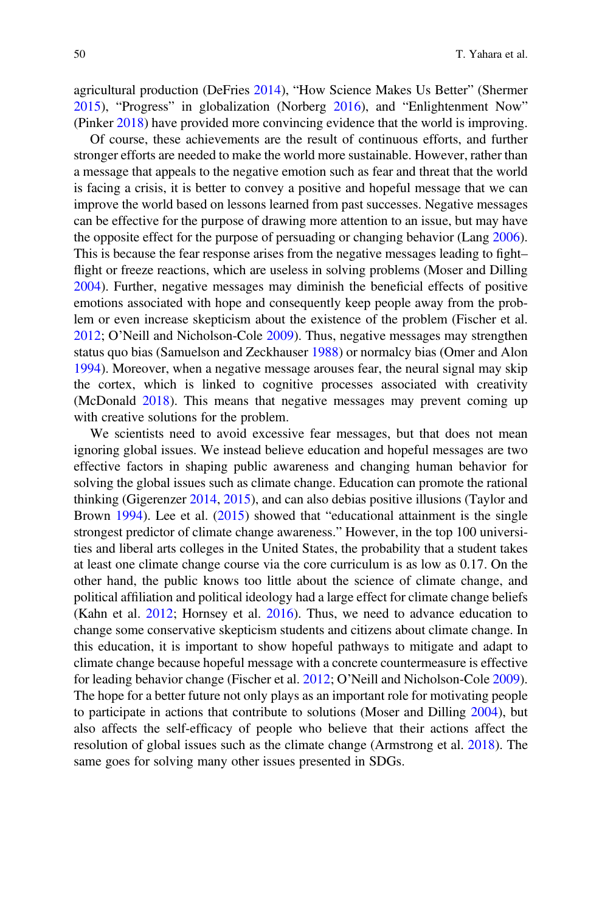agricultural production (DeFries 2014), "How Science Makes Us Better" (Shermer 2015), "Progress" in globalization (Norberg 2016), and "Enlightenment Now" (Pinker 2018) have provided more convincing evidence that the world is improving.

Of course, these achievements are the result of continuous efforts, and further stronger efforts are needed to make the world more sustainable. However, rather than a message that appeals to the negative emotion such as fear and threat that the world is facing a crisis, it is better to convey a positive and hopeful message that we can improve the world based on lessons learned from past successes. Negative messages can be effective for the purpose of drawing more attention to an issue, but may have the opposite effect for the purpose of persuading or changing behavior (Lang 2006). This is because the fear response arises from the negative messages leading to fight–flight or freeze reactions, which are useless in solving problems (Moser and Dilling 2004). Further, negative messages may diminish the beneficial effects of positive emotions associated with hope and consequently keep people away from the problem or even increase skepticism about the existence of the problem (Fischer et al. 2012; O'Neill and Nicholson-Cole 2009). Thus, negative messages may strengthen status quo bias (Samuelson and Zeckhauser 1988) or normalcy bias (Omer and Alon 1994). Moreover, when a negative message arouses fear, the neural signal may skip the cortex, which is linked to cognitive processes associated with creativity (McDonald 2018). This means that negative messages may prevent coming up with creative solutions for the problem.

We scientists need to avoid excessive fear messages, but that does not mean ignoring global issues. We instead believe education and hopeful messages are two effective factors in shaping public awareness and changing human behavior for solving the global issues such as climate change. Education can promote the rational thinking (Gigerenzer 2014, 2015), and can also debias positive illusions (Taylor and Brown 1994). Lee et al. (2015) showed that "educational attainment is the single strongest predictor of climate change awareness." However, in the top 100 universities and liberal arts colleges in the United States, the probability that a student takes at least one climate change course via the core curriculum is as low as 0.17. On the other hand, the public knows too little about the science of climate change, and political affiliation and political ideology had a large effect for climate change beliefs (Kahn et al. 2012; Hornsey et al. 2016). Thus, we need to advance education to change some conservative skepticism students and citizens about climate change. In this education, it is important to show hopeful pathways to mitigate and adapt to climate change because hopeful message with a concrete countermeasure is effective for leading behavior change (Fischer et al. 2012; O'Neill and Nicholson-Cole 2009). The hope for a better future not only plays as an important role for motivating people to participate in actions that contribute to solutions (Moser and Dilling 2004), but also affects the self-efficacy of people who believe that their actions affect the resolution of global issues such as the climate change (Armstrong et al. 2018). The same goes for solving many other issues presented in SDGs.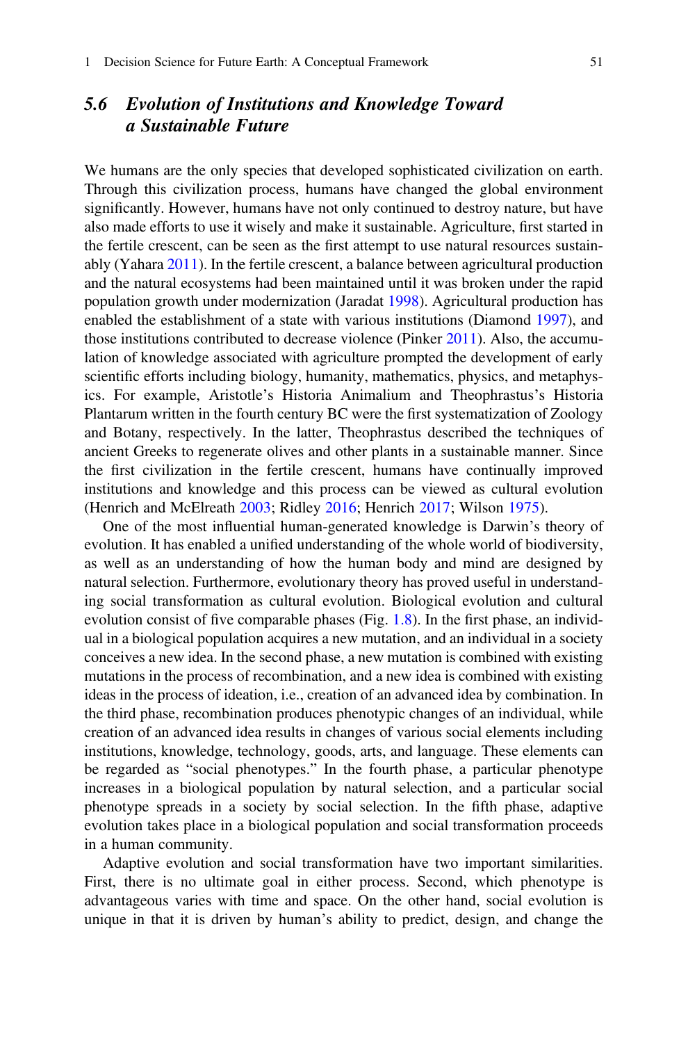### 5.6 *Evolution of Institutions and Knowledge Toward a Sustainable Future*

We humans are the only species that developed sophisticated civilization on earth. Through this civilization process, humans have changed the global environment significantly. However, humans have not only continued to destroy nature, but have also made efforts to use it wisely and make it sustainable. Agriculture, first started in the fertile crescent, can be seen as the first attempt to use natural resources sustainably (Yahara 2011). In the fertile crescent, a balance between agricultural production and the natural ecosystems had been maintained until it was broken under the rapid population growth under modernization (Jaradat 1998). Agricultural production has enabled the establishment of a state with various institutions (Diamond 1997), and those institutions contributed to decrease violence (Pinker 2011). Also, the accumulation of knowledge associated with agriculture prompted the development of early scientific efforts including biology, humanity, mathematics, physics, and metaphysics. For example, Aristotle's Historia Animalium and Theophrastus's Historia Plantarum written in the fourth century BC were the first systematization of Zoology and Botany, respectively. In the latter, Theophrastus described the techniques of ancient Greeks to regenerate olives and other plants in a sustainable manner. Since the first civilization in the fertile crescent, humans have continually improved institutions and knowledge and this process can be viewed as cultural evolution (Henrich and McElreath 2003; Ridley 2016; Henrich 2017; Wilson 1975).

One of the most influential human-generated knowledge is Darwin's theory of evolution. It has enabled a unified understanding of the whole world of biodiversity, as well as an understanding of how the human body and mind are designed by natural selection. Furthermore, evolutionary theory has proved useful in understanding social transformation as cultural evolution. Biological evolution and cultural evolution consist of five comparable phases (Fig. 1.8). In the first phase, an individual in a biological population acquires a new mutation, and an individual in a society conceives a new idea. In the second phase, a new mutation is combined with existing mutations in the process of recombination, and a new idea is combined with existing ideas in the process of ideation, i.e., creation of an advanced idea by combination. In the third phase, recombination produces phenotypic changes of an individual, while creation of an advanced idea results in changes of various social elements including institutions, knowledge, technology, goods, arts, and language. These elements can be regarded as "social phenotypes." In the fourth phase, a particular phenotype increases in a biological population by natural selection, and a particular social phenotype spreads in a society by social selection. In the fifth phase, adaptive evolution takes place in a biological population and social transformation proceeds in a human community.

Adaptive evolution and social transformation have two important similarities. First, there is no ultimate goal in either process. Second, which phenotype is advantageous varies with time and space. On the other hand, social evolution is unique in that it is driven by human's ability to predict, design, and change the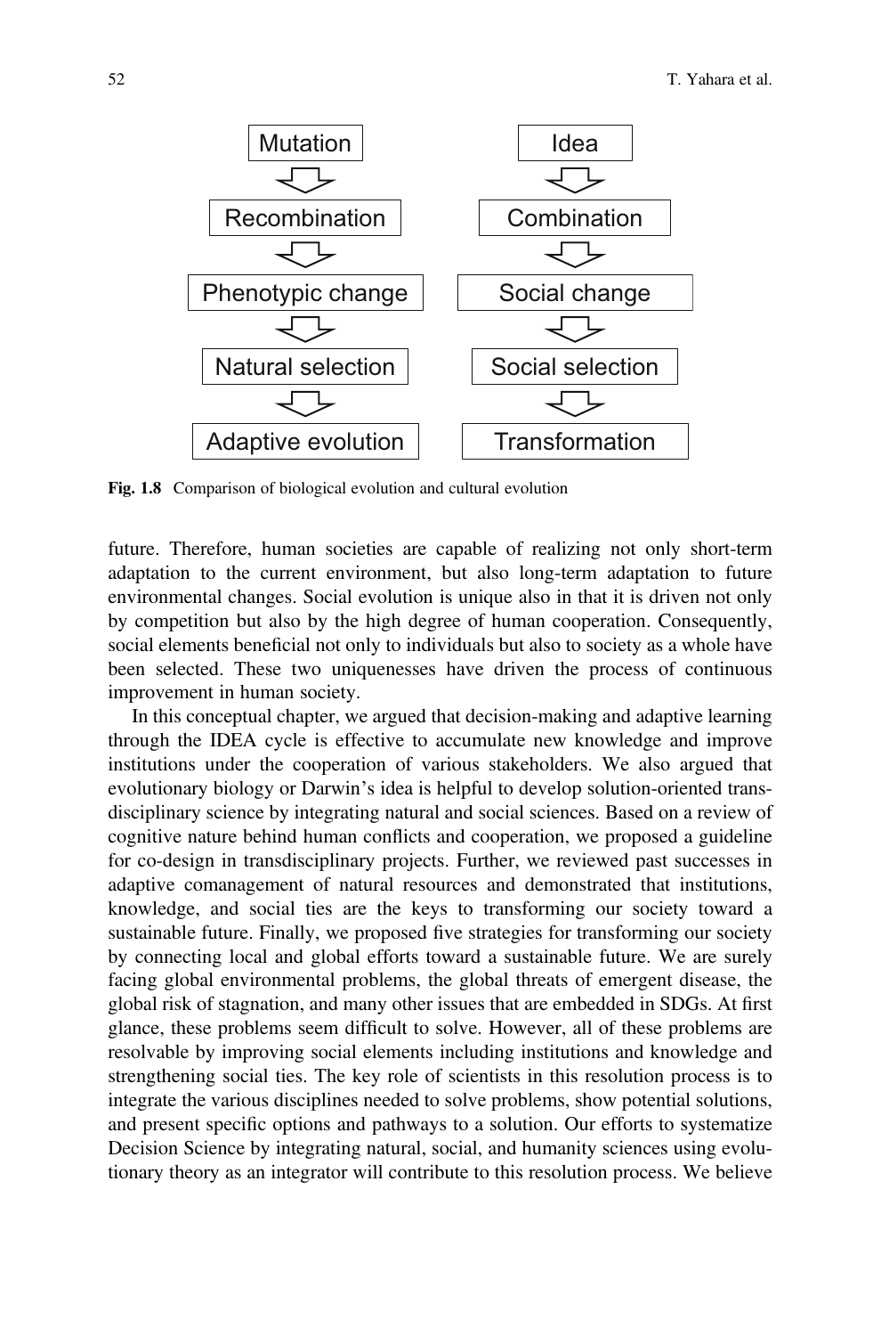| Biological evolution | Cultural evolution |
|---|---|
| Mutation | Idea |
| ↓ | ↓ |
| Recombination | Combination |
| ↓ | ↓ |
| Phenotypic change | Social change |
| ↓ | ↓ |
| Natural selection | Social selection |
| ↓ | ↓ |
| Adaptive evolution | Transformation |

**Fig. 1.8** Comparison of biological evolution and cultural evolution

future. Therefore, human societies are capable of realizing not only short-term adaptation to the current environment, but also long-term adaptation to future environmental changes. Social evolution is unique also in that it is driven not only by competition but also by the high degree of human cooperation. Consequently, social elements beneficial not only to individuals but also to society as a whole have been selected. These two uniquenesses have driven the process of continuous improvement in human society.

In this conceptual chapter, we argued that decision-making and adaptive learning through the IDEA cycle is effective to accumulate new knowledge and improve institutions under the cooperation of various stakeholders. We also argued that evolutionary biology or Darwin's idea is helpful to develop solution-oriented transdisciplinary science by integrating natural and social sciences. Based on a review of cognitive nature behind human conflicts and cooperation, we proposed a guideline for co-design in transdisciplinary projects. Further, we reviewed past successes in adaptive comanagement of natural resources and demonstrated that institutions, knowledge, and social ties are the keys to transforming our society toward a sustainable future. Finally, we proposed five strategies for transforming our society by connecting local and global efforts toward a sustainable future. We are surely facing global environmental problems, the global threats of emergent disease, the global risk of stagnation, and many other issues that are embedded in SDGs. At first glance, these problems seem difficult to solve. However, all of these problems are resolvable by improving social elements including institutions and knowledge and strengthening social ties. The key role of scientists in this resolution process is to integrate the various disciplines needed to solve problems, show potential solutions, and present specific options and pathways to a solution. Our efforts to systematize Decision Science by integrating natural, social, and humanity sciences using evolutionary theory as an integrator will contribute to this resolution process. We believe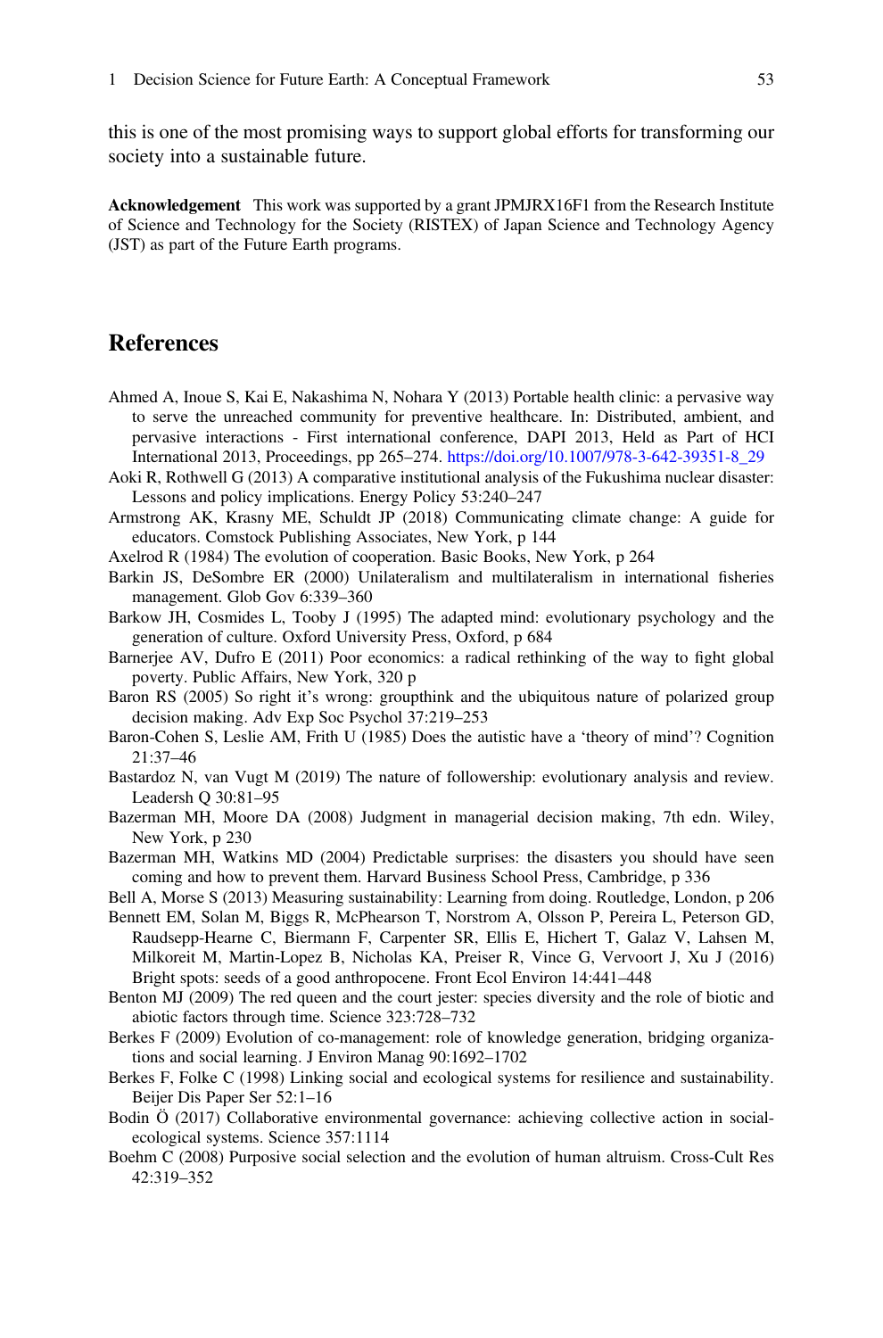this is one of the most promising ways to support global efforts for transforming our society into a sustainable future.

**Acknowledgement** This work was supported by a grant JPMJRX16F1 from the Research Institute of Science and Technology for the Society (RISTEX) of Japan Science and Technology Agency (JST) as part of the Future Earth programs.

## References

Ahmed A, Inoue S, Kai E, Nakashima N, Nohara Y (2013) Portable health clinic: a pervasive way to serve the unreached community for preventive healthcare. In: Distributed, ambient, and pervasive interactions - First international conference, DAPI 2013, Held as Part of HCI International 2013, Proceedings, pp 265–274. https://doi.org/10.1007/978-3-642-39351-8_29

Aoki R, Rothwell G (2013) A comparative institutional analysis of the Fukushima nuclear disaster: Lessons and policy implications. Energy Policy 53:240–247

Armstrong AK, Krasny ME, Schuldt JP (2018) Communicating climate change: A guide for educators. Comstock Publishing Associates, New York, p 144

Axelrod R (1984) The evolution of cooperation. Basic Books, New York, p 264

Barkin JS, DeSombre ER (2000) Unilateralism and multilateralism in international fisheries management. Glob Gov 6:339–360

Barkow JH, Cosmides L, Tooby J (1995) The adapted mind: evolutionary psychology and the generation of culture. Oxford University Press, Oxford, p 684

Barnerjee AV, Dufro E (2011) Poor economics: a radical rethinking of the way to fight global poverty. Public Affairs, New York, 320 p

Baron RS (2005) So right it's wrong: groupthink and the ubiquitous nature of polarized group decision making. Adv Exp Soc Psychol 37:219–253

Baron-Cohen S, Leslie AM, Frith U (1985) Does the autistic have a 'theory of mind'? Cognition 21:37–46

Bastardoz N, van Vugt M (2019) The nature of followership: evolutionary analysis and review. Leadersh Q 30:81–95

Bazerman MH, Moore DA (2008) Judgment in managerial decision making, 7th edn. Wiley, New York, p 230

Bazerman MH, Watkins MD (2004) Predictable surprises: the disasters you should have seen coming and how to prevent them. Harvard Business School Press, Cambridge, p 336

Bell A, Morse S (2013) Measuring sustainability: Learning from doing. Routledge, London, p 206

Bennett EM, Solan M, Biggs R, McPhearson T, Norstrom A, Olsson P, Pereira L, Peterson GD, Raudsepp-Hearne C, Biermann F, Carpenter SR, Ellis E, Hichert T, Galaz V, Lahsen M, Milkoreit M, Martin-Lopez B, Nicholas KA, Preiser R, Vince G, Vervoort J, Xu J (2016) Bright spots: seeds of a good anthropocene. Front Ecol Environ 14:441–448

Benton MJ (2009) The red queen and the court jester: species diversity and the role of biotic and abiotic factors through time. Science 323:728–732

Berkes F (2009) Evolution of co-management: role of knowledge generation, bridging organizations and social learning. J Environ Manag 90:1692–1702

Berkes F, Folke C (1998) Linking social and ecological systems for resilience and sustainability. Beijer Dis Paper Ser 52:1–16

Bodin Ö (2017) Collaborative environmental governance: achieving collective action in social-ecological systems. Science 357:1114

Boehm C (2008) Purposive social selection and the evolution of human altruism. Cross-Cult Res 42:319–352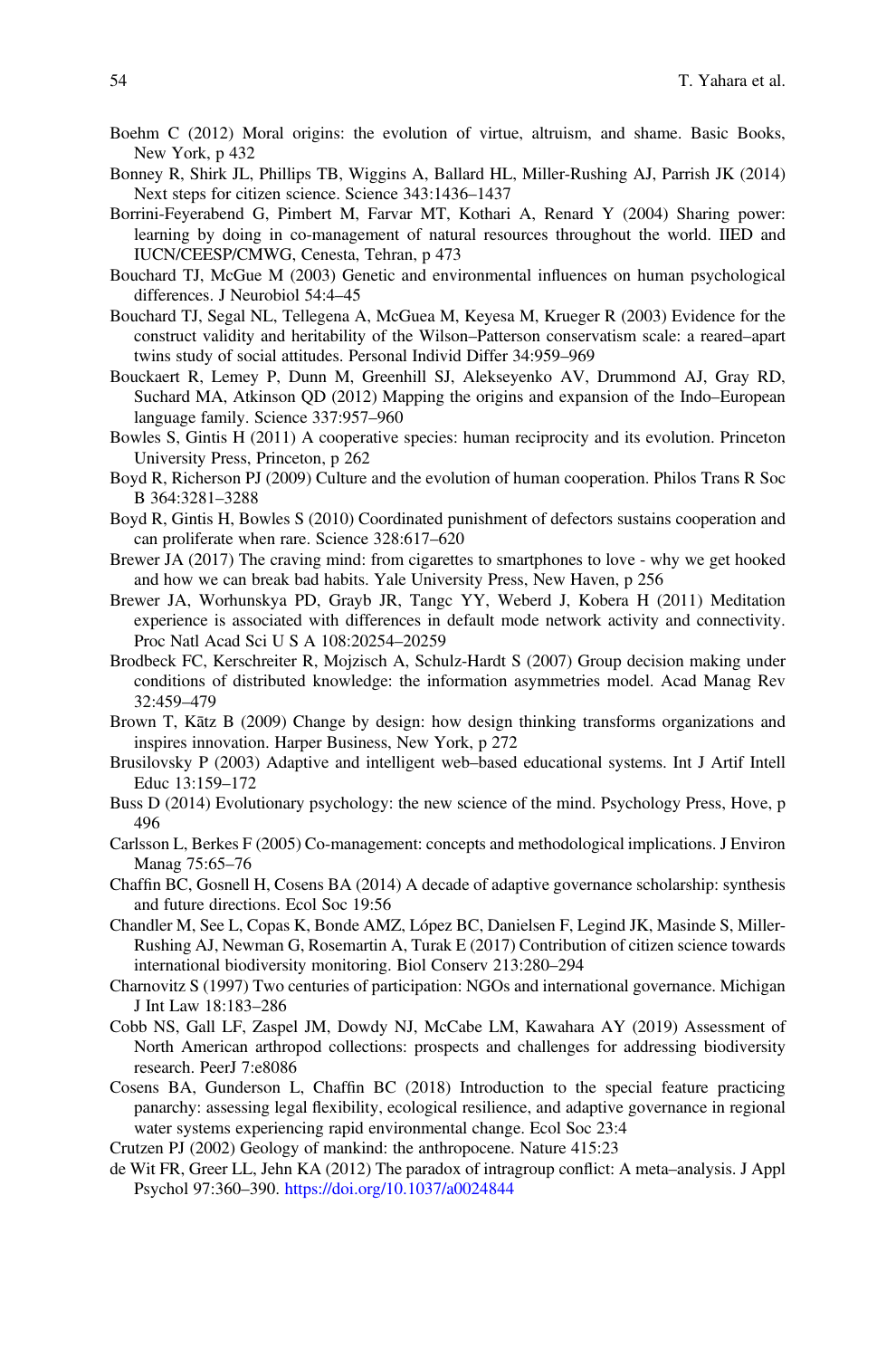Boehm C (2012) Moral origins: the evolution of virtue, altruism, and shame. Basic Books, New York, p 432

Bonney R, Shirk JL, Phillips TB, Wiggins A, Ballard HL, Miller-Rushing AJ, Parrish JK (2014) Next steps for citizen science. Science 343:1436–1437

Borrini-Feyerabend G, Pimbert M, Farvar MT, Kothari A, Renard Y (2004) Sharing power: learning by doing in co-management of natural resources throughout the world. IIED and IUCN/CEESP/CMWG, Cenesta, Tehran, p 473

Bouchard TJ, McGue M (2003) Genetic and environmental influences on human psychological differences. J Neurobiol 54:4–45

Bouchard TJ, Segal NL, Tellegena A, McGuea M, Keyesa M, Krueger R (2003) Evidence for the construct validity and heritability of the Wilson–Patterson conservatism scale: a reared–apart twins study of social attitudes. Personal Individ Differ 34:959–969

Bouckaert R, Lemey P, Dunn M, Greenhill SJ, Alekseyenko AV, Drummond AJ, Gray RD, Suchard MA, Atkinson QD (2012) Mapping the origins and expansion of the Indo–European language family. Science 337:957–960

Bowles S, Gintis H (2011) A cooperative species: human reciprocity and its evolution. Princeton University Press, Princeton, p 262

Boyd R, Richerson PJ (2009) Culture and the evolution of human cooperation. Philos Trans R Soc B 364:3281–3288

Boyd R, Gintis H, Bowles S (2010) Coordinated punishment of defectors sustains cooperation and can proliferate when rare. Science 328:617–620

Brewer JA (2017) The craving mind: from cigarettes to smartphones to love - why we get hooked and how we can break bad habits. Yale University Press, New Haven, p 256

Brewer JA, Worhunskya PD, Grayb JR, Tangc YY, Weberd J, Kobera H (2011) Meditation experience is associated with differences in default mode network activity and connectivity. Proc Natl Acad Sci U S A 108:20254–20259

Brodbeck FC, Kerschreiter R, Mojzisch A, Schulz-Hardt S (2007) Group decision making under conditions of distributed knowledge: the information asymmetries model. Acad Manag Rev 32:459–479

Brown T, Kātz B (2009) Change by design: how design thinking transforms organizations and inspires innovation. Harper Business, New York, p 272

Brusilovsky P (2003) Adaptive and intelligent web–based educational systems. Int J Artif Intell Educ 13:159–172

Buss D (2014) Evolutionary psychology: the new science of the mind. Psychology Press, Hove, p 496

Carlsson L, Berkes F (2005) Co-management: concepts and methodological implications. J Environ Manag 75:65–76

Chaffin BC, Gosnell H, Cosens BA (2014) A decade of adaptive governance scholarship: synthesis and future directions. Ecol Soc 19:56

Chandler M, See L, Copas K, Bonde AMZ, López BC, Danielsen F, Legind JK, Masinde S, Miller-Rushing AJ, Newman G, Rosemartin A, Turak E (2017) Contribution of citizen science towards international biodiversity monitoring. Biol Conserv 213:280–294

Charnovitz S (1997) Two centuries of participation: NGOs and international governance. Michigan J Int Law 18:183–286

Cobb NS, Gall LF, Zaspel JM, Dowdy NJ, McCabe LM, Kawahara AY (2019) Assessment of North American arthropod collections: prospects and challenges for addressing biodiversity research. PeerJ 7:e8086

Cosens BA, Gunderson L, Chaffin BC (2018) Introduction to the special feature practicing panarchy: assessing legal flexibility, ecological resilience, and adaptive governance in regional water systems experiencing rapid environmental change. Ecol Soc 23:4

Crutzen PJ (2002) Geology of mankind: the anthropocene. Nature 415:23

de Wit FR, Greer LL, Jehn KA (2012) The paradox of intragroup conflict: A meta–analysis. J Appl Psychol 97:360–390. https://doi.org/10.1037/a0024844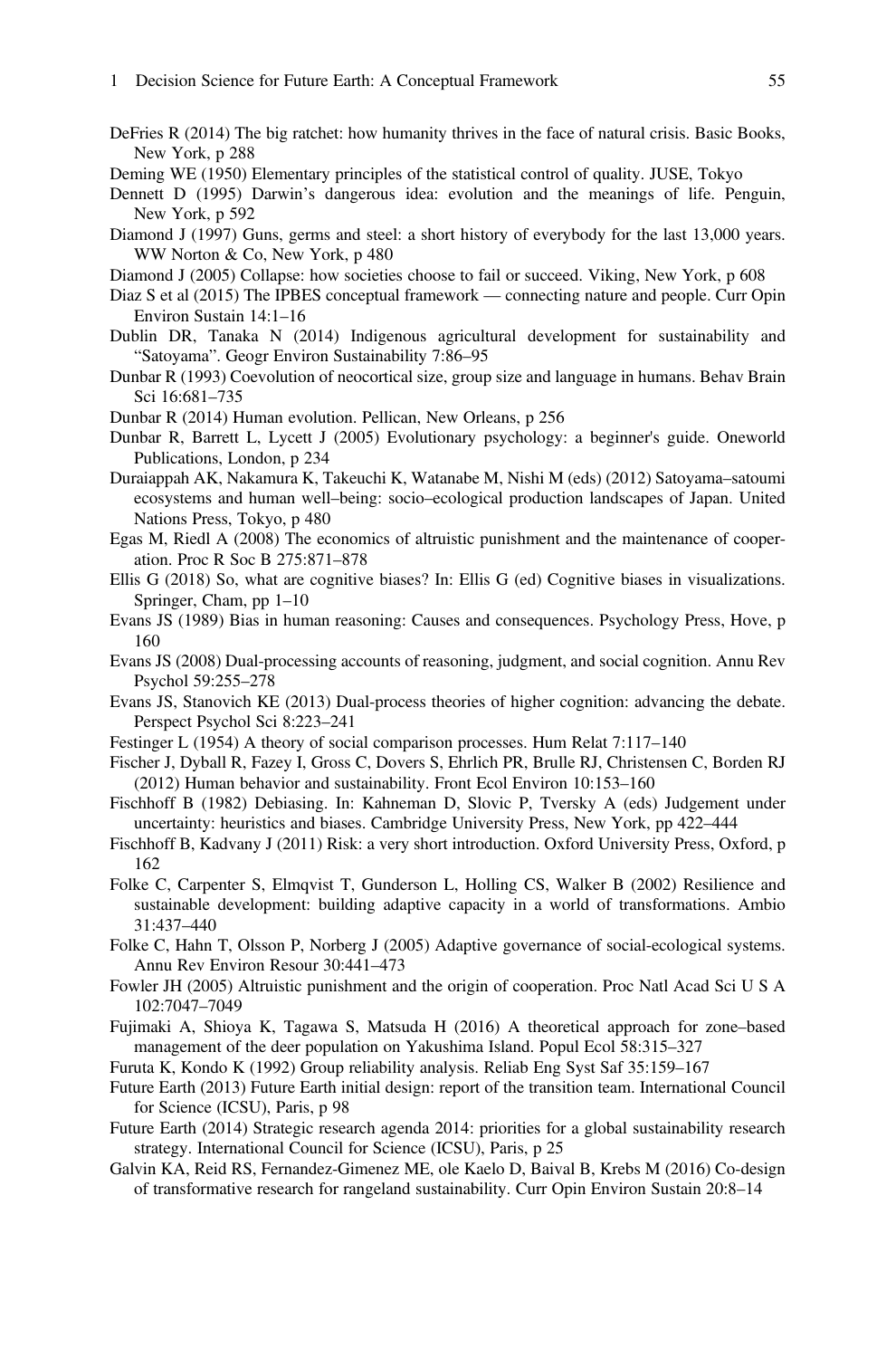DeFries R (2014) The big ratchet: how humanity thrives in the face of natural crisis. Basic Books, New York, p 288

Deming WE (1950) Elementary principles of the statistical control of quality. JUSE, Tokyo

Dennett D (1995) Darwin's dangerous idea: evolution and the meanings of life. Penguin, New York, p 592

Diamond J (1997) Guns, germs and steel: a short history of everybody for the last 13,000 years. WW Norton & Co, New York, p 480

Diamond J (2005) Collapse: how societies choose to fail or succeed. Viking, New York, p 608

Diaz S et al (2015) The IPBES conceptual framework — connecting nature and people. Curr Opin Environ Sustain 14:1–16

Dublin DR, Tanaka N (2014) Indigenous agricultural development for sustainability and "Satoyama". Geogr Environ Sustainability 7:86–95

Dunbar R (1993) Coevolution of neocortical size, group size and language in humans. Behav Brain Sci 16:681–735

Dunbar R (2014) Human evolution. Pellican, New Orleans, p 256

Dunbar R, Barrett L, Lycett J (2005) Evolutionary psychology: a beginner's guide. Oneworld Publications, London, p 234

Duraiappah AK, Nakamura K, Takeuchi K, Watanabe M, Nishi M (eds) (2012) Satoyama–satoumi ecosystems and human well–being: socio–ecological production landscapes of Japan. United Nations Press, Tokyo, p 480

Egas M, Riedl A (2008) The economics of altruistic punishment and the maintenance of cooperation. Proc R Soc B 275:871–878

Ellis G (2018) So, what are cognitive biases? In: Ellis G (ed) Cognitive biases in visualizations. Springer, Cham, pp 1–10

Evans JS (1989) Bias in human reasoning: Causes and consequences. Psychology Press, Hove, p 160

Evans JS (2008) Dual-processing accounts of reasoning, judgment, and social cognition. Annu Rev Psychol 59:255–278

Evans JS, Stanovich KE (2013) Dual-process theories of higher cognition: advancing the debate. Perspect Psychol Sci 8:223–241

Festinger L (1954) A theory of social comparison processes. Hum Relat 7:117–140

Fischer J, Dyball R, Fazey I, Gross C, Dovers S, Ehrlich PR, Brulle RJ, Christensen C, Borden RJ (2012) Human behavior and sustainability. Front Ecol Environ 10:153–160

Fischhoff B (1982) Debiasing. In: Kahneman D, Slovic P, Tversky A (eds) Judgement under uncertainty: heuristics and biases. Cambridge University Press, New York, pp 422–444

Fischhoff B, Kadvany J (2011) Risk: a very short introduction. Oxford University Press, Oxford, p 162

Folke C, Carpenter S, Elmqvist T, Gunderson L, Holling CS, Walker B (2002) Resilience and sustainable development: building adaptive capacity in a world of transformations. Ambio 31:437–440

Folke C, Hahn T, Olsson P, Norberg J (2005) Adaptive governance of social-ecological systems. Annu Rev Environ Resour 30:441–473

Fowler JH (2005) Altruistic punishment and the origin of cooperation. Proc Natl Acad Sci U S A 102:7047–7049

Fujimaki A, Shioya K, Tagawa S, Matsuda H (2016) A theoretical approach for zone–based management of the deer population on Yakushima Island. Popul Ecol 58:315–327

Furuta K, Kondo K (1992) Group reliability analysis. Reliab Eng Syst Saf 35:159–167

Future Earth (2013) Future Earth initial design: report of the transition team. International Council for Science (ICSU), Paris, p 98

Future Earth (2014) Strategic research agenda 2014: priorities for a global sustainability research strategy. International Council for Science (ICSU), Paris, p 25

Galvin KA, Reid RS, Fernandez-Gimenez ME, ole Kaelo D, Baival B, Krebs M (2016) Co-design of transformative research for rangeland sustainability. Curr Opin Environ Sustain 20:8–14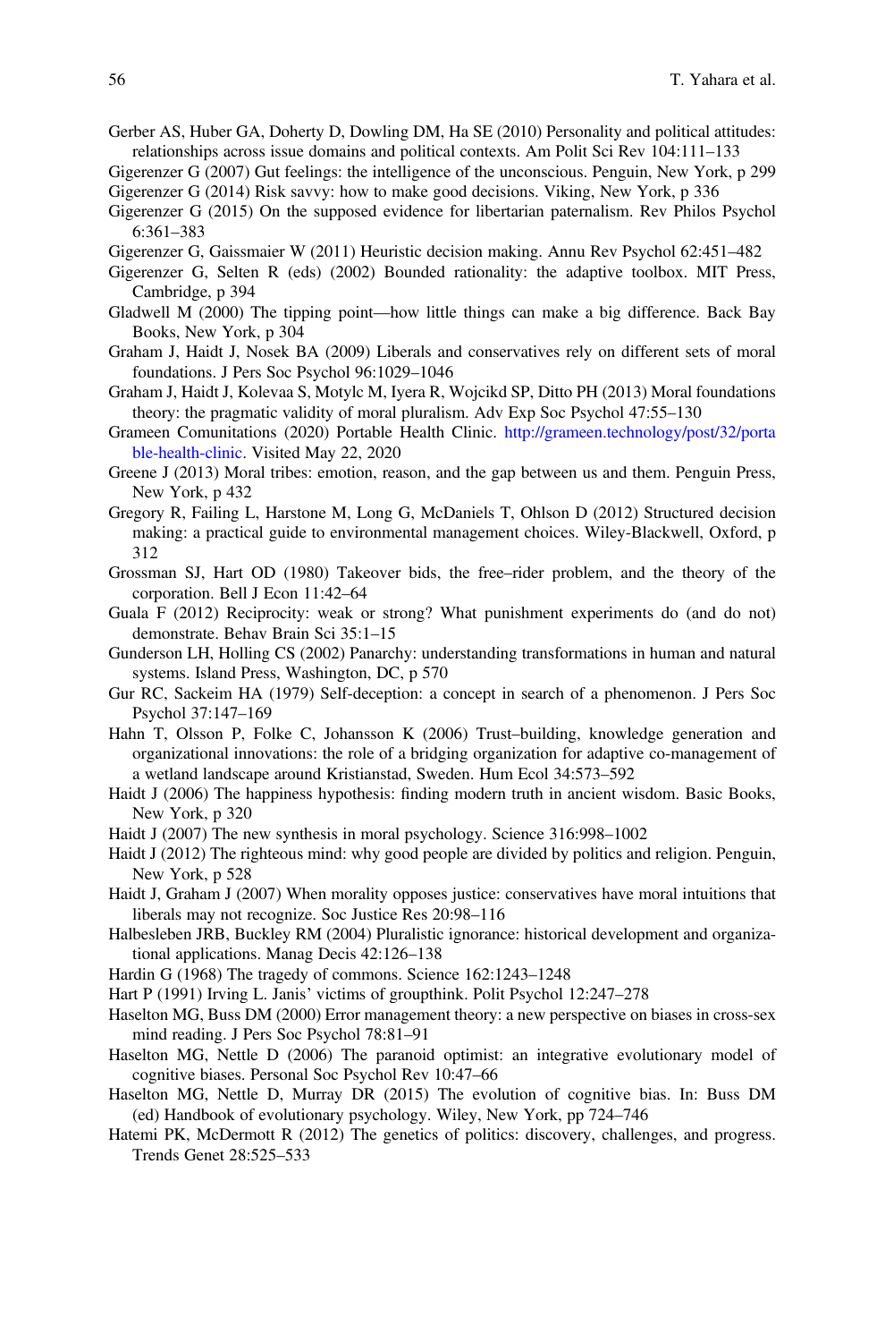Gerber AS, Huber GA, Doherty D, Dowling DM, Ha SE (2010) Personality and political attitudes: relationships across issue domains and political contexts. Am Polit Sci Rev 104:111–133

Gigerenzer G (2007) Gut feelings: the intelligence of the unconscious. Penguin, New York, p 299

Gigerenzer G (2014) Risk savvy: how to make good decisions. Viking, New York, p 336

Gigerenzer G (2015) On the supposed evidence for libertarian paternalism. Rev Philos Psychol 6:361–383

Gigerenzer G, Gaissmaier W (2011) Heuristic decision making. Annu Rev Psychol 62:451–482

Gigerenzer G, Selten R (eds) (2002) Bounded rationality: the adaptive toolbox. MIT Press, Cambridge, p 394

Gladwell M (2000) The tipping point—how little things can make a big difference. Back Bay Books, New York, p 304

Graham J, Haidt J, Nosek BA (2009) Liberals and conservatives rely on different sets of moral foundations. J Pers Soc Psychol 96:1029–1046

Graham J, Haidt J, Kolevaa S, Motylc M, Iyera R, Wojcikd SP, Ditto PH (2013) Moral foundations theory: the pragmatic validity of moral pluralism. Adv Exp Soc Psychol 47:55–130

Grameen Comunitations (2020) Portable Health Clinic. http://grameen.technology/post/32/portable-health-clinic. Visited May 22, 2020

Greene J (2013) Moral tribes: emotion, reason, and the gap between us and them. Penguin Press, New York, p 432

Gregory R, Failing L, Harstone M, Long G, McDaniels T, Ohlson D (2012) Structured decision making: a practical guide to environmental management choices. Wiley-Blackwell, Oxford, p 312

Grossman SJ, Hart OD (1980) Takeover bids, the free–rider problem, and the theory of the corporation. Bell J Econ 11:42–64

Guala F (2012) Reciprocity: weak or strong? What punishment experiments do (and do not) demonstrate. Behav Brain Sci 35:1–15

Gunderson LH, Holling CS (2002) Panarchy: understanding transformations in human and natural systems. Island Press, Washington, DC, p 570

Gur RC, Sackeim HA (1979) Self-deception: a concept in search of a phenomenon. J Pers Soc Psychol 37:147–169

Hahn T, Olsson P, Folke C, Johansson K (2006) Trust–building, knowledge generation and organizational innovations: the role of a bridging organization for adaptive co-management of a wetland landscape around Kristianstad, Sweden. Hum Ecol 34:573–592

Haidt J (2006) The happiness hypothesis: finding modern truth in ancient wisdom. Basic Books, New York, p 320

Haidt J (2007) The new synthesis in moral psychology. Science 316:998–1002

Haidt J (2012) The righteous mind: why good people are divided by politics and religion. Penguin, New York, p 528

Haidt J, Graham J (2007) When morality opposes justice: conservatives have moral intuitions that liberals may not recognize. Soc Justice Res 20:98–116

Halbesleben JRB, Buckley RM (2004) Pluralistic ignorance: historical development and organizational applications. Manag Decis 42:126–138

Hardin G (1968) The tragedy of commons. Science 162:1243–1248

Hart P (1991) Irving L. Janis' victims of groupthink. Polit Psychol 12:247–278

Haselton MG, Buss DM (2000) Error management theory: a new perspective on biases in cross-sex mind reading. J Pers Soc Psychol 78:81–91

Haselton MG, Nettle D (2006) The paranoid optimist: an integrative evolutionary model of cognitive biases. Personal Soc Psychol Rev 10:47–66

Haselton MG, Nettle D, Murray DR (2015) The evolution of cognitive bias. In: Buss DM (ed) Handbook of evolutionary psychology. Wiley, New York, pp 724–746

Hatemi PK, McDermott R (2012) The genetics of politics: discovery, challenges, and progress. Trends Genet 28:525–533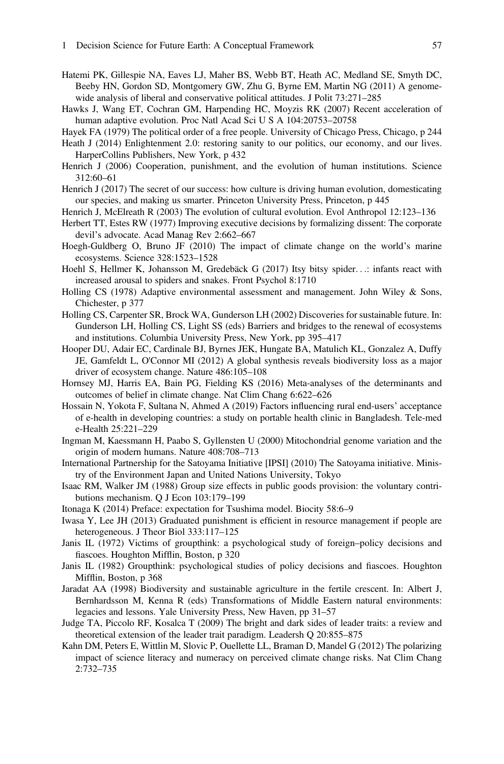Hatemi PK, Gillespie NA, Eaves LJ, Maher BS, Webb BT, Heath AC, Medland SE, Smyth DC, Beeby HN, Gordon SD, Montgomery GW, Zhu G, Byrne EM, Martin NG (2011) A genome-wide analysis of liberal and conservative political attitudes. J Polit 73:271–285

Hawks J, Wang ET, Cochran GM, Harpending HC, Moyzis RK (2007) Recent acceleration of human adaptive evolution. Proc Natl Acad Sci U S A 104:20753–20758

Hayek FA (1979) The political order of a free people. University of Chicago Press, Chicago, p 244

Heath J (2014) Enlightenment 2.0: restoring sanity to our politics, our economy, and our lives. HarperCollins Publishers, New York, p 432

Henrich J (2006) Cooperation, punishment, and the evolution of human institutions. Science 312:60–61

Henrich J (2017) The secret of our success: how culture is driving human evolution, domesticating our species, and making us smarter. Princeton University Press, Princeton, p 445

Henrich J, McElreath R (2003) The evolution of cultural evolution. Evol Anthropol 12:123–136

Herbert TT, Estes RW (1977) Improving executive decisions by formalizing dissent: The corporate devil's advocate. Acad Manag Rev 2:662–667

Hoegh-Guldberg O, Bruno JF (2010) The impact of climate change on the world's marine ecosystems. Science 328:1523–1528

Hoehl S, Hellmer K, Johansson M, Gredebäck G (2017) Itsy bitsy spider...: infants react with increased arousal to spiders and snakes. Front Psychol 8:1710

Holling CS (1978) Adaptive environmental assessment and management. John Wiley & Sons, Chichester, p 377

Holling CS, Carpenter SR, Brock WA, Gunderson LH (2002) Discoveries for sustainable future. In: Gunderson LH, Holling CS, Light SS (eds) Barriers and bridges to the renewal of ecosystems and institutions. Columbia University Press, New York, pp 395–417

Hooper DU, Adair EC, Cardinale BJ, Byrnes JEK, Hungate BA, Matulich KL, Gonzalez A, Duffy JE, Gamfeldt L, O'Connor MI (2012) A global synthesis reveals biodiversity loss as a major driver of ecosystem change. Nature 486:105–108

Hornsey MJ, Harris EA, Bain PG, Fielding KS (2016) Meta-analyses of the determinants and outcomes of belief in climate change. Nat Clim Chang 6:622–626

Hossain N, Yokota F, Sultana N, Ahmed A (2019) Factors influencing rural end-users' acceptance of e-health in developing countries: a study on portable health clinic in Bangladesh. Tele-med e-Health 25:221–229

Ingman M, Kaessmann H, Paabo S, Gyllensten U (2000) Mitochondrial genome variation and the origin of modern humans. Nature 408:708–713

International Partnership for the Satoyama Initiative [IPSI] (2010) The Satoyama initiative. Ministry of the Environment Japan and United Nations University, Tokyo

Isaac RM, Walker JM (1988) Group size effects in public goods provision: the voluntary contributions mechanism. Q J Econ 103:179–199

Itonaga K (2014) Preface: expectation for Tsushima model. Biocity 58:6–9

Iwasa Y, Lee JH (2013) Graduated punishment is efficient in resource management if people are heterogeneous. J Theor Biol 333:117–125

Janis IL (1972) Victims of groupthink: a psychological study of foreign–policy decisions and fiascoes. Houghton Mifflin, Boston, p 320

Janis IL (1982) Groupthink: psychological studies of policy decisions and fiascoes. Houghton Mifflin, Boston, p 368

Jaradat AA (1998) Biodiversity and sustainable agriculture in the fertile crescent. In: Albert J, Bernhardsson M, Kenna R (eds) Transformations of Middle Eastern natural environments: legacies and lessons. Yale University Press, New Haven, pp 31–57

Judge TA, Piccolo RF, Kosalca T (2009) The bright and dark sides of leader traits: a review and theoretical extension of the leader trait paradigm. Leadersh Q 20:855–875

Kahn DM, Peters E, Wittlin M, Slovic P, Ouellette LL, Braman D, Mandel G (2012) The polarizing impact of science literacy and numeracy on perceived climate change risks. Nat Clim Chang 2:732–735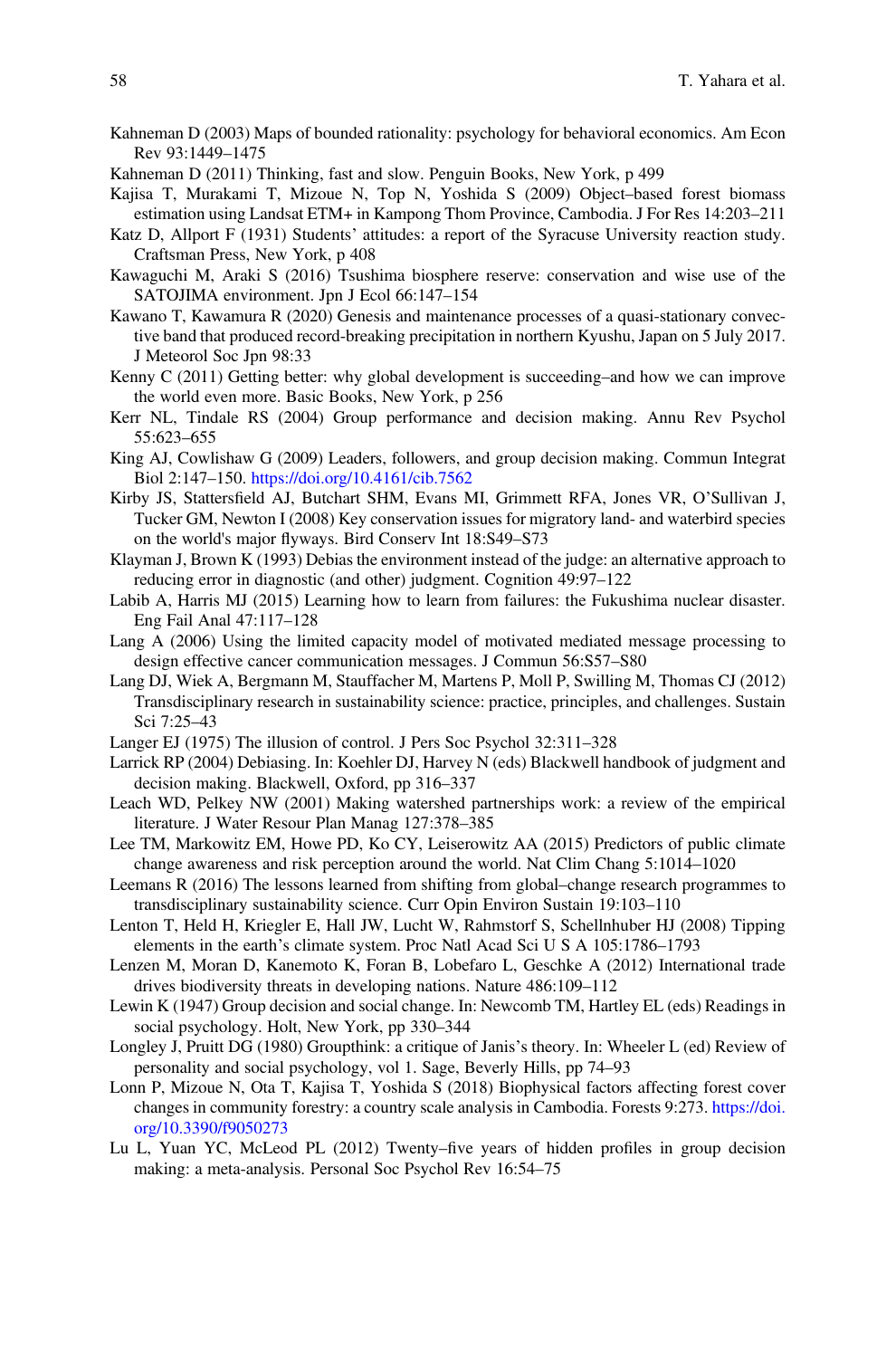Kahneman D (2003) Maps of bounded rationality: psychology for behavioral economics. Am Econ Rev 93:1449–1475

Kahneman D (2011) Thinking, fast and slow. Penguin Books, New York, p 499

Kajisa T, Murakami T, Mizoue N, Top N, Yoshida S (2009) Object–based forest biomass estimation using Landsat ETM+ in Kampong Thom Province, Cambodia. J For Res 14:203–211

Katz D, Allport F (1931) Students' attitudes: a report of the Syracuse University reaction study. Craftsman Press, New York, p 408

Kawaguchi M, Araki S (2016) Tsushima biosphere reserve: conservation and wise use of the SATOJIMA environment. Jpn J Ecol 66:147–154

Kawano T, Kawamura R (2020) Genesis and maintenance processes of a quasi-stationary convective band that produced record-breaking precipitation in northern Kyushu, Japan on 5 July 2017. J Meteorol Soc Jpn 98:33

Kenny C (2011) Getting better: why global development is succeeding–and how we can improve the world even more. Basic Books, New York, p 256

Kerr NL, Tindale RS (2004) Group performance and decision making. Annu Rev Psychol 55:623–655

King AJ, Cowlishaw G (2009) Leaders, followers, and group decision making. Commun Integrat Biol 2:147–150. https://doi.org/10.4161/cib.7562

Kirby JS, Stattersfield AJ, Butchart SHM, Evans MI, Grimmett RFA, Jones VR, O'Sullivan J, Tucker GM, Newton I (2008) Key conservation issues for migratory land- and waterbird species on the world's major flyways. Bird Conserv Int 18:S49–S73

Klayman J, Brown K (1993) Debias the environment instead of the judge: an alternative approach to reducing error in diagnostic (and other) judgment. Cognition 49:97–122

Labib A, Harris MJ (2015) Learning how to learn from failures: the Fukushima nuclear disaster. Eng Fail Anal 47:117–128

Lang A (2006) Using the limited capacity model of motivated mediated message processing to design effective cancer communication messages. J Commun 56:S57–S80

Lang DJ, Wiek A, Bergmann M, Stauffacher M, Martens P, Moll P, Swilling M, Thomas CJ (2012) Transdisciplinary research in sustainability science: practice, principles, and challenges. Sustain Sci 7:25–43

Langer EJ (1975) The illusion of control. J Pers Soc Psychol 32:311–328

Larrick RP (2004) Debiasing. In: Koehler DJ, Harvey N (eds) Blackwell handbook of judgment and decision making. Blackwell, Oxford, pp 316–337

Leach WD, Pelkey NW (2001) Making watershed partnerships work: a review of the empirical literature. J Water Resour Plan Manag 127:378–385

Lee TM, Markowitz EM, Howe PD, Ko CY, Leiserowitz AA (2015) Predictors of public climate change awareness and risk perception around the world. Nat Clim Chang 5:1014–1020

Leemans R (2016) The lessons learned from shifting from global–change research programmes to transdisciplinary sustainability science. Curr Opin Environ Sustain 19:103–110

Lenton T, Held H, Kriegler E, Hall JW, Lucht W, Rahmstorf S, Schellnhuber HJ (2008) Tipping elements in the earth's climate system. Proc Natl Acad Sci U S A 105:1786–1793

Lenzen M, Moran D, Kanemoto K, Foran B, Lobefaro L, Geschke A (2012) International trade drives biodiversity threats in developing nations. Nature 486:109–112

Lewin K (1947) Group decision and social change. In: Newcomb TM, Hartley EL (eds) Readings in social psychology. Holt, New York, pp 330–344

Longley J, Pruitt DG (1980) Groupthink: a critique of Janis's theory. In: Wheeler L (ed) Review of personality and social psychology, vol 1. Sage, Beverly Hills, pp 74–93

Lonn P, Mizoue N, Ota T, Kajisa T, Yoshida S (2018) Biophysical factors affecting forest cover changes in community forestry: a country scale analysis in Cambodia. Forests 9:273. https://doi.org/10.3390/f9050273

Lu L, Yuan YC, McLeod PL (2012) Twenty–five years of hidden profiles in group decision making: a meta-analysis. Personal Soc Psychol Rev 16:54–75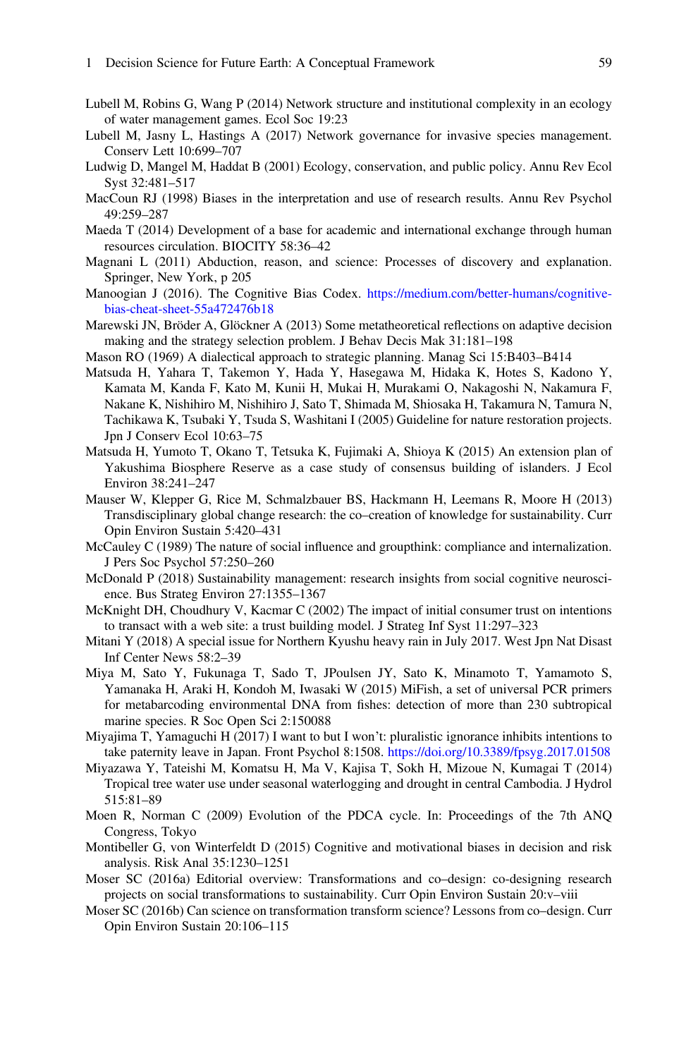Lubell M, Robins G, Wang P (2014) Network structure and institutional complexity in an ecology of water management games. Ecol Soc 19:23

Lubell M, Jasny L, Hastings A (2017) Network governance for invasive species management. Conserv Lett 10:699–707

Ludwig D, Mangel M, Haddat B (2001) Ecology, conservation, and public policy. Annu Rev Ecol Syst 32:481–517

MacCoun RJ (1998) Biases in the interpretation and use of research results. Annu Rev Psychol 49:259–287

Maeda T (2014) Development of a base for academic and international exchange through human resources circulation. BIOCITY 58:36–42

Magnani L (2011) Abduction, reason, and science: Processes of discovery and explanation. Springer, New York, p 205

Manoogian J (2016). The Cognitive Bias Codex. https://medium.com/better-humans/cognitive-bias-cheat-sheet-55a472476b18

Marewski JN, Bröder A, Glöckner A (2013) Some metatheoretical reflections on adaptive decision making and the strategy selection problem. J Behav Decis Mak 31:181–198

Mason RO (1969) A dialectical approach to strategic planning. Manag Sci 15:B403–B414

Matsuda H, Yahara T, Takemon Y, Hada Y, Hasegawa M, Hidaka K, Hotes S, Kadono Y, Kamata M, Kanda F, Kato M, Kunii H, Mukai H, Murakami O, Nakagoshi N, Nakamura F, Nakane K, Nishihiro M, Nishihiro J, Sato T, Shimada M, Shiosaka H, Takamura N, Tamura N, Tachikawa K, Tsubaki Y, Tsuda S, Washitani I (2005) Guideline for nature restoration projects. Jpn J Conserv Ecol 10:63–75

Matsuda H, Yumoto T, Okano T, Tetsuka K, Fujimaki A, Shioya K (2015) An extension plan of Yakushima Biosphere Reserve as a case study of consensus building of islanders. J Ecol Environ 38:241–247

Mauser W, Klepper G, Rice M, Schmalzbauer BS, Hackmann H, Leemans R, Moore H (2013) Transdisciplinary global change research: the co–creation of knowledge for sustainability. Curr Opin Environ Sustain 5:420–431

McCauley C (1989) The nature of social influence and groupthink: compliance and internalization. J Pers Soc Psychol 57:250–260

McDonald P (2018) Sustainability management: research insights from social cognitive neuroscience. Bus Strateg Environ 27:1355–1367

McKnight DH, Choudhury V, Kacmar C (2002) The impact of initial consumer trust on intentions to transact with a web site: a trust building model. J Strateg Inf Syst 11:297–323

Mitani Y (2018) A special issue for Northern Kyushu heavy rain in July 2017. West Jpn Nat Disast Inf Center News 58:2–39

Miya M, Sato Y, Fukunaga T, Sado T, JPoulsen JY, Sato K, Minamoto T, Yamamoto S, Yamanaka H, Araki H, Kondoh M, Iwasaki W (2015) MiFish, a set of universal PCR primers for metabarcoding environmental DNA from fishes: detection of more than 230 subtropical marine species. R Soc Open Sci 2:150088

Miyajima T, Yamaguchi H (2017) I want to but I won't: pluralistic ignorance inhibits intentions to take paternity leave in Japan. Front Psychol 8:1508. https://doi.org/10.3389/fpsyg.2017.01508

Miyazawa Y, Tateishi M, Komatsu H, Ma V, Kajisa T, Sokh H, Mizoue N, Kumagai T (2014) Tropical tree water use under seasonal waterlogging and drought in central Cambodia. J Hydrol 515:81–89

Moen R, Norman C (2009) Evolution of the PDCA cycle. In: Proceedings of the 7th ANQ Congress, Tokyo

Montibeller G, von Winterfeldt D (2015) Cognitive and motivational biases in decision and risk analysis. Risk Anal 35:1230–1251

Moser SC (2016a) Editorial overview: Transformations and co–design: co-designing research projects on social transformations to sustainability. Curr Opin Environ Sustain 20:v–viii

Moser SC (2016b) Can science on transformation transform science? Lessons from co–design. Curr Opin Environ Sustain 20:106–115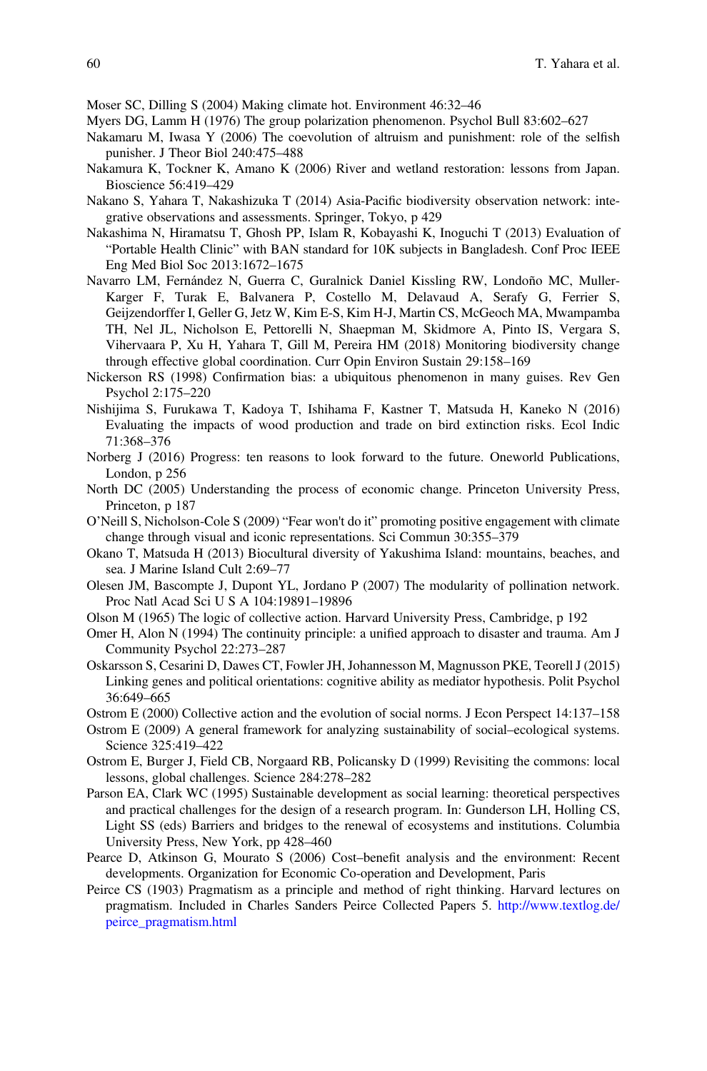Moser SC, Dilling S (2004) Making climate hot. Environment 46:32–46

Myers DG, Lamm H (1976) The group polarization phenomenon. Psychol Bull 83:602–627

Nakamaru M, Iwasa Y (2006) The coevolution of altruism and punishment: role of the selfish punisher. J Theor Biol 240:475–488

Nakamura K, Tockner K, Amano K (2006) River and wetland restoration: lessons from Japan. Bioscience 56:419–429

Nakano S, Yahara T, Nakashizuka T (2014) Asia-Pacific biodiversity observation network: integrative observations and assessments. Springer, Tokyo, p 429

Nakashima N, Hiramatsu T, Ghosh PP, Islam R, Kobayashi K, Inoguchi T (2013) Evaluation of "Portable Health Clinic" with BAN standard for 10K subjects in Bangladesh. Conf Proc IEEE Eng Med Biol Soc 2013:1672–1675

Navarro LM, Fernández N, Guerra C, Guralnick Daniel Kissling RW, Londoño MC, Muller-Karger F, Turak E, Balvanera P, Costello M, Delavaud A, Serafy G, Ferrier S, Geijzendorffer I, Geller G, Jetz W, Kim E-S, Kim H-J, Martin CS, McGeoch MA, Mwampamba TH, Nel JL, Nicholson E, Pettorelli N, Shaepman M, Skidmore A, Pinto IS, Vergara S, Vihervaara P, Xu H, Yahara T, Gill M, Pereira HM (2018) Monitoring biodiversity change through effective global coordination. Curr Opin Environ Sustain 29:158–169

Nickerson RS (1998) Confirmation bias: a ubiquitous phenomenon in many guises. Rev Gen Psychol 2:175–220

Nishijima S, Furukawa T, Kadoya T, Ishihama F, Kastner T, Matsuda H, Kaneko N (2016) Evaluating the impacts of wood production and trade on bird extinction risks. Ecol Indic 71:368–376

Norberg J (2016) Progress: ten reasons to look forward to the future. Oneworld Publications, London, p 256

North DC (2005) Understanding the process of economic change. Princeton University Press, Princeton, p 187

O'Neill S, Nicholson-Cole S (2009) "Fear won't do it" promoting positive engagement with climate change through visual and iconic representations. Sci Commun 30:355–379

Okano T, Matsuda H (2013) Biocultural diversity of Yakushima Island: mountains, beaches, and sea. J Marine Island Cult 2:69–77

Olesen JM, Bascompte J, Dupont YL, Jordano P (2007) The modularity of pollination network. Proc Natl Acad Sci U S A 104:19891–19896

Olson M (1965) The logic of collective action. Harvard University Press, Cambridge, p 192

Omer H, Alon N (1994) The continuity principle: a unified approach to disaster and trauma. Am J Community Psychol 22:273–287

Oskarsson S, Cesarini D, Dawes CT, Fowler JH, Johannesson M, Magnusson PKE, Teorell J (2015) Linking genes and political orientations: cognitive ability as mediator hypothesis. Polit Psychol 36:649–665

Ostrom E (2000) Collective action and the evolution of social norms. J Econ Perspect 14:137–158

Ostrom E (2009) A general framework for analyzing sustainability of social–ecological systems. Science 325:419–422

Ostrom E, Burger J, Field CB, Norgaard RB, Policansky D (1999) Revisiting the commons: local lessons, global challenges. Science 284:278–282

Parson EA, Clark WC (1995) Sustainable development as social learning: theoretical perspectives and practical challenges for the design of a research program. In: Gunderson LH, Holling CS, Light SS (eds) Barriers and bridges to the renewal of ecosystems and institutions. Columbia University Press, New York, pp 428–460

Pearce D, Atkinson G, Mourato S (2006) Cost–benefit analysis and the environment: Recent developments. Organization for Economic Co-operation and Development, Paris

Peirce CS (1903) Pragmatism as a principle and method of right thinking. Harvard lectures on pragmatism. Included in Charles Sanders Peirce Collected Papers 5. http://www.textlog.de/peirce_pragmatism.html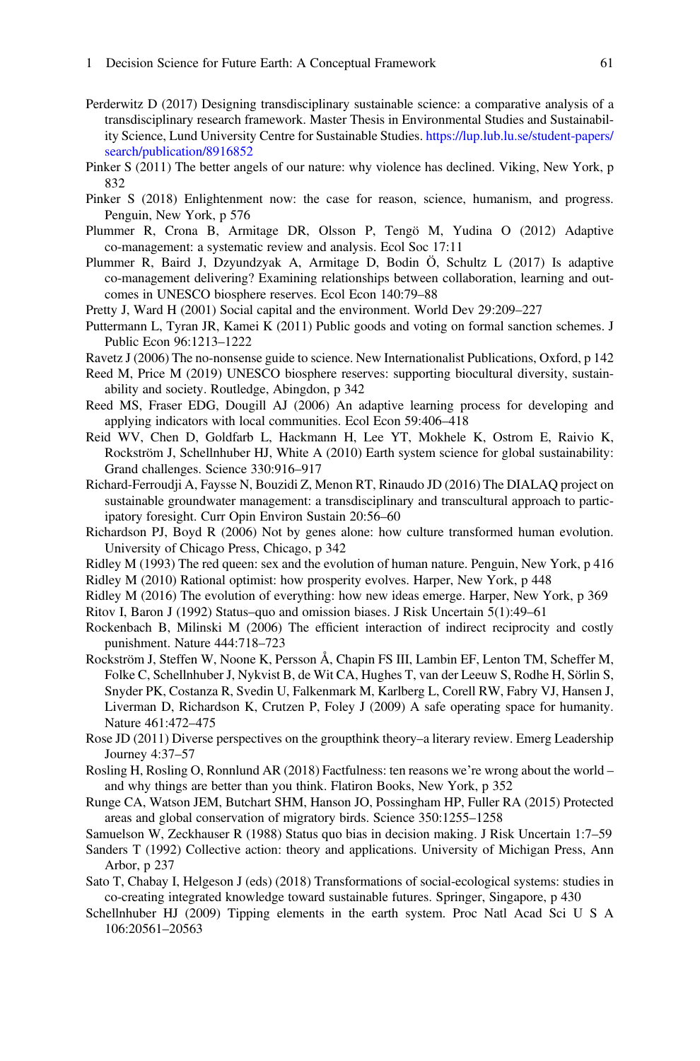Perderwitz D (2017) Designing transdisciplinary sustainable science: a comparative analysis of a transdisciplinary research framework. Master Thesis in Environmental Studies and Sustainability Science, Lund University Centre for Sustainable Studies. https://lup.lub.lu.se/student-papers/search/publication/8916852

Pinker S (2011) The better angels of our nature: why violence has declined. Viking, New York, p 832

Pinker S (2018) Enlightenment now: the case for reason, science, humanism, and progress. Penguin, New York, p 576

Plummer R, Crona B, Armitage DR, Olsson P, Tengö M, Yudina O (2012) Adaptive co-management: a systematic review and analysis. Ecol Soc 17:11

Plummer R, Baird J, Dzyundzyak A, Armitage D, Bodin Ö, Schultz L (2017) Is adaptive co-management delivering? Examining relationships between collaboration, learning and outcomes in UNESCO biosphere reserves. Ecol Econ 140:79–88

Pretty J, Ward H (2001) Social capital and the environment. World Dev 29:209–227

Puttermann L, Tyran JR, Kamei K (2011) Public goods and voting on formal sanction schemes. J Public Econ 96:1213–1222

Ravetz J (2006) The no-nonsense guide to science. New Internationalist Publications, Oxford, p 142

Reed M, Price M (2019) UNESCO biosphere reserves: supporting biocultural diversity, sustainability and society. Routledge, Abingdon, p 342

Reed MS, Fraser EDG, Dougill AJ (2006) An adaptive learning process for developing and applying indicators with local communities. Ecol Econ 59:406–418

Reid WV, Chen D, Goldfarb L, Hackmann H, Lee YT, Mokhele K, Ostrom E, Raivio K, Rockström J, Schellnhuber HJ, White A (2010) Earth system science for global sustainability: Grand challenges. Science 330:916–917

Richard-Ferroudji A, Faysse N, Bouzidi Z, Menon RT, Rinaudo JD (2016) The DIALAQ project on sustainable groundwater management: a transdisciplinary and transcultural approach to participatory foresight. Curr Opin Environ Sustain 20:56–60

Richardson PJ, Boyd R (2006) Not by genes alone: how culture transformed human evolution. University of Chicago Press, Chicago, p 342

Ridley M (1993) The red queen: sex and the evolution of human nature. Penguin, New York, p 416

Ridley M (2010) Rational optimist: how prosperity evolves. Harper, New York, p 448

Ridley M (2016) The evolution of everything: how new ideas emerge. Harper, New York, p 369

Ritov I, Baron J (1992) Status–quo and omission biases. J Risk Uncertain 5(1):49–61

Rockenbach B, Milinski M (2006) The efficient interaction of indirect reciprocity and costly punishment. Nature 444:718–723

Rockström J, Steffen W, Noone K, Persson Å, Chapin FS III, Lambin EF, Lenton TM, Scheffer M, Folke C, Schellnhuber J, Nykvist B, de Wit CA, Hughes T, van der Leeuw S, Rodhe H, Sörlin S, Snyder PK, Costanza R, Svedin U, Falkenmark M, Karlberg L, Corell RW, Fabry VJ, Hansen J, Liverman D, Richardson K, Crutzen P, Foley J (2009) A safe operating space for humanity. Nature 461:472–475

Rose JD (2011) Diverse perspectives on the groupthink theory–a literary review. Emerg Leadership Journey 4:37–57

Rosling H, Rosling O, Ronnlund AR (2018) Factfulness: ten reasons we're wrong about the world – and why things are better than you think. Flatiron Books, New York, p 352

Runge CA, Watson JEM, Butchart SHM, Hanson JO, Possingham HP, Fuller RA (2015) Protected areas and global conservation of migratory birds. Science 350:1255–1258

Samuelson W, Zeckhauser R (1988) Status quo bias in decision making. J Risk Uncertain 1:7–59

Sanders T (1992) Collective action: theory and applications. University of Michigan Press, Ann Arbor, p 237

Sato T, Chabay I, Helgeson J (eds) (2018) Transformations of social-ecological systems: studies in co-creating integrated knowledge toward sustainable futures. Springer, Singapore, p 430

Schellnhuber HJ (2009) Tipping elements in the earth system. Proc Natl Acad Sci U S A 106:20561–20563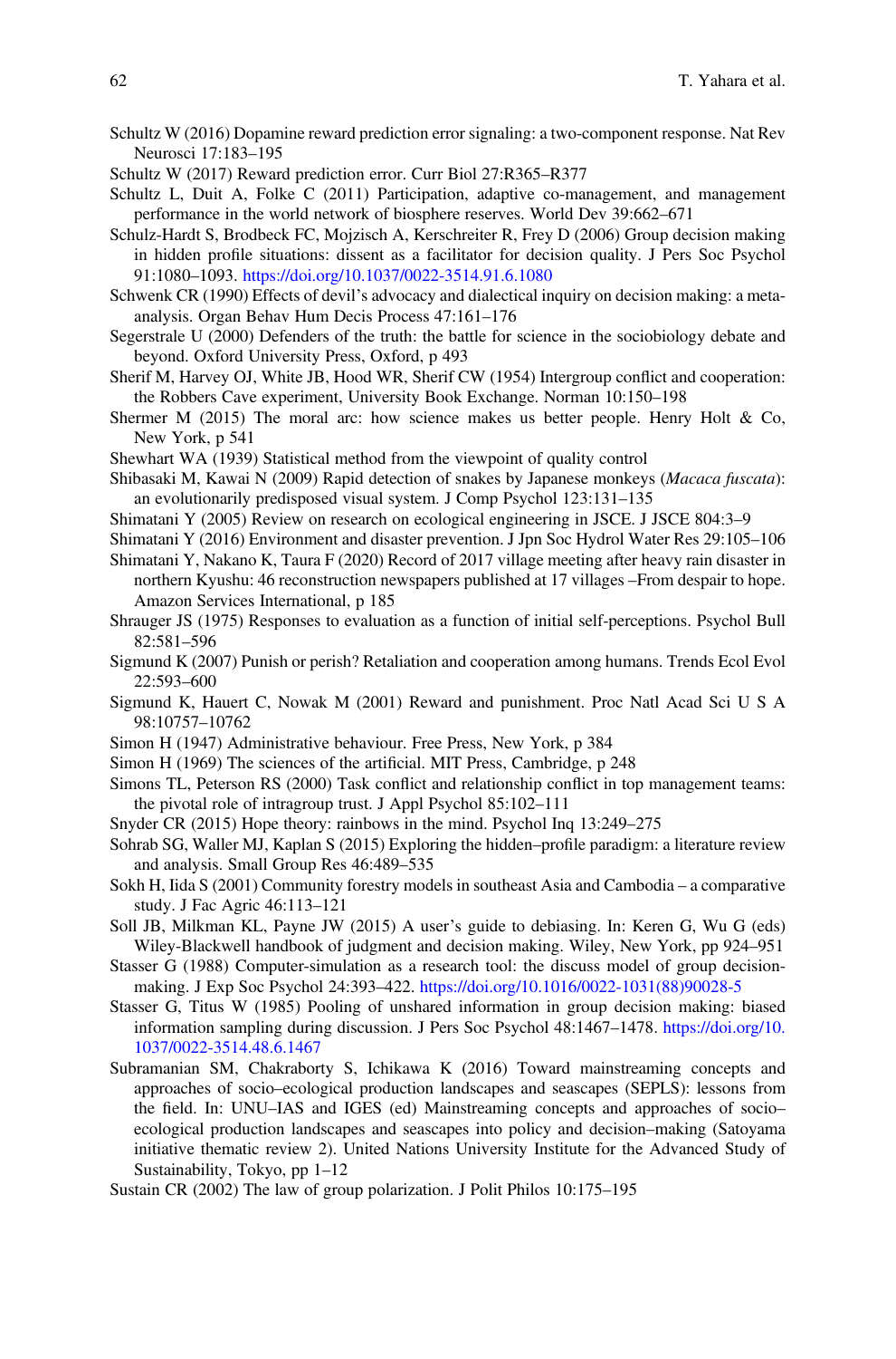Schultz W (2016) Dopamine reward prediction error signaling: a two-component response. Nat Rev Neurosci 17:183–195

Schultz W (2017) Reward prediction error. Curr Biol 27:R365–R377

Schultz L, Duit A, Folke C (2011) Participation, adaptive co-management, and management performance in the world network of biosphere reserves. World Dev 39:662–671

Schulz-Hardt S, Brodbeck FC, Mojzisch A, Kerschreiter R, Frey D (2006) Group decision making in hidden profile situations: dissent as a facilitator for decision quality. J Pers Soc Psychol 91:1080–1093. https://doi.org/10.1037/0022-3514.91.6.1080

Schwenk CR (1990) Effects of devil's advocacy and dialectical inquiry on decision making: a meta-analysis. Organ Behav Hum Decis Process 47:161–176

Segerstrale U (2000) Defenders of the truth: the battle for science in the sociobiology debate and beyond. Oxford University Press, Oxford, p 493

Sherif M, Harvey OJ, White JB, Hood WR, Sherif CW (1954) Intergroup conflict and cooperation: the Robbers Cave experiment, University Book Exchange. Norman 10:150–198

Shermer M (2015) The moral arc: how science makes us better people. Henry Holt & Co, New York, p 541

Shewhart WA (1939) Statistical method from the viewpoint of quality control

Shibasaki M, Kawai N (2009) Rapid detection of snakes by Japanese monkeys (*Macaca fuscata*): an evolutionarily predisposed visual system. J Comp Psychol 123:131–135

Shimatani Y (2005) Review on research on ecological engineering in JSCE. J JSCE 804:3–9

Shimatani Y (2016) Environment and disaster prevention. J Jpn Soc Hydrol Water Res 29:105–106

Shimatani Y, Nakano K, Taura F (2020) Record of 2017 village meeting after heavy rain disaster in northern Kyushu: 46 reconstruction newspapers published at 17 villages –From despair to hope. Amazon Services International, p 185

Shrauger JS (1975) Responses to evaluation as a function of initial self-perceptions. Psychol Bull 82:581–596

Sigmund K (2007) Punish or perish? Retaliation and cooperation among humans. Trends Ecol Evol 22:593–600

Sigmund K, Hauert C, Nowak M (2001) Reward and punishment. Proc Natl Acad Sci U S A 98:10757–10762

Simon H (1947) Administrative behaviour. Free Press, New York, p 384

Simon H (1969) The sciences of the artificial. MIT Press, Cambridge, p 248

Simons TL, Peterson RS (2000) Task conflict and relationship conflict in top management teams: the pivotal role of intragroup trust. J Appl Psychol 85:102–111

Snyder CR (2015) Hope theory: rainbows in the mind. Psychol Inq 13:249–275

Sohrab SG, Waller MJ, Kaplan S (2015) Exploring the hidden–profile paradigm: a literature review and analysis. Small Group Res 46:489–535

Sokh H, Iida S (2001) Community forestry models in southeast Asia and Cambodia – a comparative study. J Fac Agric 46:113–121

Soll JB, Milkman KL, Payne JW (2015) A user's guide to debiasing. In: Keren G, Wu G (eds) Wiley-Blackwell handbook of judgment and decision making. Wiley, New York, pp 924–951

Stasser G (1988) Computer-simulation as a research tool: the discuss model of group decision-making. J Exp Soc Psychol 24:393–422. https://doi.org/10.1016/0022-1031(88)90028-5

Stasser G, Titus W (1985) Pooling of unshared information in group decision making: biased information sampling during discussion. J Pers Soc Psychol 48:1467–1478. https://doi.org/10.1037/0022-3514.48.6.1467

Subramanian SM, Chakraborty S, Ichikawa K (2016) Toward mainstreaming concepts and approaches of socio–ecological production landscapes and seascapes (SEPLS): lessons from the field. In: UNU–IAS and IGES (ed) Mainstreaming concepts and approaches of socio–ecological production landscapes and seascapes into policy and decision–making (Satoyama initiative thematic review 2). United Nations University Institute for the Advanced Study of Sustainability, Tokyo, pp 1–12

Sustain CR (2002) The law of group polarization. J Polit Philos 10:175–195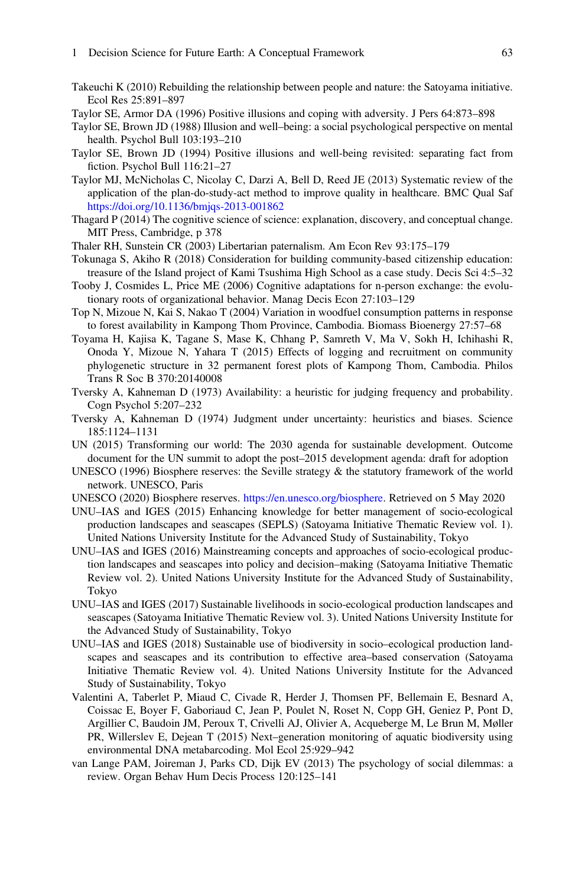Takeuchi K (2010) Rebuilding the relationship between people and nature: the Satoyama initiative. Ecol Res 25:891–897

Taylor SE, Armor DA (1996) Positive illusions and coping with adversity. J Pers 64:873–898

Taylor SE, Brown JD (1988) Illusion and well–being: a social psychological perspective on mental health. Psychol Bull 103:193–210

Taylor SE, Brown JD (1994) Positive illusions and well-being revisited: separating fact from fiction. Psychol Bull 116:21–27

Taylor MJ, McNicholas C, Nicolay C, Darzi A, Bell D, Reed JE (2013) Systematic review of the application of the plan-do-study-act method to improve quality in healthcare. BMC Qual Saf https://doi.org/10.1136/bmjqs-2013-001862

Thagard P (2014) The cognitive science of science: explanation, discovery, and conceptual change. MIT Press, Cambridge, p 378

Thaler RH, Sunstein CR (2003) Libertarian paternalism. Am Econ Rev 93:175–179

Tokunaga S, Akiho R (2018) Consideration for building community-based citizenship education: treasure of the Island project of Kami Tsushima High School as a case study. Decis Sci 4:5–32

Tooby J, Cosmides L, Price ME (2006) Cognitive adaptations for n-person exchange: the evolutionary roots of organizational behavior. Manag Decis Econ 27:103–129

Top N, Mizoue N, Kai S, Nakao T (2004) Variation in woodfuel consumption patterns in response to forest availability in Kampong Thom Province, Cambodia. Biomass Bioenergy 27:57–68

Toyama H, Kajisa K, Tagane S, Mase K, Chhang P, Samreth V, Ma V, Sokh H, Ichihashi R, Onoda Y, Mizoue N, Yahara T (2015) Effects of logging and recruitment on community phylogenetic structure in 32 permanent forest plots of Kampong Thom, Cambodia. Philos Trans R Soc B 370:20140008

Tversky A, Kahneman D (1973) Availability: a heuristic for judging frequency and probability. Cogn Psychol 5:207–232

Tversky A, Kahneman D (1974) Judgment under uncertainty: heuristics and biases. Science 185:1124–1131

UN (2015) Transforming our world: The 2030 agenda for sustainable development. Outcome document for the UN summit to adopt the post–2015 development agenda: draft for adoption

UNESCO (1996) Biosphere reserves: the Seville strategy & the statutory framework of the world network. UNESCO, Paris

UNESCO (2020) Biosphere reserves. https://en.unesco.org/biosphere. Retrieved on 5 May 2020

UNU–IAS and IGES (2015) Enhancing knowledge for better management of socio-ecological production landscapes and seascapes (SEPLS) (Satoyama Initiative Thematic Review vol. 1). United Nations University Institute for the Advanced Study of Sustainability, Tokyo

UNU–IAS and IGES (2016) Mainstreaming concepts and approaches of socio-ecological production landscapes and seascapes into policy and decision–making (Satoyama Initiative Thematic Review vol. 2). United Nations University Institute for the Advanced Study of Sustainability, Tokyo

UNU–IAS and IGES (2017) Sustainable livelihoods in socio-ecological production landscapes and seascapes (Satoyama Initiative Thematic Review vol. 3). United Nations University Institute for the Advanced Study of Sustainability, Tokyo

UNU–IAS and IGES (2018) Sustainable use of biodiversity in socio–ecological production landscapes and seascapes and its contribution to effective area–based conservation (Satoyama Initiative Thematic Review vol. 4). United Nations University Institute for the Advanced Study of Sustainability, Tokyo

Valentini A, Taberlet P, Miaud C, Civade R, Herder J, Thomsen PF, Bellemain E, Besnard A, Coissac E, Boyer F, Gaboriaud C, Jean P, Poulet N, Roset N, Copp GH, Geniez P, Pont D, Argillier C, Baudoin JM, Peroux T, Crivelli AJ, Olivier A, Acqueberge M, Le Brun M, Møller PR, Willerslev E, Dejean T (2015) Next–generation monitoring of aquatic biodiversity using environmental DNA metabarcoding. Mol Ecol 25:929–942

van Lange PAM, Joireman J, Parks CD, Dijk EV (2013) The psychology of social dilemmas: a review. Organ Behav Hum Decis Process 120:125–141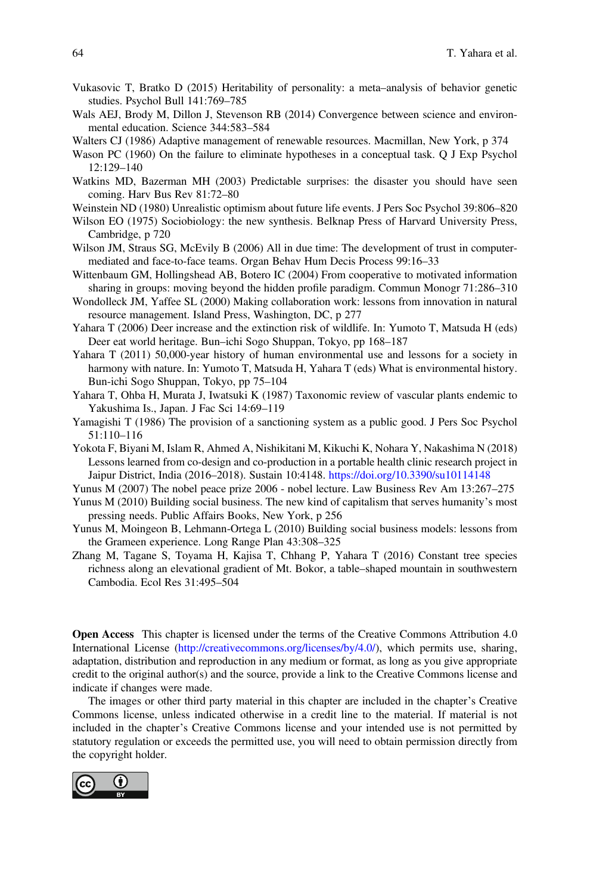Vukasovic T, Bratko D (2015) Heritability of personality: a meta–analysis of behavior genetic studies. Psychol Bull 141:769–785

Wals AEJ, Brody M, Dillon J, Stevenson RB (2014) Convergence between science and environmental education. Science 344:583–584

Walters CJ (1986) Adaptive management of renewable resources. Macmillan, New York, p 374

Wason PC (1960) On the failure to eliminate hypotheses in a conceptual task. Q J Exp Psychol 12:129–140

Watkins MD, Bazerman MH (2003) Predictable surprises: the disaster you should have seen coming. Harv Bus Rev 81:72–80

Weinstein ND (1980) Unrealistic optimism about future life events. J Pers Soc Psychol 39:806–820

Wilson EO (1975) Sociobiology: the new synthesis. Belknap Press of Harvard University Press, Cambridge, p 720

Wilson JM, Straus SG, McEvily B (2006) All in due time: The development of trust in computer-mediated and face-to-face teams. Organ Behav Hum Decis Process 99:16–33

Wittenbaum GM, Hollingshead AB, Botero IC (2004) From cooperative to motivated information sharing in groups: moving beyond the hidden profile paradigm. Commun Monogr 71:286–310

Wondolleck JM, Yaffee SL (2000) Making collaboration work: lessons from innovation in natural resource management. Island Press, Washington, DC, p 277

Yahara T (2006) Deer increase and the extinction risk of wildlife. In: Yumoto T, Matsuda H (eds) Deer eat world heritage. Bun–ichi Sogo Shuppan, Tokyo, pp 168–187

Yahara T (2011) 50,000-year history of human environmental use and lessons for a society in harmony with nature. In: Yumoto T, Matsuda H, Yahara T (eds) What is environmental history. Bun-ichi Sogo Shuppan, Tokyo, pp 75–104

Yahara T, Ohba H, Murata J, Iwatsuki K (1987) Taxonomic review of vascular plants endemic to Yakushima Is., Japan. J Fac Sci 14:69–119

Yamagishi T (1986) The provision of a sanctioning system as a public good. J Pers Soc Psychol 51:110–116

Yokota F, Biyani M, Islam R, Ahmed A, Nishikitani M, Kikuchi K, Nohara Y, Nakashima N (2018) Lessons learned from co-design and co-production in a portable health clinic research project in Jaipur District, India (2016–2018). Sustain 10:4148. https://doi.org/10.3390/su10114148

Yunus M (2007) The nobel peace prize 2006 - nobel lecture. Law Business Rev Am 13:267–275

Yunus M (2010) Building social business. The new kind of capitalism that serves humanity's most pressing needs. Public Affairs Books, New York, p 256

Yunus M, Moingeon B, Lehmann-Ortega L (2010) Building social business models: lessons from the Grameen experience. Long Range Plan 43:308–325

Zhang M, Tagane S, Toyama H, Kajisa T, Chhang P, Yahara T (2016) Constant tree species richness along an elevational gradient of Mt. Bokor, a table–shaped mountain in southwestern Cambodia. Ecol Res 31:495–504

**Open Access** This chapter is licensed under the terms of the Creative Commons Attribution 4.0 International License (http://creativecommons.org/licenses/by/4.0/), which permits use, sharing, adaptation, distribution and reproduction in any medium or format, as long as you give appropriate credit to the original author(s) and the source, provide a link to the Creative Commons license and indicate if changes were made.

The images or other third party material in this chapter are included in the chapter's Creative Commons license, unless indicated otherwise in a credit line to the material. If material is not included in the chapter's Creative Commons license and your intended use is not permitted by statutory regulation or exceeds the permitted use, you will need to obtain permission directly from the copyright holder.